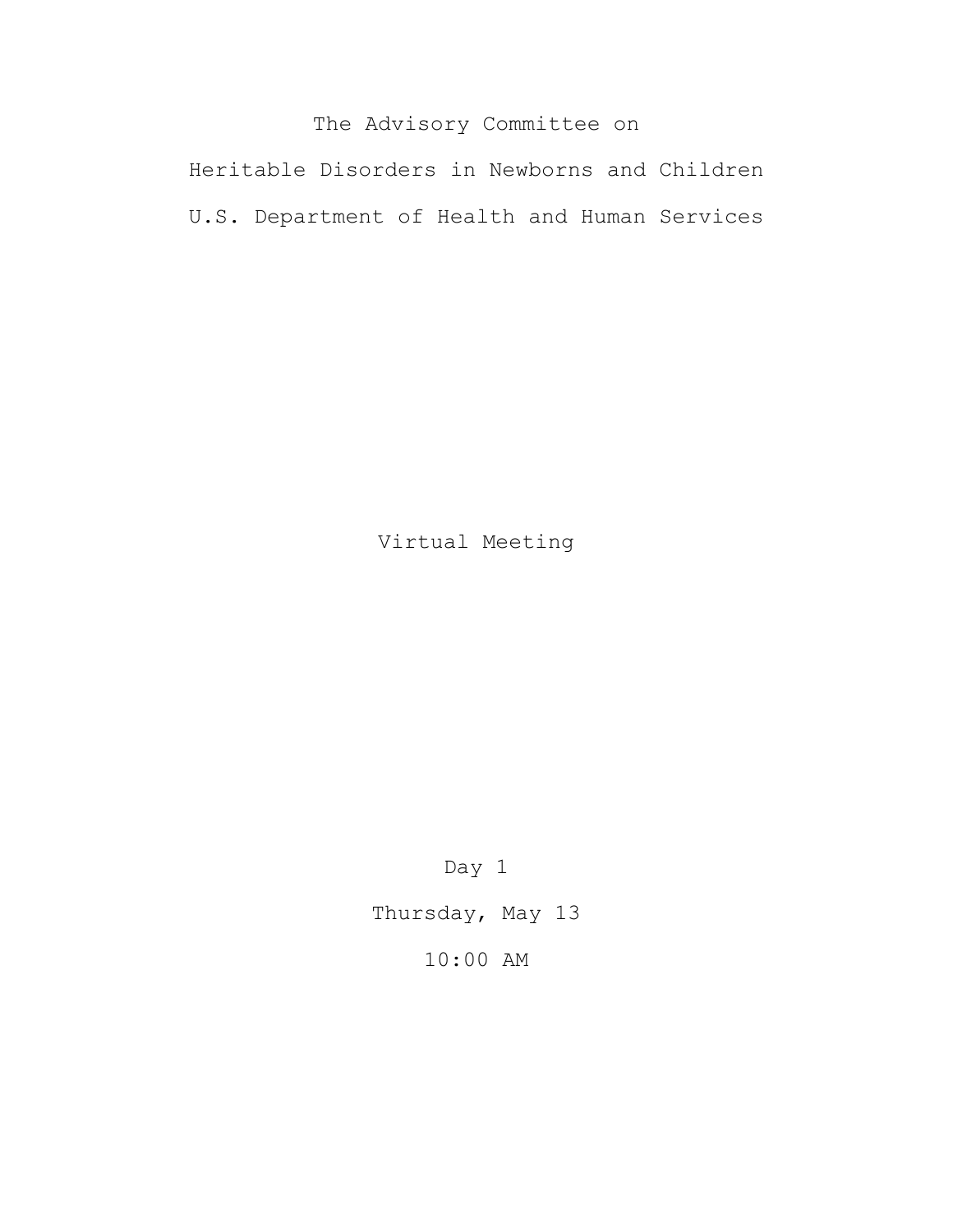# The Advisory Committee on Heritable Disorders in Newborns and Children

## U.S. Department of Health and Human Services

Virtual Meeting

Day 1

Thursday, May 13

10:00 AM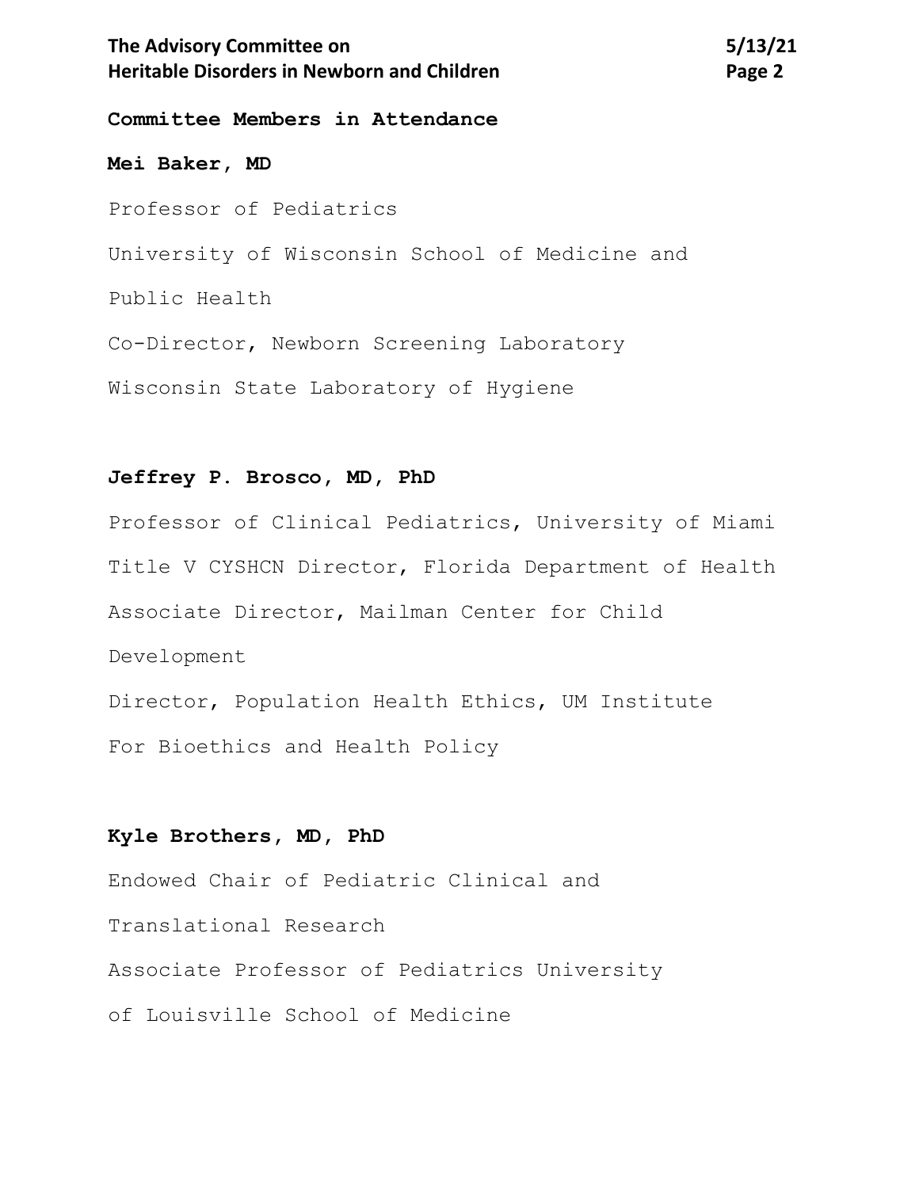**Committee Members in Attendance**

**Mei Baker, MD**

Professor of Pediatrics

University of Wisconsin School of Medicine and

Public Health

Co-Director, Newborn Screening Laboratory

Wisconsin State Laboratory of Hygiene

**Jeffrey P. Brosco, MD, PhD**

Professor of Clinical Pediatrics, University of Miami

Title V CYSHCN Director, Florida Department of Health

Associate Director, Mailman Center for Child

Development

Director, Population Health Ethics, UM Institute

For Bioethics and Health Policy

**Kyle Brothers, MD, PhD**

Endowed Chair of Pediatric Clinical and

Translational Research

Associate Professor of Pediatrics University

of Louisville School of Medicine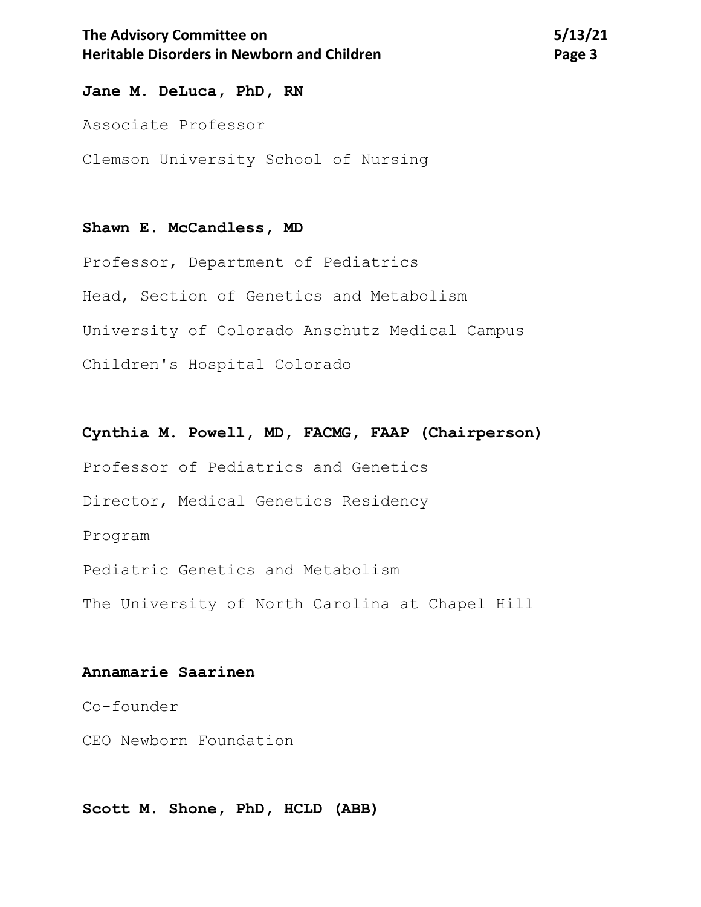**Jane M. DeLuca, PhD, RN**

Associate Professor

Clemson University School of Nursing

**Shawn E. McCandless, MD**

Professor, Department of Pediatrics

Head, Section of Genetics and Metabolism

University of Colorado Anschutz Medical Campus

Children's Hospital Colorado

**Cynthia M. Powell, MD, FACMG, FAAP (Chairperson)**

Professor of Pediatrics and Genetics

Director, Medical Genetics Residency

Program

Pediatric Genetics and Metabolism

The University of North Carolina at Chapel Hill

**Annamarie Saarinen**

Co-founder

CEO Newborn Foundation

**Scott M. Shone, PhD, HCLD (ABB)**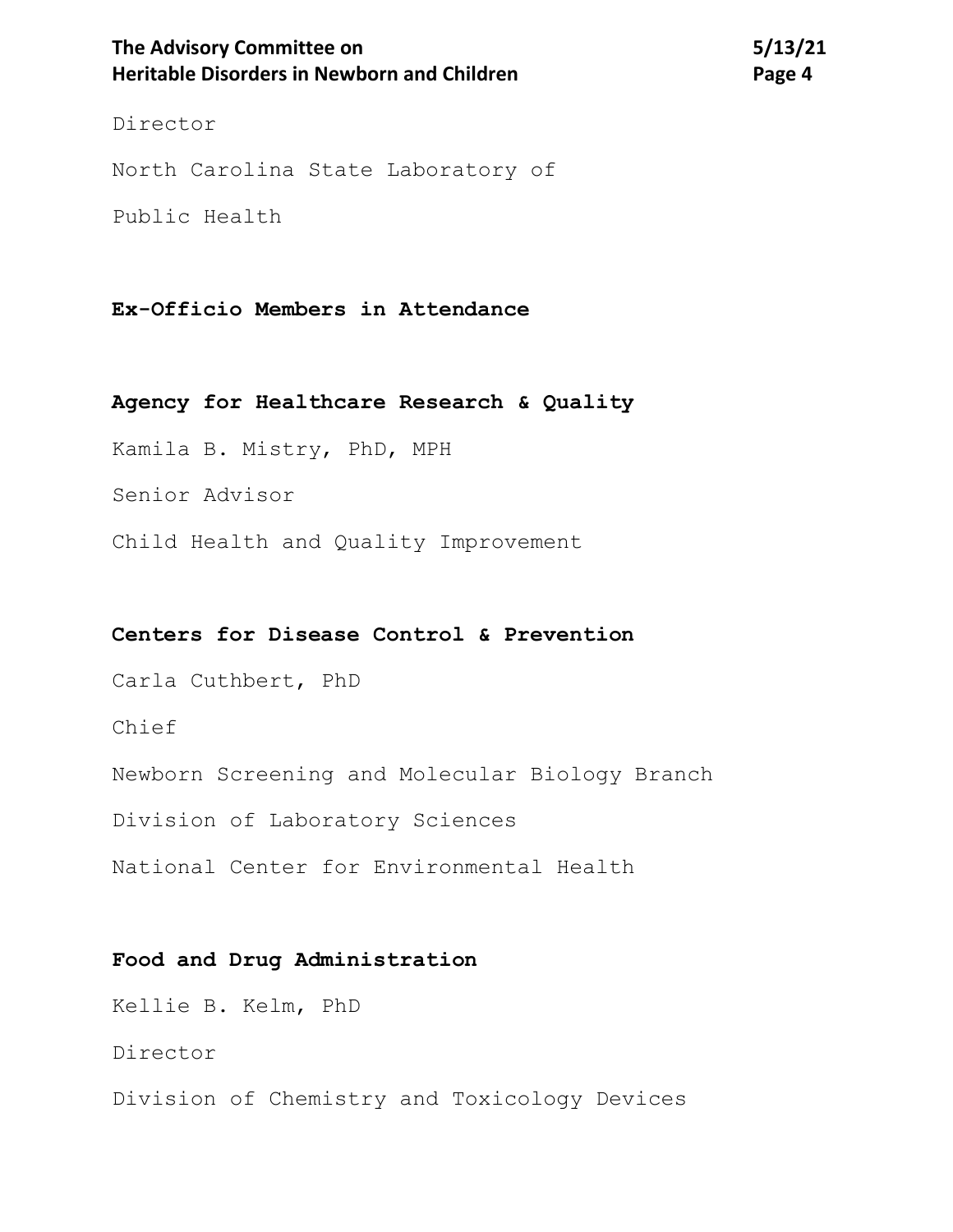Director

North Carolina State Laboratory of

Public Health

**Ex-Officio Members in Attendance**

**Agency for Healthcare Research & Quality**

Kamila B. Mistry, PhD, MPH

Senior Advisor

Child Health and Quality Improvement

**Centers for Disease Control & Prevention**

Carla Cuthbert, PhD

Chief

Newborn Screening and Molecular Biology Branch

Division of Laboratory Sciences

National Center for Environmental Health

**Food and Drug Administration**

Kellie B. Kelm, PhD

Director

Division of Chemistry and Toxicology Devices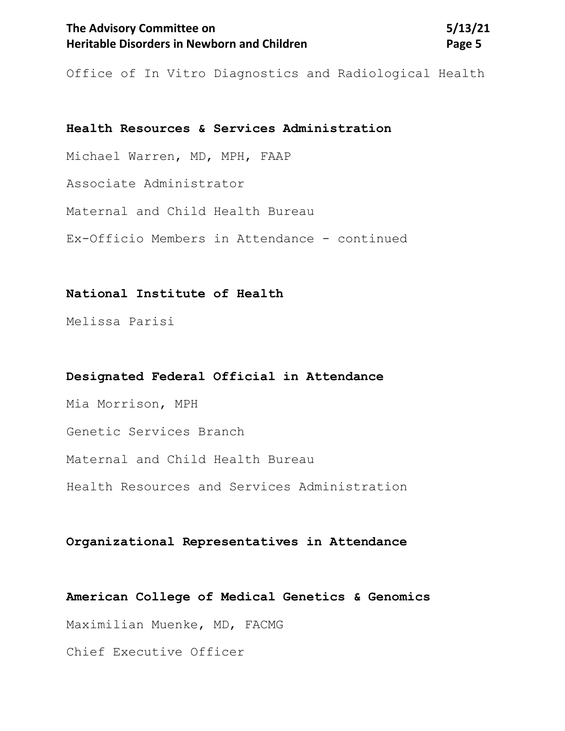Office of In Vitro Diagnostics and Radiological Health

**Health Resources & Services Administration**

Michael Warren, MD, MPH, FAAP

Associate Administrator

Maternal and Child Health Bureau

Ex-Officio Members in Attendance - continued

**National Institute of Health**

Melissa Parisi

**Designated Federal Official in Attendance**

Mia Morrison, MPH

Genetic Services Branch

Maternal and Child Health Bureau

Health Resources and Services Administration

**Organizational Representatives in Attendance**

**American College of Medical Genetics & Genomics**

Maximilian Muenke, MD, FACMG

Chief Executive Officer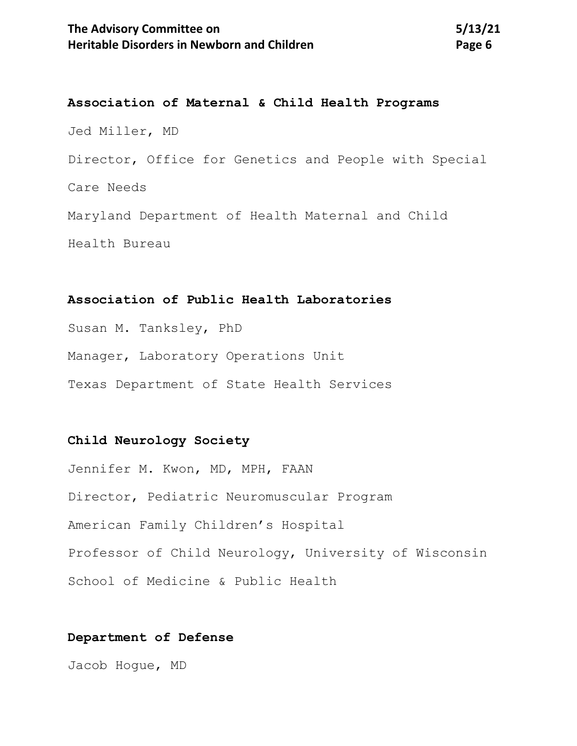**Association of Maternal & Child Health Programs**

Jed Miller, MD

Director, Office for Genetics and People with Special Care Needs

Maryland Department of Health Maternal and Child Health Bureau

**Association of Public Health Laboratories**

Susan M. Tanksley, PhD

Manager, Laboratory Operations Unit

Texas Department of State Health Services

**Child Neurology Society**

Jennifer M. Kwon, MD, MPH, FAAN

Director, Pediatric Neuromuscular Program

American Family Children's Hospital

Professor of Child Neurology, University of Wisconsin School of Medicine & Public Health

**Department of Defense**

Jacob Hogue, MD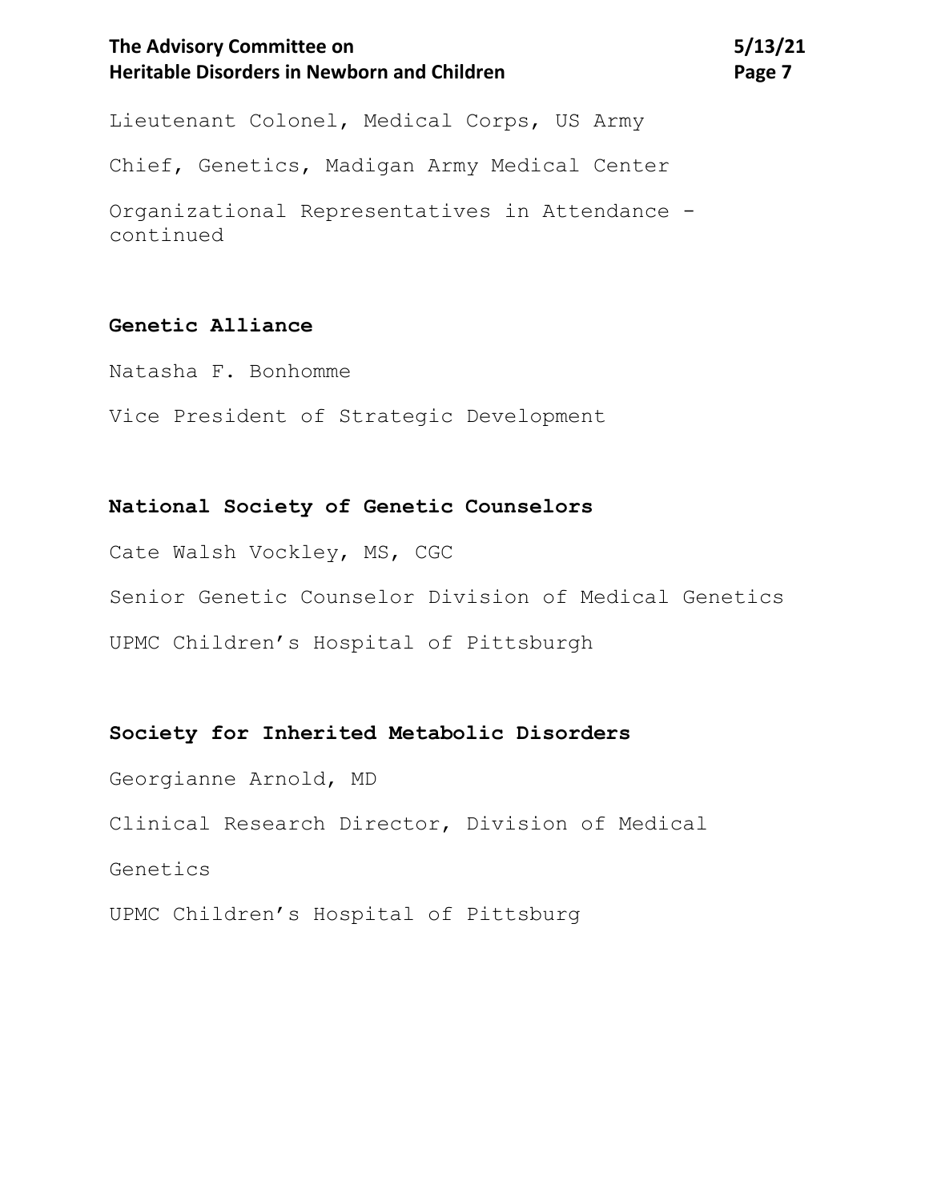Lieutenant Colonel, Medical Corps, US Army

Chief, Genetics, Madigan Army Medical Center

Organizational Representatives in Attendance - continued

**Genetic Alliance**

Natasha F. Bonhomme

Vice President of Strategic Development

**National Society of Genetic Counselors**

Cate Walsh Vockley, MS, CGC

Senior Genetic Counselor Division of Medical Genetics

UPMC Children's Hospital of Pittsburgh

**Society for Inherited Metabolic Disorders**

Georgianne Arnold, MD

Clinical Research Director, Division of Medical Genetics

UPMC Children's Hospital of Pittsburg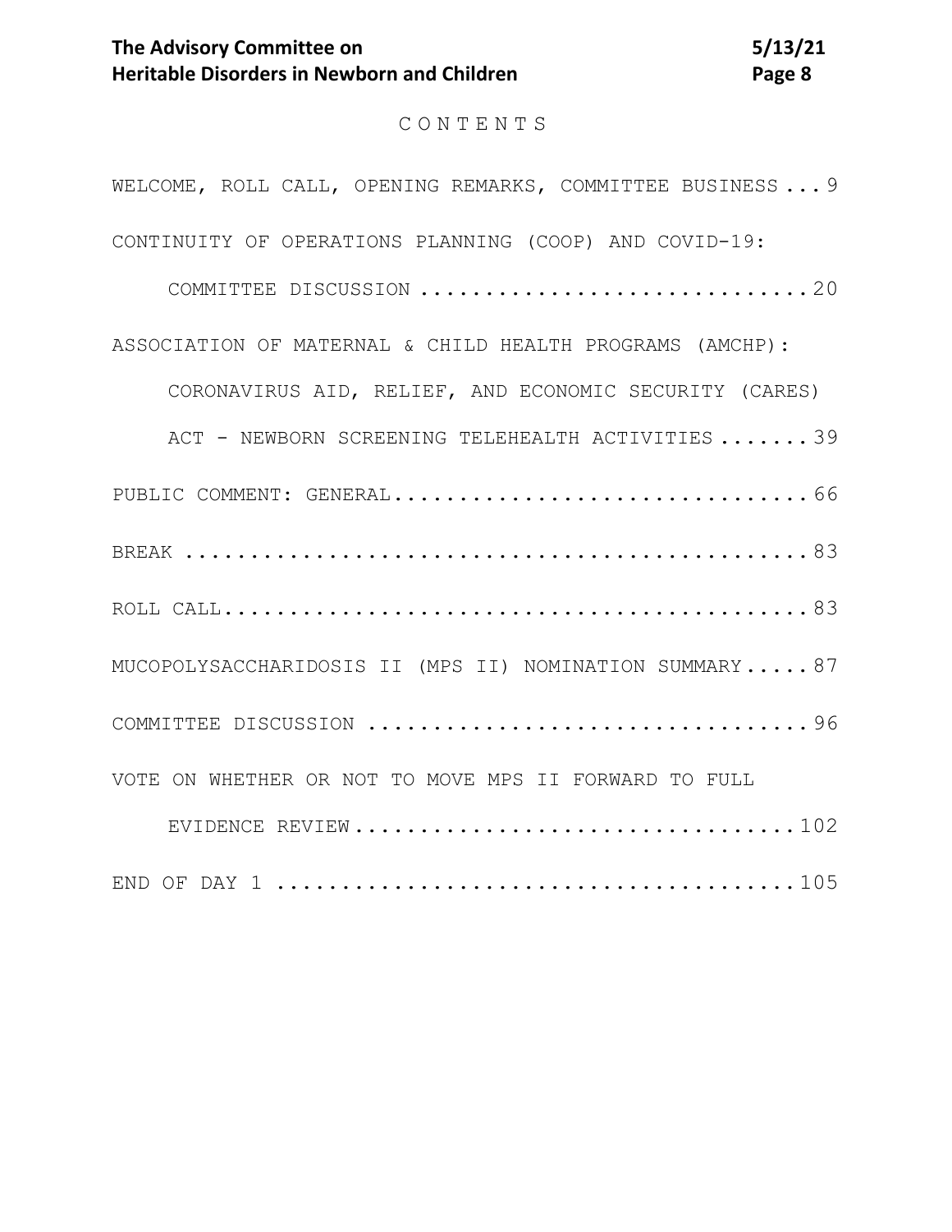# C O N T E N T S

WELCOME, ROLL CALL, OPENING REMARKS, COMMITTEE BUSINESS ... 9

CONTINUITY OF OPERATIONS PLANNING (COOP) AND COVID-19:

COMMITTEE DISCUSSION ............................20

ASSOCIATION OF MATERNAL & CHILD HEALTH PROGRAMS (AMCHP):

CORONAVIRUS AID, RELIEF, AND ECONOMIC SECURITY (CARES)

ACT - NEWBORN SCREENING TELEHEALTH ACTIVITIES .......39

PUBLIC COMMENT: GENERAL...............................66

BREAK ................................................83

ROLL CALL.............................................83

MUCOPOLYSACCHARIDOSIS II (MPS II) NOMINATION SUMMARY.....87

COMMITTEE DISCUSSION .................................96

VOTE ON WHETHER OR NOT TO MOVE MPS II FORWARD TO FULL

EVIDENCE REVIEW...............................102

END OF DAY 1 .......................................105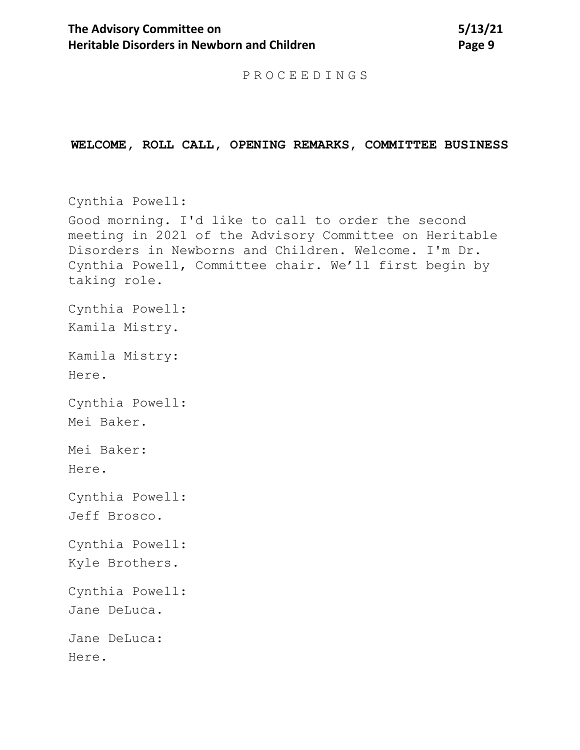P R O C E E D I N G S

## WELCOME, ROLL CALL, OPENING REMARKS, COMMITTEE BUSINESS

Cynthia Powell:

Good morning. I'd like to call to order the second meeting in 2021 of the Advisory Committee on Heritable Disorders in Newborns and Children. Welcome. I'm Dr. Cynthia Powell, Committee chair. We'll first begin by taking role.

Cynthia Powell:

Kamila Mistry.

Kamila Mistry:

Here.

Cynthia Powell:

Mei Baker.

Mei Baker:

Here.

Cynthia Powell:

Jeff Brosco.

Cynthia Powell:

Kyle Brothers.

Cynthia Powell:

Jane DeLuca.

Jane DeLuca:

Here.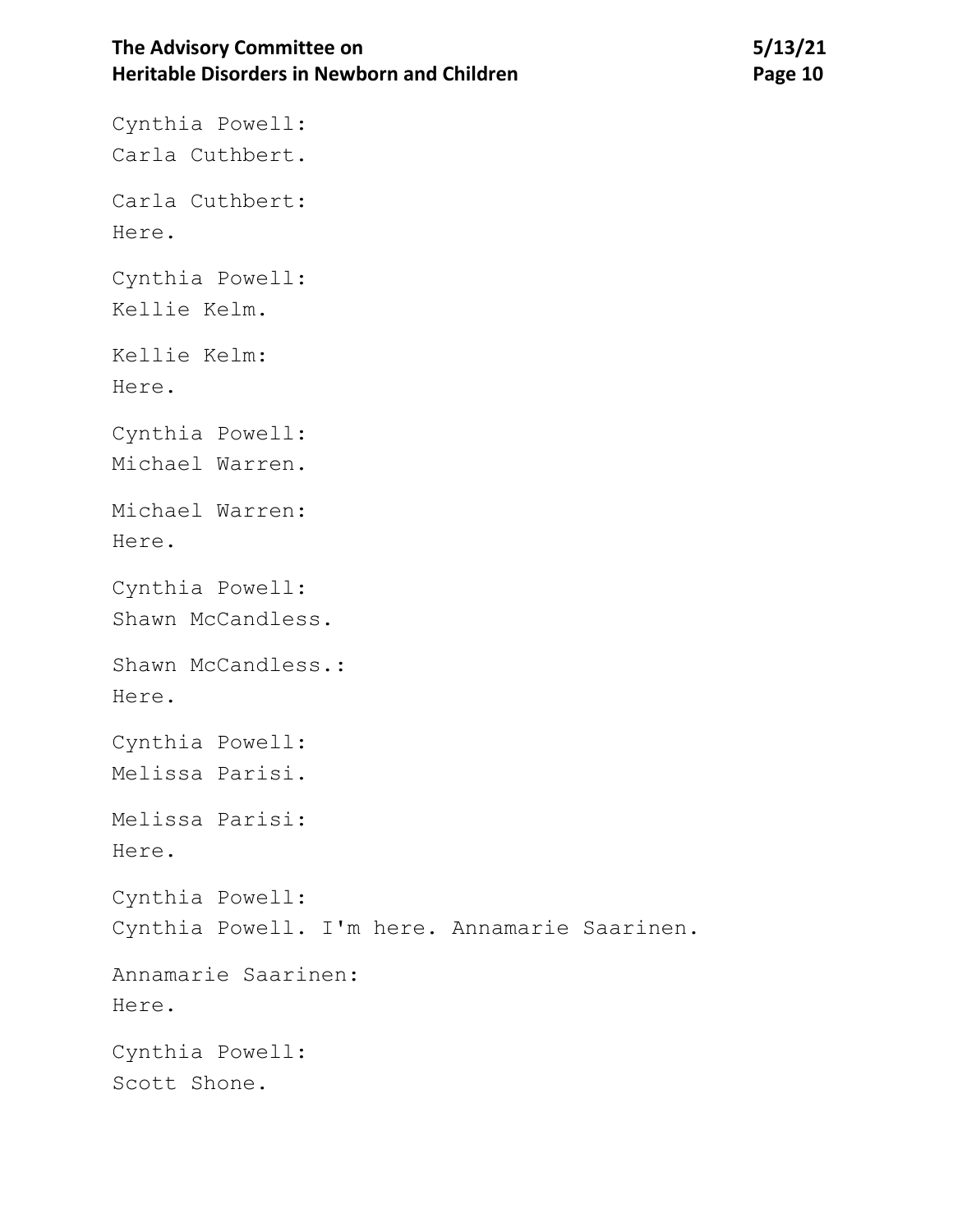Cynthia Powell:
Carla Cuthbert.

Carla Cuthbert:
Here.

Cynthia Powell:
Kellie Kelm.

Kellie Kelm:
Here.

Cynthia Powell:
Michael Warren.

Michael Warren:
Here.

Cynthia Powell:
Shawn McCandless.

Shawn McCandless.:
Here.

Cynthia Powell:
Melissa Parisi.

Melissa Parisi:
Here.

Cynthia Powell:
Cynthia Powell. I'm here. Annamarie Saarinen.

Annamarie Saarinen:
Here.

Cynthia Powell:
Scott Shone.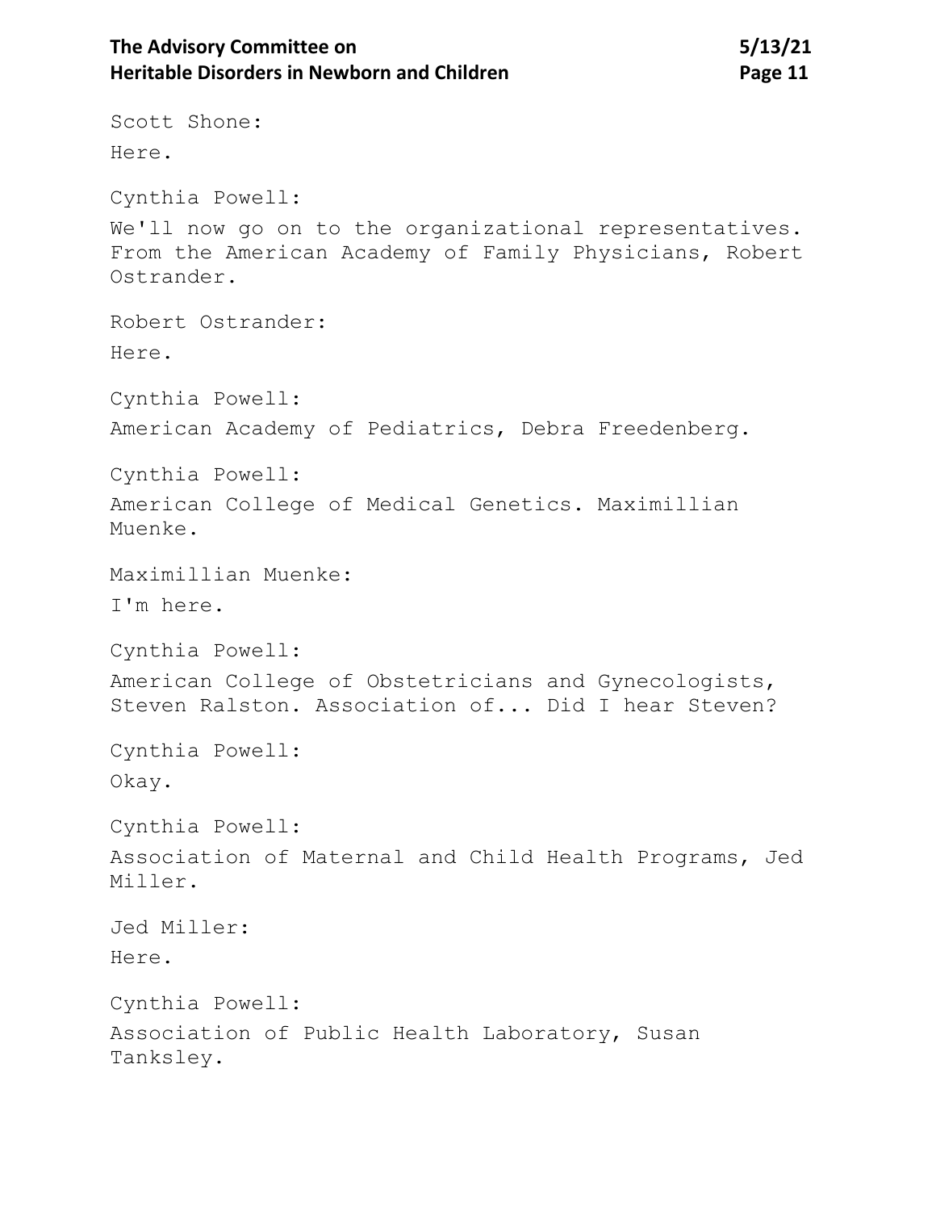Scott Shone:

Here.

Cynthia Powell:

We'll now go on to the organizational representatives. From the American Academy of Family Physicians, Robert Ostrander.

Robert Ostrander:

Here.

Cynthia Powell:

American Academy of Pediatrics, Debra Freedenberg.

Cynthia Powell:

American College of Medical Genetics. Maximillian Muenke.

Maximillian Muenke:

I'm here.

Cynthia Powell:

American College of Obstetricians and Gynecologists, Steven Ralston. Association of... Did I hear Steven?

Cynthia Powell:

Okay.

Cynthia Powell:

Association of Maternal and Child Health Programs, Jed Miller.

Jed Miller:

Here.

Cynthia Powell:

Association of Public Health Laboratory, Susan Tanksley.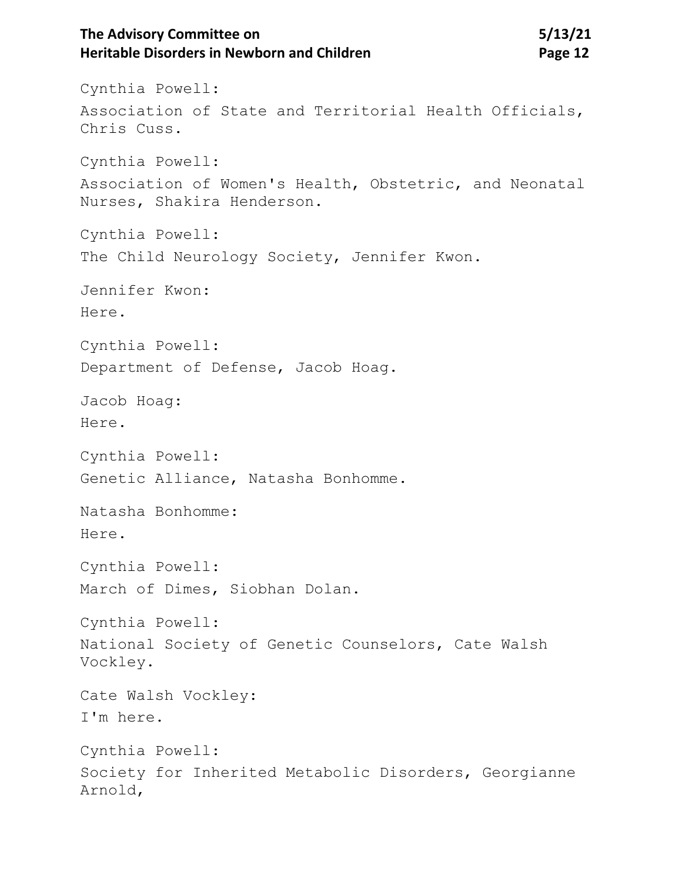Cynthia Powell:

Association of State and Territorial Health Officials, Chris Cuss.

Cynthia Powell:

Association of Women's Health, Obstetric, and Neonatal Nurses, Shakira Henderson.

Cynthia Powell:

The Child Neurology Society, Jennifer Kwon.

Jennifer Kwon:

Here.

Cynthia Powell:

Department of Defense, Jacob Hoag.

Jacob Hoag:

Here.

Cynthia Powell:

Genetic Alliance, Natasha Bonhomme.

Natasha Bonhomme:

Here.

Cynthia Powell:

March of Dimes, Siobhan Dolan.

Cynthia Powell:

National Society of Genetic Counselors, Cate Walsh Vockley.

Cate Walsh Vockley:

I'm here.

Cynthia Powell:

Society for Inherited Metabolic Disorders, Georgianne Arnold,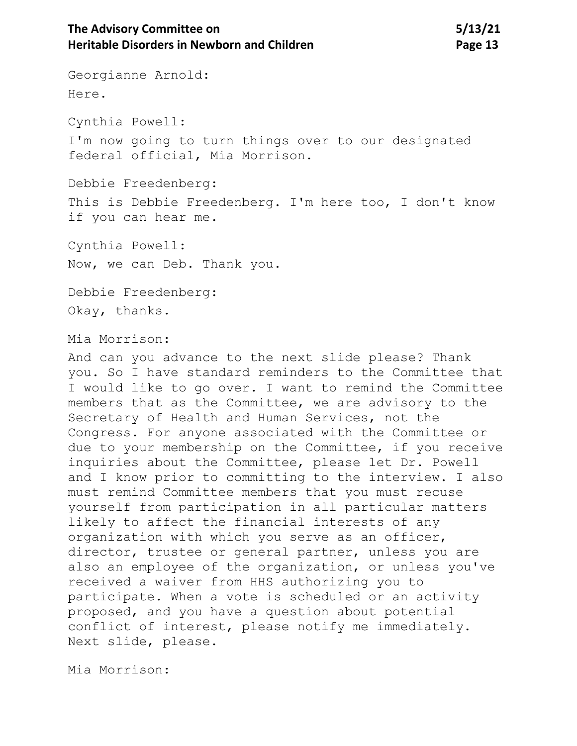Georgianne Arnold:

Here.

Cynthia Powell:

I'm now going to turn things over to our designated federal official, Mia Morrison.

Debbie Freedenberg:

This is Debbie Freedenberg. I'm here too, I don't know if you can hear me.

Cynthia Powell:

Now, we can Deb. Thank you.

Debbie Freedenberg:

Okay, thanks.

Mia Morrison:

And can you advance to the next slide please? Thank you. So I have standard reminders to the Committee that I would like to go over. I want to remind the Committee members that as the Committee, we are advisory to the Secretary of Health and Human Services, not the Congress. For anyone associated with the Committee or due to your membership on the Committee, if you receive inquiries about the Committee, please let Dr. Powell and I know prior to committing to the interview. I also must remind Committee members that you must recuse yourself from participation in all particular matters likely to affect the financial interests of any organization with which you serve as an officer, director, trustee or general partner, unless you are also an employee of the organization, or unless you've received a waiver from HHS authorizing you to participate. When a vote is scheduled or an activity proposed, and you have a question about potential conflict of interest, please notify me immediately. Next slide, please.

Mia Morrison: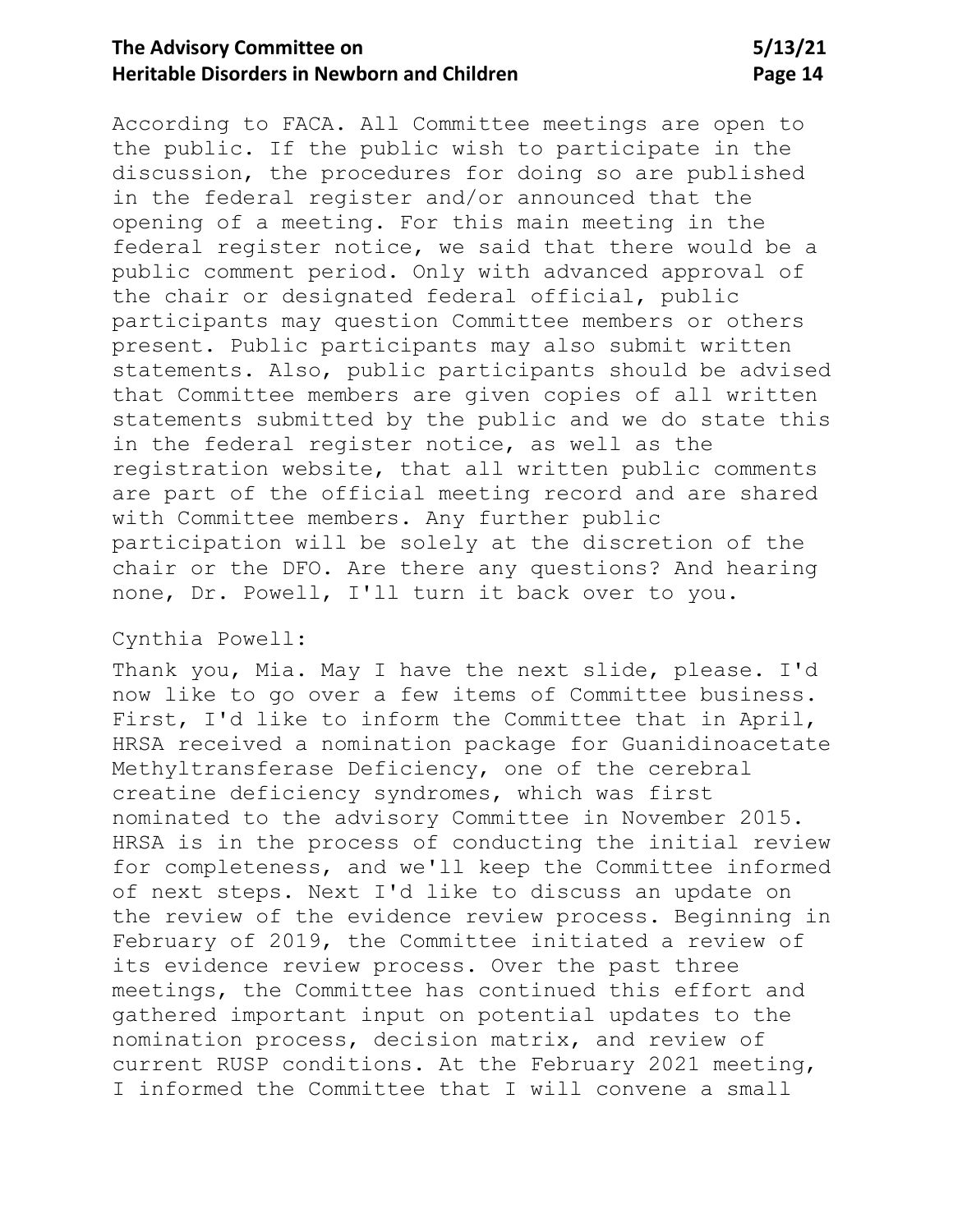According to FACA. All Committee meetings are open to the public. If the public wish to participate in the discussion, the procedures for doing so are published in the federal register and/or announced that the opening of a meeting. For this main meeting in the federal register notice, we said that there would be a public comment period. Only with advanced approval of the chair or designated federal official, public participants may question Committee members or others present. Public participants may also submit written statements. Also, public participants should be advised that Committee members are given copies of all written statements submitted by the public and we do state this in the federal register notice, as well as the registration website, that all written public comments are part of the official meeting record and are shared with Committee members. Any further public participation will be solely at the discretion of the chair or the DFO. Are there any questions? And hearing none, Dr. Powell, I'll turn it back over to you.

Cynthia Powell:

Thank you, Mia. May I have the next slide, please. I'd now like to go over a few items of Committee business. First, I'd like to inform the Committee that in April, HRSA received a nomination package for Guanidinoacetate Methyltransferase Deficiency, one of the cerebral creatine deficiency syndromes, which was first nominated to the advisory Committee in November 2015. HRSA is in the process of conducting the initial review for completeness, and we'll keep the Committee informed of next steps. Next I'd like to discuss an update on the review of the evidence review process. Beginning in February of 2019, the Committee initiated a review of its evidence review process. Over the past three meetings, the Committee has continued this effort and gathered important input on potential updates to the nomination process, decision matrix, and review of current RUSP conditions. At the February 2021 meeting, I informed the Committee that I will convene a small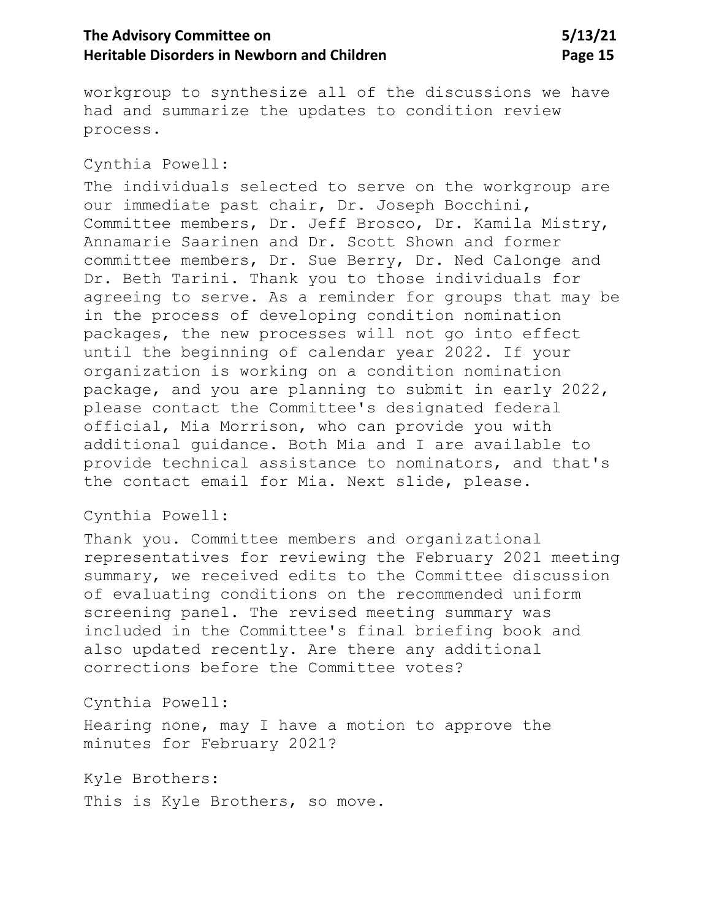workgroup to synthesize all of the discussions we have had and summarize the updates to condition review process.

Cynthia Powell:

The individuals selected to serve on the workgroup are our immediate past chair, Dr. Joseph Bocchini, Committee members, Dr. Jeff Brosco, Dr. Kamila Mistry, Annamarie Saarinen and Dr. Scott Shown and former committee members, Dr. Sue Berry, Dr. Ned Calonge and Dr. Beth Tarini. Thank you to those individuals for agreeing to serve. As a reminder for groups that may be in the process of developing condition nomination packages, the new processes will not go into effect until the beginning of calendar year 2022. If your organization is working on a condition nomination package, and you are planning to submit in early 2022, please contact the Committee's designated federal official, Mia Morrison, who can provide you with additional guidance. Both Mia and I are available to provide technical assistance to nominators, and that's the contact email for Mia. Next slide, please.

Cynthia Powell:

Thank you. Committee members and organizational representatives for reviewing the February 2021 meeting summary, we received edits to the Committee discussion of evaluating conditions on the recommended uniform screening panel. The revised meeting summary was included in the Committee's final briefing book and also updated recently. Are there any additional corrections before the Committee votes?

Cynthia Powell:

Hearing none, may I have a motion to approve the minutes for February 2021?

Kyle Brothers:

This is Kyle Brothers, so move.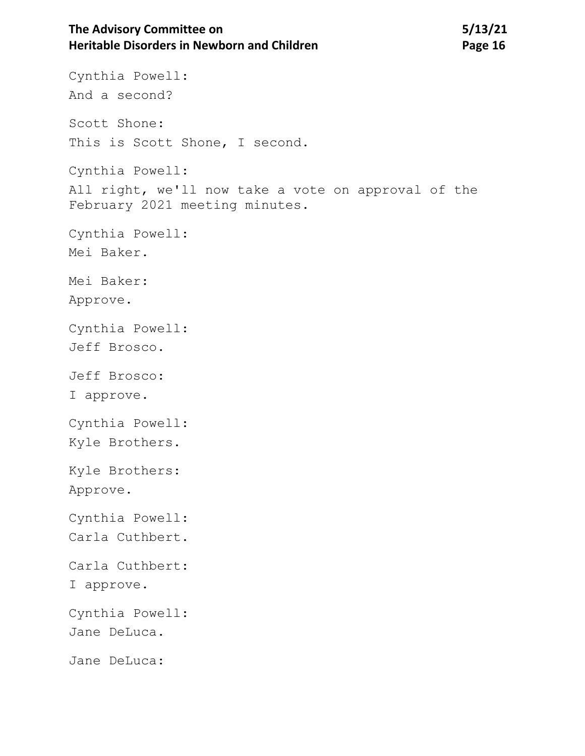Cynthia Powell:
And a second?

Scott Shone:
This is Scott Shone, I second.

Cynthia Powell:
All right, we'll now take a vote on approval of the February 2021 meeting minutes.

Cynthia Powell:
Mei Baker.

Mei Baker:
Approve.

Cynthia Powell:
Jeff Brosco.

Jeff Brosco:
I approve.

Cynthia Powell:
Kyle Brothers.

Kyle Brothers:
Approve.

Cynthia Powell:
Carla Cuthbert.

Carla Cuthbert:
I approve.

Cynthia Powell:
Jane DeLuca.

Jane DeLuca: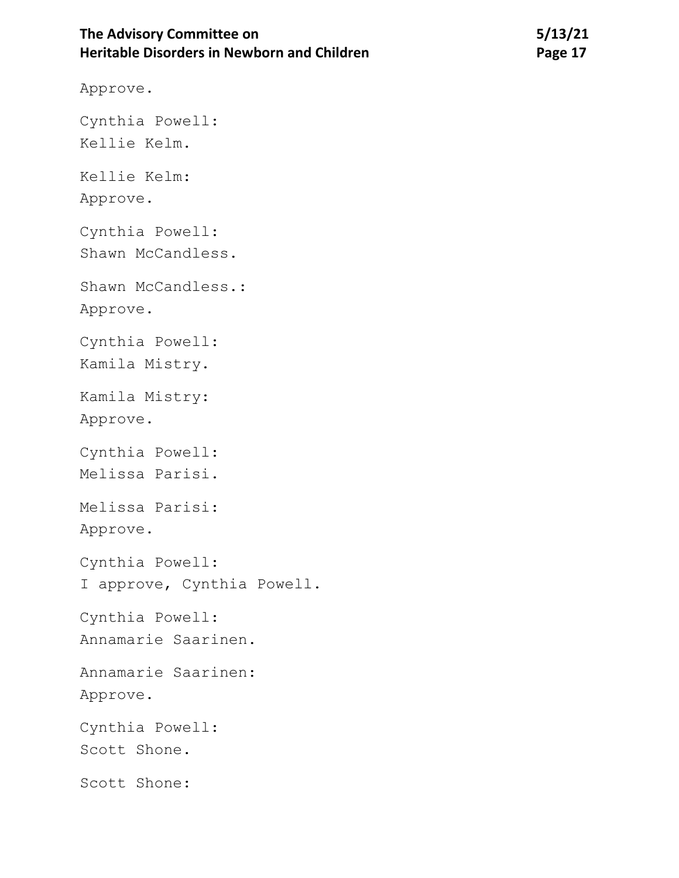Approve.

Cynthia Powell:
Kellie Kelm.

Kellie Kelm:
Approve.

Cynthia Powell:
Shawn McCandless.

Shawn McCandless.:
Approve.

Cynthia Powell:
Kamila Mistry.

Kamila Mistry:
Approve.

Cynthia Powell:
Melissa Parisi.

Melissa Parisi:
Approve.

Cynthia Powell:
I approve, Cynthia Powell.

Cynthia Powell:
Annamarie Saarinen.

Annamarie Saarinen:
Approve.

Cynthia Powell:
Scott Shone.

Scott Shone: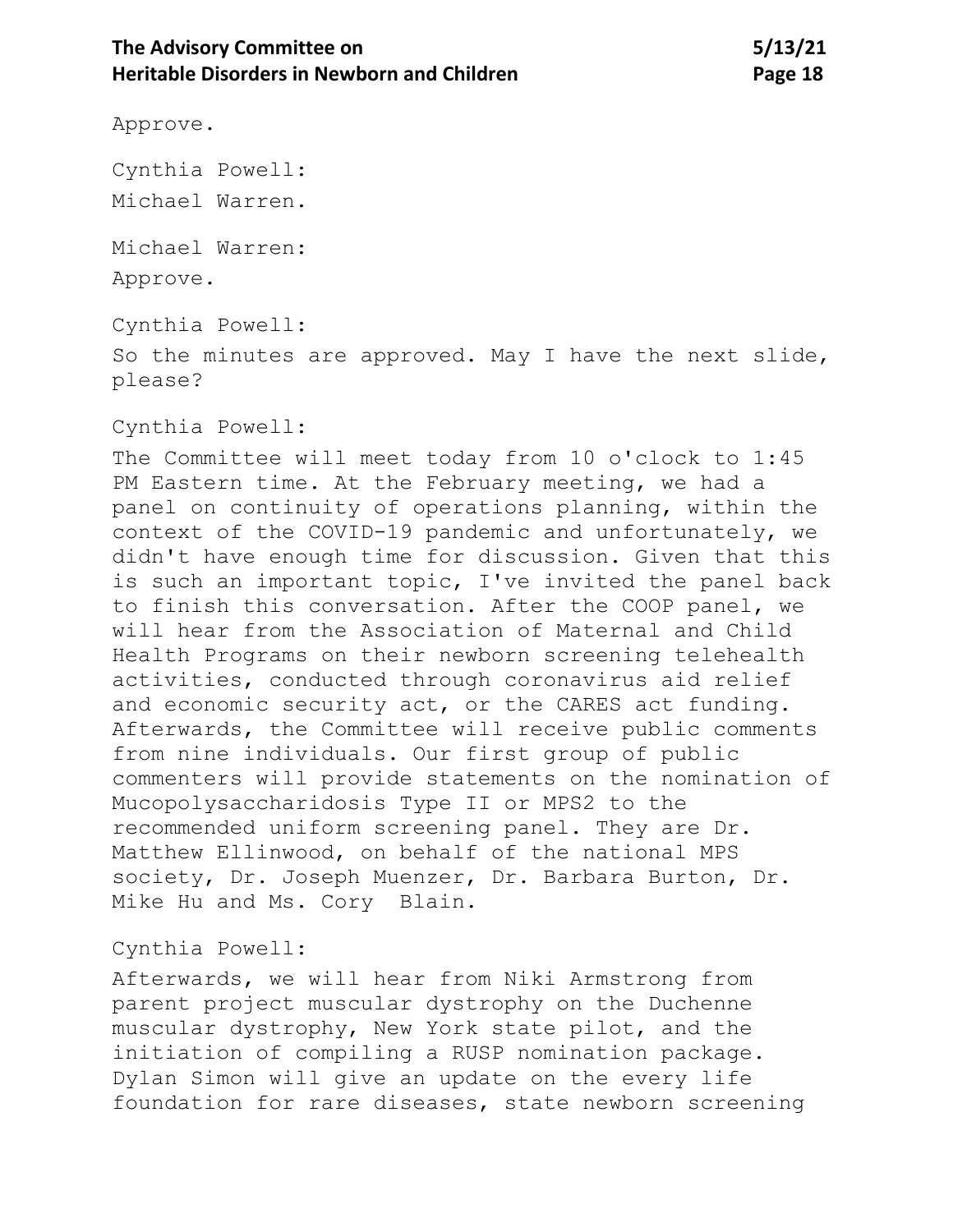Approve.

Cynthia Powell:

Michael Warren.

Michael Warren:

Approve.

Cynthia Powell:

So the minutes are approved. May I have the next slide, please?

Cynthia Powell:

The Committee will meet today from 10 o'clock to 1:45 PM Eastern time. At the February meeting, we had a panel on continuity of operations planning, within the context of the COVID-19 pandemic and unfortunately, we didn't have enough time for discussion. Given that this is such an important topic, I've invited the panel back to finish this conversation. After the COOP panel, we will hear from the Association of Maternal and Child Health Programs on their newborn screening telehealth activities, conducted through coronavirus aid relief and economic security act, or the CARES act funding. Afterwards, the Committee will receive public comments from nine individuals. Our first group of public commenters will provide statements on the nomination of Mucopolysaccharidosis Type II or MPS2 to the recommended uniform screening panel. They are Dr. Matthew Ellinwood, on behalf of the national MPS society, Dr. Joseph Muenzer, Dr. Barbara Burton, Dr. Mike Hu and Ms. Cory Blain.

Cynthia Powell:

Afterwards, we will hear from Niki Armstrong from parent project muscular dystrophy on the Duchenne muscular dystrophy, New York state pilot, and the initiation of compiling a RUSP nomination package. Dylan Simon will give an update on the every life foundation for rare diseases, state newborn screening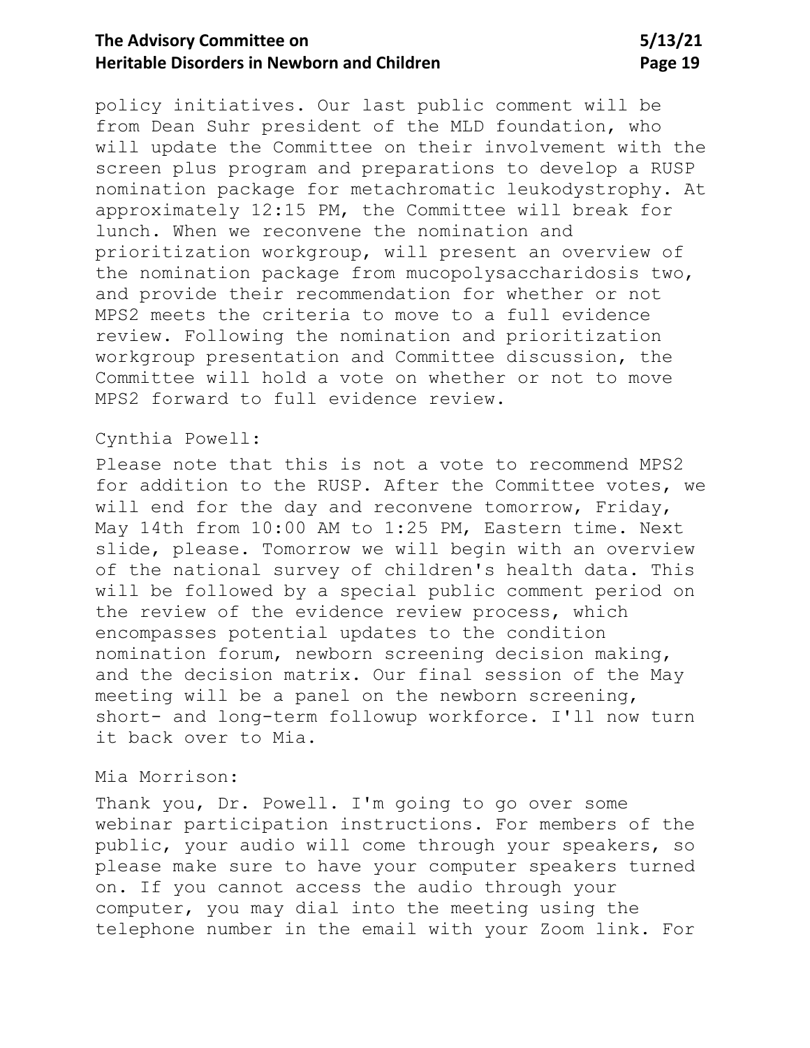policy initiatives. Our last public comment will be from Dean Suhr president of the MLD foundation, who will update the Committee on their involvement with the screen plus program and preparations to develop a RUSP nomination package for metachromatic leukodystrophy. At approximately 12:15 PM, the Committee will break for lunch. When we reconvene the nomination and prioritization workgroup, will present an overview of the nomination package from mucopolysaccharidosis two, and provide their recommendation for whether or not MPS2 meets the criteria to move to a full evidence review. Following the nomination and prioritization workgroup presentation and Committee discussion, the Committee will hold a vote on whether or not to move MPS2 forward to full evidence review.

Cynthia Powell:

Please note that this is not a vote to recommend MPS2 for addition to the RUSP. After the Committee votes, we will end for the day and reconvene tomorrow, Friday, May 14th from 10:00 AM to 1:25 PM, Eastern time. Next slide, please. Tomorrow we will begin with an overview of the national survey of children's health data. This will be followed by a special public comment period on the review of the evidence review process, which encompasses potential updates to the condition nomination forum, newborn screening decision making, and the decision matrix. Our final session of the May meeting will be a panel on the newborn screening, short- and long-term followup workforce. I'll now turn it back over to Mia.

Mia Morrison:

Thank you, Dr. Powell. I'm going to go over some webinar participation instructions. For members of the public, your audio will come through your speakers, so please make sure to have your computer speakers turned on. If you cannot access the audio through your computer, you may dial into the meeting using the telephone number in the email with your Zoom link. For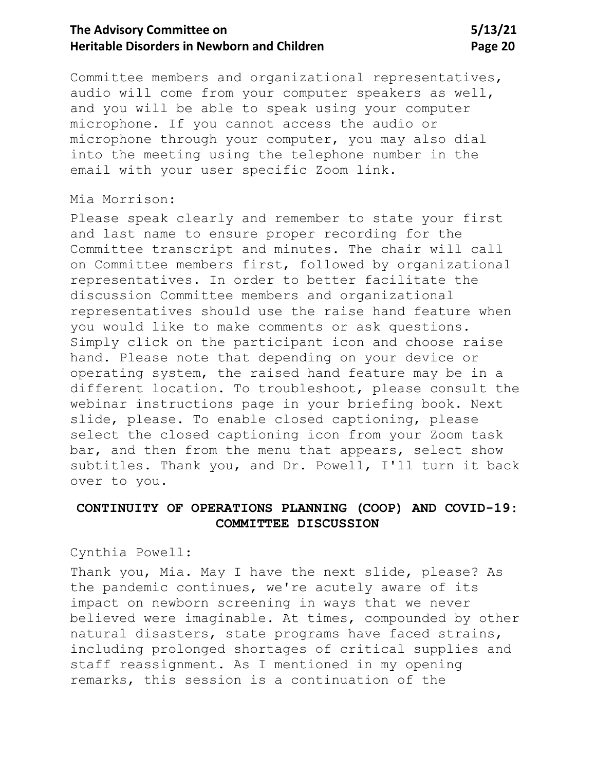Committee members and organizational representatives, audio will come from your computer speakers as well, and you will be able to speak using your computer microphone. If you cannot access the audio or microphone through your computer, you may also dial into the meeting using the telephone number in the email with your user specific Zoom link.

Mia Morrison:

Please speak clearly and remember to state your first and last name to ensure proper recording for the Committee transcript and minutes. The chair will call on Committee members first, followed by organizational representatives. In order to better facilitate the discussion Committee members and organizational representatives should use the raise hand feature when you would like to make comments or ask questions. Simply click on the participant icon and choose raise hand. Please note that depending on your device or operating system, the raised hand feature may be in a different location. To troubleshoot, please consult the webinar instructions page in your briefing book. Next slide, please. To enable closed captioning, please select the closed captioning icon from your Zoom task bar, and then from the menu that appears, select show subtitles. Thank you, and Dr. Powell, I'll turn it back over to you.

## CONTINUITY OF OPERATIONS PLANNING (COOP) AND COVID-19: COMMITTEE DISCUSSION

Cynthia Powell:

Thank you, Mia. May I have the next slide, please? As the pandemic continues, we're acutely aware of its impact on newborn screening in ways that we never believed were imaginable. At times, compounded by other natural disasters, state programs have faced strains, including prolonged shortages of critical supplies and staff reassignment. As I mentioned in my opening remarks, this session is a continuation of the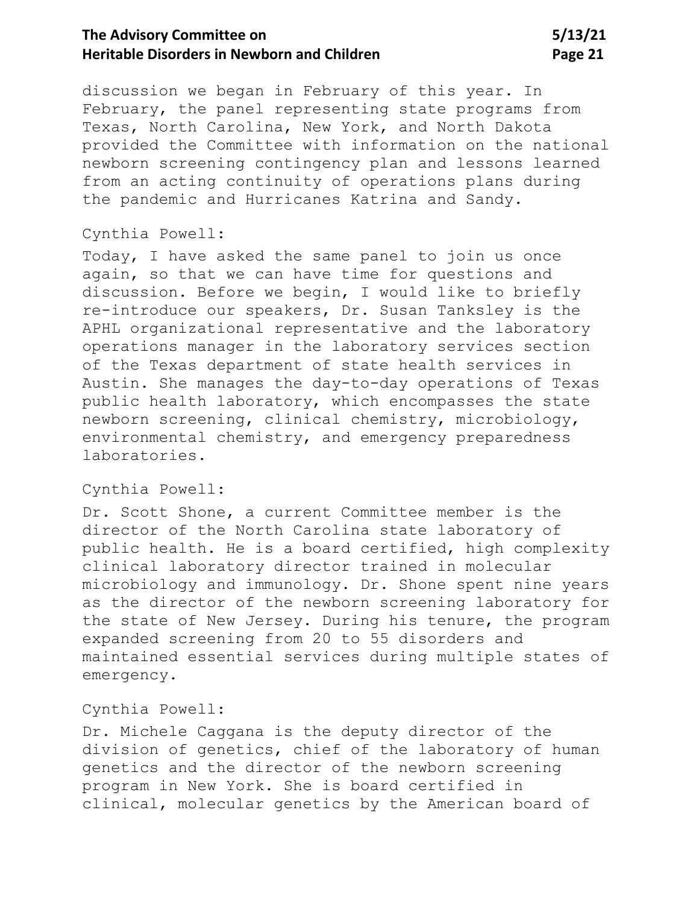discussion we began in February of this year. In February, the panel representing state programs from Texas, North Carolina, New York, and North Dakota provided the Committee with information on the national newborn screening contingency plan and lessons learned from an acting continuity of operations plans during the pandemic and Hurricanes Katrina and Sandy.

Cynthia Powell:

Today, I have asked the same panel to join us once again, so that we can have time for questions and discussion. Before we begin, I would like to briefly re-introduce our speakers, Dr. Susan Tanksley is the APHL organizational representative and the laboratory operations manager in the laboratory services section of the Texas department of state health services in Austin. She manages the day-to-day operations of Texas public health laboratory, which encompasses the state newborn screening, clinical chemistry, microbiology, environmental chemistry, and emergency preparedness laboratories.

Cynthia Powell:

Dr. Scott Shone, a current Committee member is the director of the North Carolina state laboratory of public health. He is a board certified, high complexity clinical laboratory director trained in molecular microbiology and immunology. Dr. Shone spent nine years as the director of the newborn screening laboratory for the state of New Jersey. During his tenure, the program expanded screening from 20 to 55 disorders and maintained essential services during multiple states of emergency.

Cynthia Powell:

Dr. Michele Caggana is the deputy director of the division of genetics, chief of the laboratory of human genetics and the director of the newborn screening program in New York. She is board certified in clinical, molecular genetics by the American board of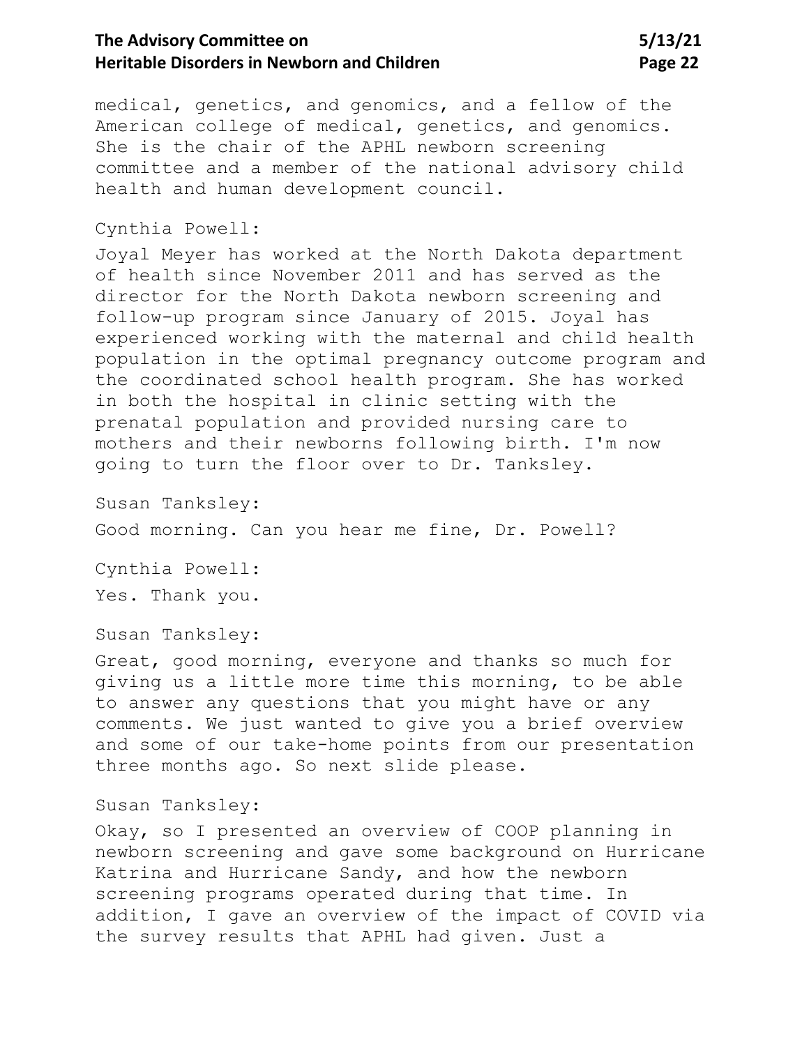medical, genetics, and genomics, and a fellow of the American college of medical, genetics, and genomics. She is the chair of the APHL newborn screening committee and a member of the national advisory child health and human development council.

Cynthia Powell:

Joyal Meyer has worked at the North Dakota department of health since November 2011 and has served as the director for the North Dakota newborn screening and follow-up program since January of 2015. Joyal has experienced working with the maternal and child health population in the optimal pregnancy outcome program and the coordinated school health program. She has worked in both the hospital in clinic setting with the prenatal population and provided nursing care to mothers and their newborns following birth. I'm now going to turn the floor over to Dr. Tanksley.

Susan Tanksley:

Good morning. Can you hear me fine, Dr. Powell?

Cynthia Powell:

Yes. Thank you.

Susan Tanksley:

Great, good morning, everyone and thanks so much for giving us a little more time this morning, to be able to answer any questions that you might have or any comments. We just wanted to give you a brief overview and some of our take-home points from our presentation three months ago. So next slide please.

Susan Tanksley:

Okay, so I presented an overview of COOP planning in newborn screening and gave some background on Hurricane Katrina and Hurricane Sandy, and how the newborn screening programs operated during that time. In addition, I gave an overview of the impact of COVID via the survey results that APHL had given. Just a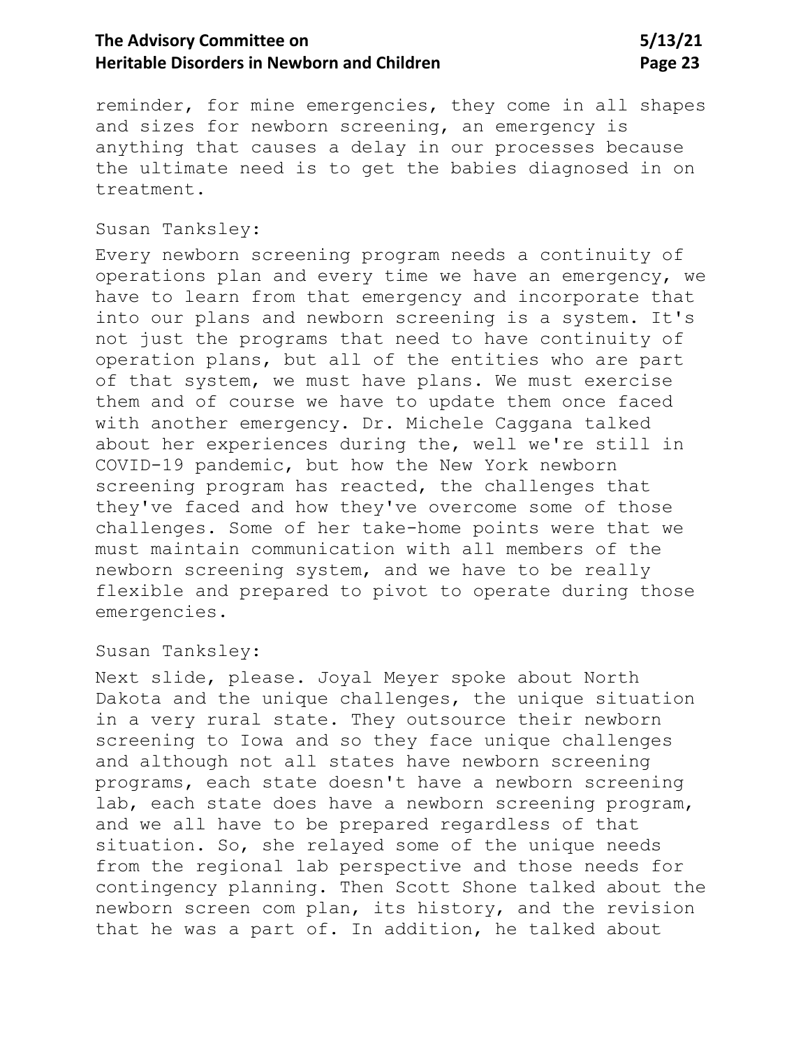reminder, for mine emergencies, they come in all shapes and sizes for newborn screening, an emergency is anything that causes a delay in our processes because the ultimate need is to get the babies diagnosed in on treatment.

Susan Tanksley:

Every newborn screening program needs a continuity of operations plan and every time we have an emergency, we have to learn from that emergency and incorporate that into our plans and newborn screening is a system. It's not just the programs that need to have continuity of operation plans, but all of the entities who are part of that system, we must have plans. We must exercise them and of course we have to update them once faced with another emergency. Dr. Michele Caggana talked about her experiences during the, well we're still in COVID-19 pandemic, but how the New York newborn screening program has reacted, the challenges that they've faced and how they've overcome some of those challenges. Some of her take-home points were that we must maintain communication with all members of the newborn screening system, and we have to be really flexible and prepared to pivot to operate during those emergencies.

Susan Tanksley:

Next slide, please. Joyal Meyer spoke about North Dakota and the unique challenges, the unique situation in a very rural state. They outsource their newborn screening to Iowa and so they face unique challenges and although not all states have newborn screening programs, each state doesn't have a newborn screening lab, each state does have a newborn screening program, and we all have to be prepared regardless of that situation. So, she relayed some of the unique needs from the regional lab perspective and those needs for contingency planning. Then Scott Shone talked about the newborn screen com plan, its history, and the revision that he was a part of. In addition, he talked about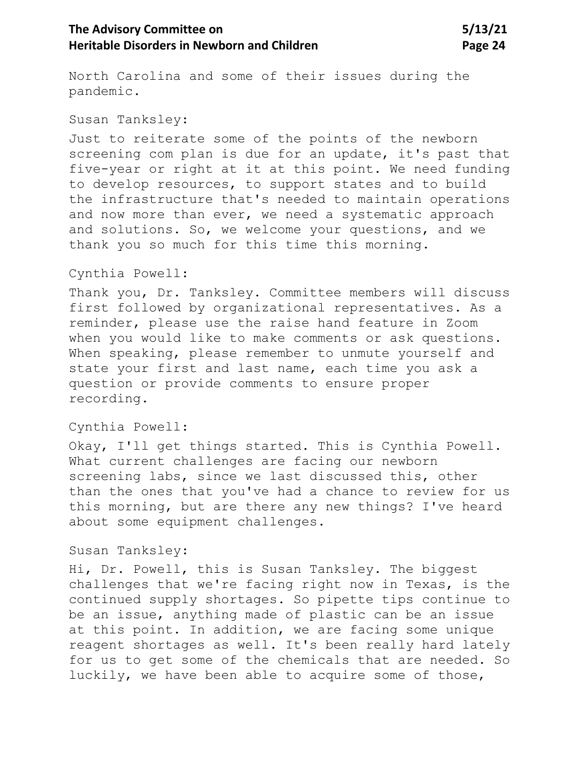North Carolina and some of their issues during the pandemic.

Susan Tanksley:

Just to reiterate some of the points of the newborn screening com plan is due for an update, it's past that five-year or right at it at this point. We need funding to develop resources, to support states and to build the infrastructure that's needed to maintain operations and now more than ever, we need a systematic approach and solutions. So, we welcome your questions, and we thank you so much for this time this morning.

Cynthia Powell:

Thank you, Dr. Tanksley. Committee members will discuss first followed by organizational representatives. As a reminder, please use the raise hand feature in Zoom when you would like to make comments or ask questions. When speaking, please remember to unmute yourself and state your first and last name, each time you ask a question or provide comments to ensure proper recording.

Cynthia Powell:

Okay, I'll get things started. This is Cynthia Powell. What current challenges are facing our newborn screening labs, since we last discussed this, other than the ones that you've had a chance to review for us this morning, but are there any new things? I've heard about some equipment challenges.

Susan Tanksley:

Hi, Dr. Powell, this is Susan Tanksley. The biggest challenges that we're facing right now in Texas, is the continued supply shortages. So pipette tips continue to be an issue, anything made of plastic can be an issue at this point. In addition, we are facing some unique reagent shortages as well. It's been really hard lately for us to get some of the chemicals that are needed. So luckily, we have been able to acquire some of those,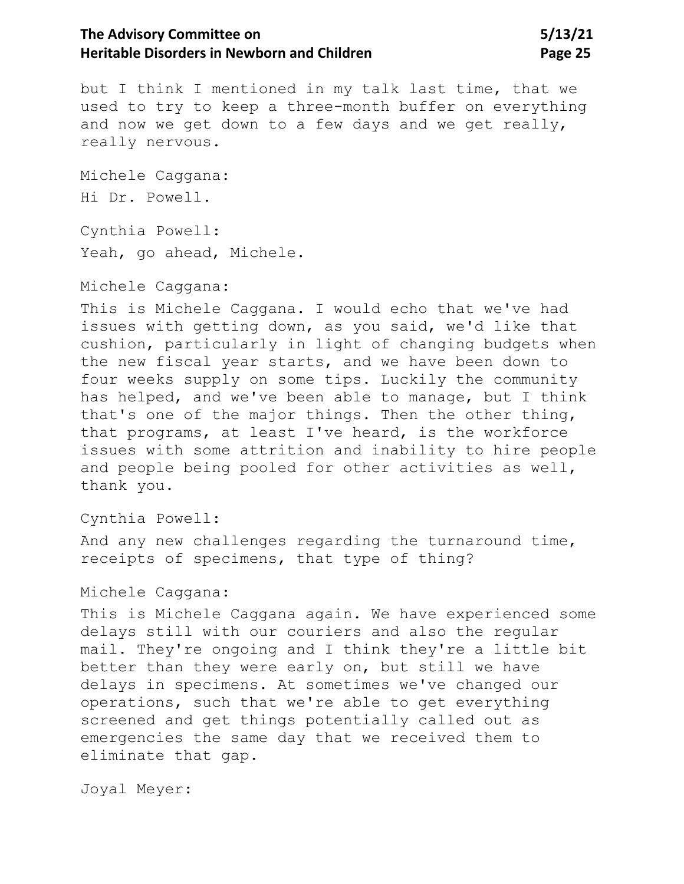but I think I mentioned in my talk last time, that we used to try to keep a three-month buffer on everything and now we get down to a few days and we get really, really nervous.

Michele Caggana:

Hi Dr. Powell.

Cynthia Powell:

Yeah, go ahead, Michele.

Michele Caggana:

This is Michele Caggana. I would echo that we've had issues with getting down, as you said, we'd like that cushion, particularly in light of changing budgets when the new fiscal year starts, and we have been down to four weeks supply on some tips. Luckily the community has helped, and we've been able to manage, but I think that's one of the major things. Then the other thing, that programs, at least I've heard, is the workforce issues with some attrition and inability to hire people and people being pooled for other activities as well, thank you.

Cynthia Powell:

And any new challenges regarding the turnaround time, receipts of specimens, that type of thing?

Michele Caggana:

This is Michele Caggana again. We have experienced some delays still with our couriers and also the regular mail. They're ongoing and I think they're a little bit better than they were early on, but still we have delays in specimens. At sometimes we've changed our operations, such that we're able to get everything screened and get things potentially called out as emergencies the same day that we received them to eliminate that gap.

Joyal Meyer: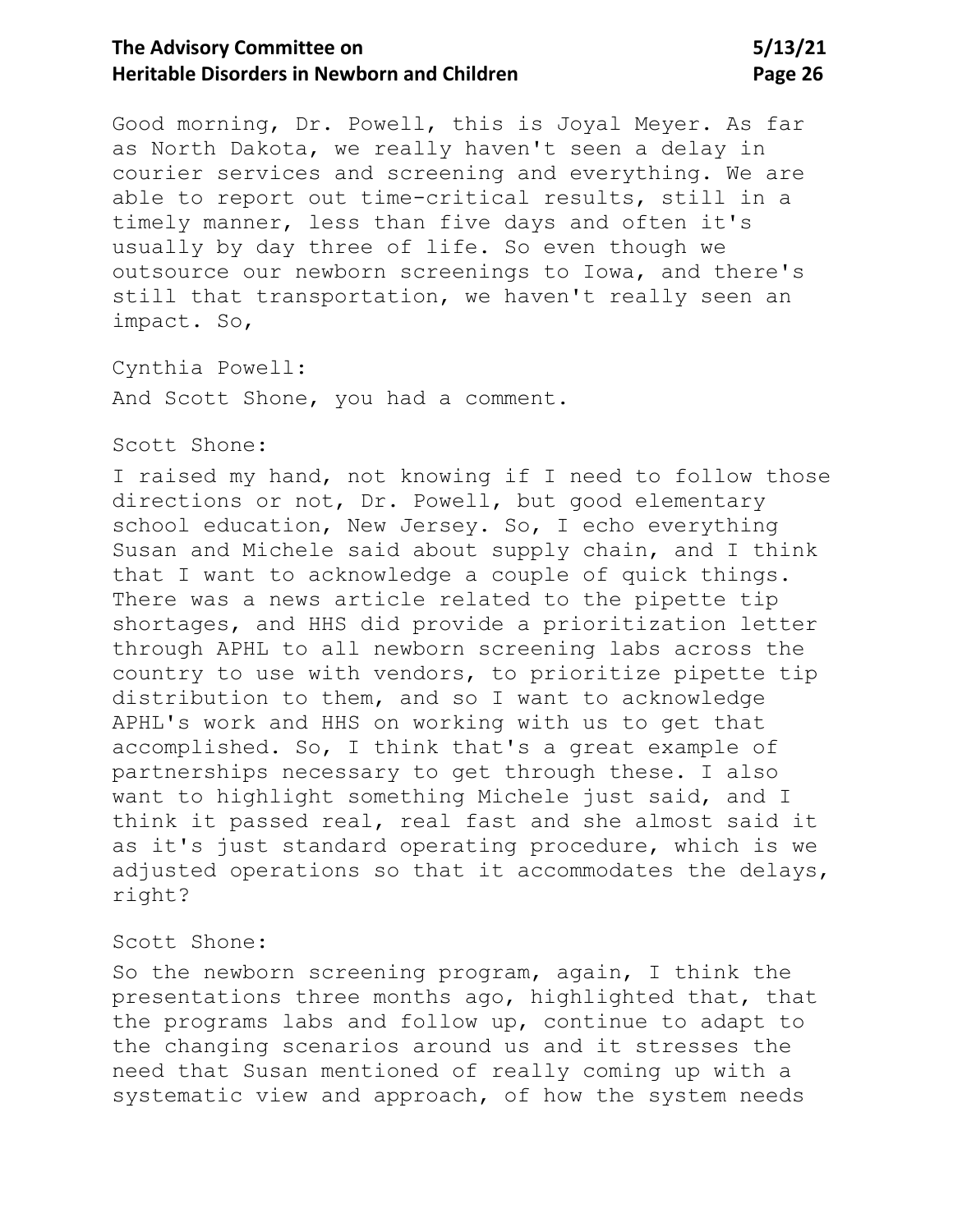Good morning, Dr. Powell, this is Joyal Meyer. As far as North Dakota, we really haven't seen a delay in courier services and screening and everything. We are able to report out time-critical results, still in a timely manner, less than five days and often it's usually by day three of life. So even though we outsource our newborn screenings to Iowa, and there's still that transportation, we haven't really seen an impact. So,

Cynthia Powell:

And Scott Shone, you had a comment.

Scott Shone:

I raised my hand, not knowing if I need to follow those directions or not, Dr. Powell, but good elementary school education, New Jersey. So, I echo everything Susan and Michele said about supply chain, and I think that I want to acknowledge a couple of quick things. There was a news article related to the pipette tip shortages, and HHS did provide a prioritization letter through APHL to all newborn screening labs across the country to use with vendors, to prioritize pipette tip distribution to them, and so I want to acknowledge APHL's work and HHS on working with us to get that accomplished. So, I think that's a great example of partnerships necessary to get through these. I also want to highlight something Michele just said, and I think it passed real, real fast and she almost said it as it's just standard operating procedure, which is we adjusted operations so that it accommodates the delays, right?

Scott Shone:

So the newborn screening program, again, I think the presentations three months ago, highlighted that, that the programs labs and follow up, continue to adapt to the changing scenarios around us and it stresses the need that Susan mentioned of really coming up with a systematic view and approach, of how the system needs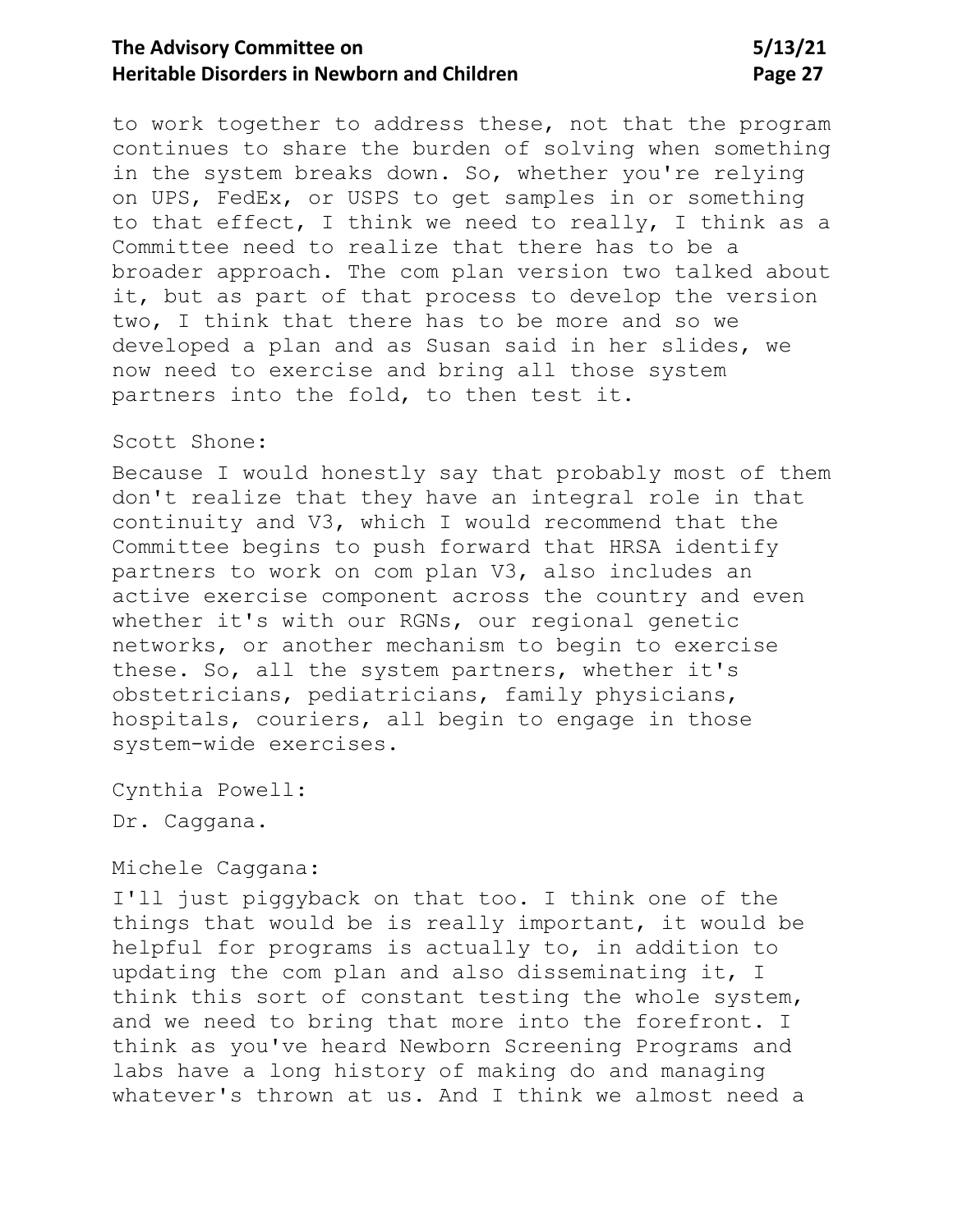to work together to address these, not that the program continues to share the burden of solving when something in the system breaks down. So, whether you're relying on UPS, FedEx, or USPS to get samples in or something to that effect, I think we need to really, I think as a Committee need to realize that there has to be a broader approach. The com plan version two talked about it, but as part of that process to develop the version two, I think that there has to be more and so we developed a plan and as Susan said in her slides, we now need to exercise and bring all those system partners into the fold, to then test it.

Scott Shone:

Because I would honestly say that probably most of them don't realize that they have an integral role in that continuity and V3, which I would recommend that the Committee begins to push forward that HRSA identify partners to work on com plan V3, also includes an active exercise component across the country and even whether it's with our RGNs, our regional genetic networks, or another mechanism to begin to exercise these. So, all the system partners, whether it's obstetricians, pediatricians, family physicians, hospitals, couriers, all begin to engage in those system-wide exercises.

Cynthia Powell:

Dr. Caggana.

Michele Caggana:

I'll just piggyback on that too. I think one of the things that would be is really important, it would be helpful for programs is actually to, in addition to updating the com plan and also disseminating it, I think this sort of constant testing the whole system, and we need to bring that more into the forefront. I think as you've heard Newborn Screening Programs and labs have a long history of making do and managing whatever's thrown at us. And I think we almost need a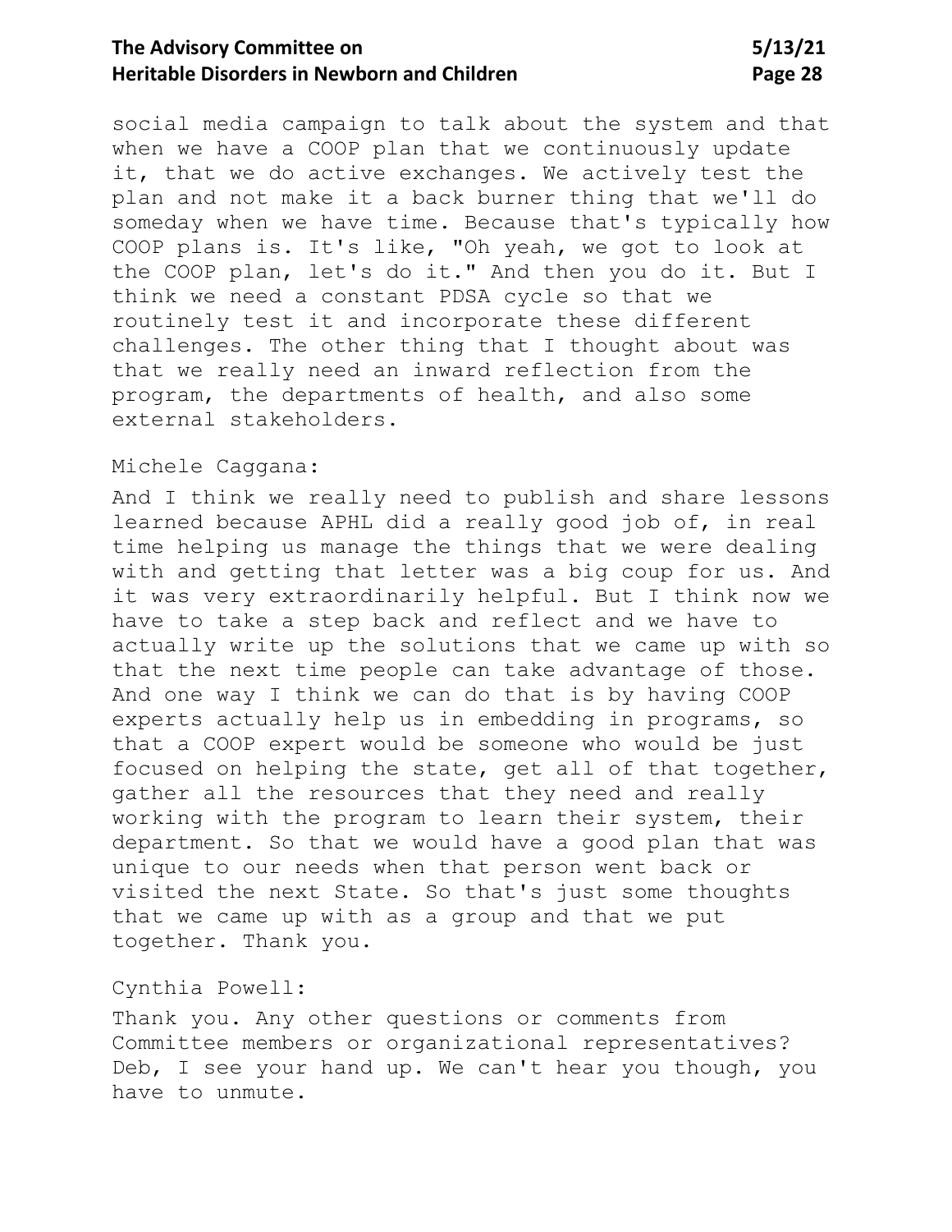social media campaign to talk about the system and that when we have a COOP plan that we continuously update it, that we do active exchanges. We actively test the plan and not make it a back burner thing that we'll do someday when we have time. Because that's typically how COOP plans is. It's like, "Oh yeah, we got to look at the COOP plan, let's do it." And then you do it. But I think we need a constant PDSA cycle so that we routinely test it and incorporate these different challenges. The other thing that I thought about was that we really need an inward reflection from the program, the departments of health, and also some external stakeholders.

Michele Caggana:

And I think we really need to publish and share lessons learned because APHL did a really good job of, in real time helping us manage the things that we were dealing with and getting that letter was a big coup for us. And it was very extraordinarily helpful. But I think now we have to take a step back and reflect and we have to actually write up the solutions that we came up with so that the next time people can take advantage of those. And one way I think we can do that is by having COOP experts actually help us in embedding in programs, so that a COOP expert would be someone who would be just focused on helping the state, get all of that together, gather all the resources that they need and really working with the program to learn their system, their department. So that we would have a good plan that was unique to our needs when that person went back or visited the next State. So that's just some thoughts that we came up with as a group and that we put together. Thank you.

Cynthia Powell:

Thank you. Any other questions or comments from Committee members or organizational representatives? Deb, I see your hand up. We can't hear you though, you have to unmute.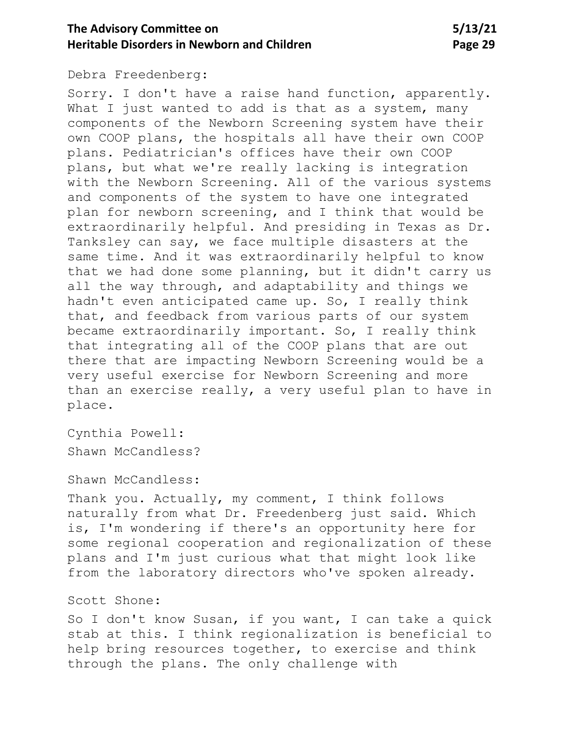Debra Freedenberg:

Sorry. I don't have a raise hand function, apparently. What I just wanted to add is that as a system, many components of the Newborn Screening system have their own COOP plans, the hospitals all have their own COOP plans. Pediatrician's offices have their own COOP plans, but what we're really lacking is integration with the Newborn Screening. All of the various systems and components of the system to have one integrated plan for newborn screening, and I think that would be extraordinarily helpful. And presiding in Texas as Dr. Tanksley can say, we face multiple disasters at the same time. And it was extraordinarily helpful to know that we had done some planning, but it didn't carry us all the way through, and adaptability and things we hadn't even anticipated came up. So, I really think that, and feedback from various parts of our system became extraordinarily important. So, I really think that integrating all of the COOP plans that are out there that are impacting Newborn Screening would be a very useful exercise for Newborn Screening and more than an exercise really, a very useful plan to have in place.

Cynthia Powell:

Shawn McCandless?

Shawn McCandless:

Thank you. Actually, my comment, I think follows naturally from what Dr. Freedenberg just said. Which is, I'm wondering if there's an opportunity here for some regional cooperation and regionalization of these plans and I'm just curious what that might look like from the laboratory directors who've spoken already.

Scott Shone:

So I don't know Susan, if you want, I can take a quick stab at this. I think regionalization is beneficial to help bring resources together, to exercise and think through the plans. The only challenge with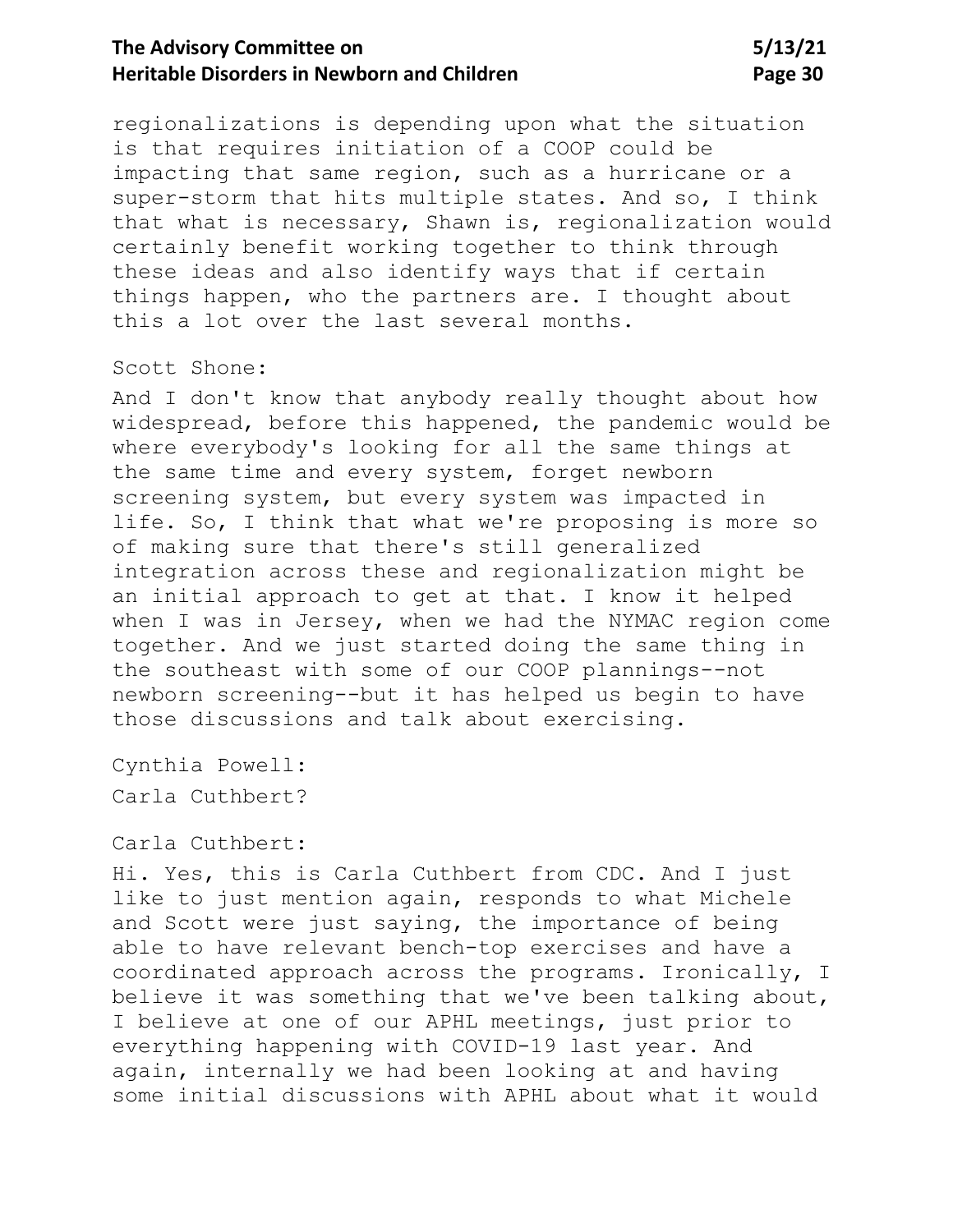regionalizations is depending upon what the situation is that requires initiation of a COOP could be impacting that same region, such as a hurricane or a super-storm that hits multiple states. And so, I think that what is necessary, Shawn is, regionalization would certainly benefit working together to think through these ideas and also identify ways that if certain things happen, who the partners are. I thought about this a lot over the last several months.

Scott Shone:

And I don't know that anybody really thought about how widespread, before this happened, the pandemic would be where everybody's looking for all the same things at the same time and every system, forget newborn screening system, but every system was impacted in life. So, I think that what we're proposing is more so of making sure that there's still generalized integration across these and regionalization might be an initial approach to get at that. I know it helped when I was in Jersey, when we had the NYMAC region come together. And we just started doing the same thing in the southeast with some of our COOP plannings--not newborn screening--but it has helped us begin to have those discussions and talk about exercising.

Cynthia Powell:

Carla Cuthbert?

Carla Cuthbert:

Hi. Yes, this is Carla Cuthbert from CDC. And I just like to just mention again, responds to what Michele and Scott were just saying, the importance of being able to have relevant bench-top exercises and have a coordinated approach across the programs. Ironically, I believe it was something that we've been talking about, I believe at one of our APHL meetings, just prior to everything happening with COVID-19 last year. And again, internally we had been looking at and having some initial discussions with APHL about what it would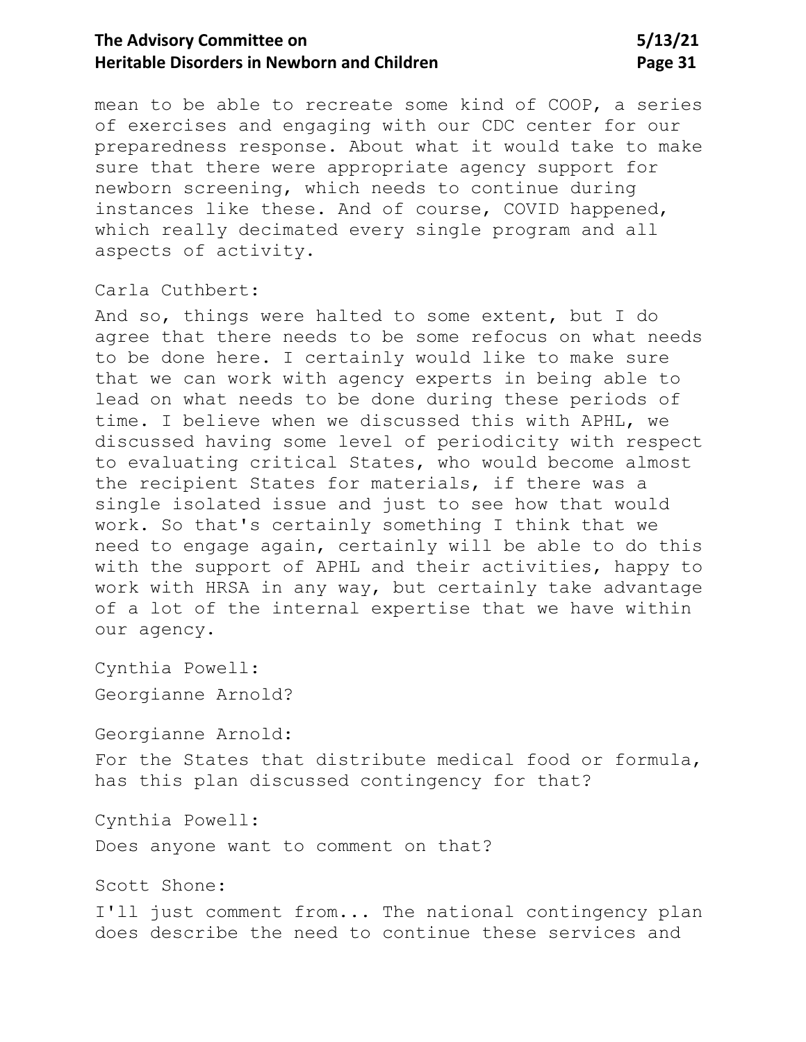mean to be able to recreate some kind of COOP, a series of exercises and engaging with our CDC center for our preparedness response. About what it would take to make sure that there were appropriate agency support for newborn screening, which needs to continue during instances like these. And of course, COVID happened, which really decimated every single program and all aspects of activity.

Carla Cuthbert:

And so, things were halted to some extent, but I do agree that there needs to be some refocus on what needs to be done here. I certainly would like to make sure that we can work with agency experts in being able to lead on what needs to be done during these periods of time. I believe when we discussed this with APHL, we discussed having some level of periodicity with respect to evaluating critical States, who would become almost the recipient States for materials, if there was a single isolated issue and just to see how that would work. So that's certainly something I think that we need to engage again, certainly will be able to do this with the support of APHL and their activities, happy to work with HRSA in any way, but certainly take advantage of a lot of the internal expertise that we have within our agency.

Cynthia Powell:

Georgianne Arnold?

Georgianne Arnold:

For the States that distribute medical food or formula, has this plan discussed contingency for that?

Cynthia Powell:

Does anyone want to comment on that?

Scott Shone:

I'll just comment from... The national contingency plan does describe the need to continue these services and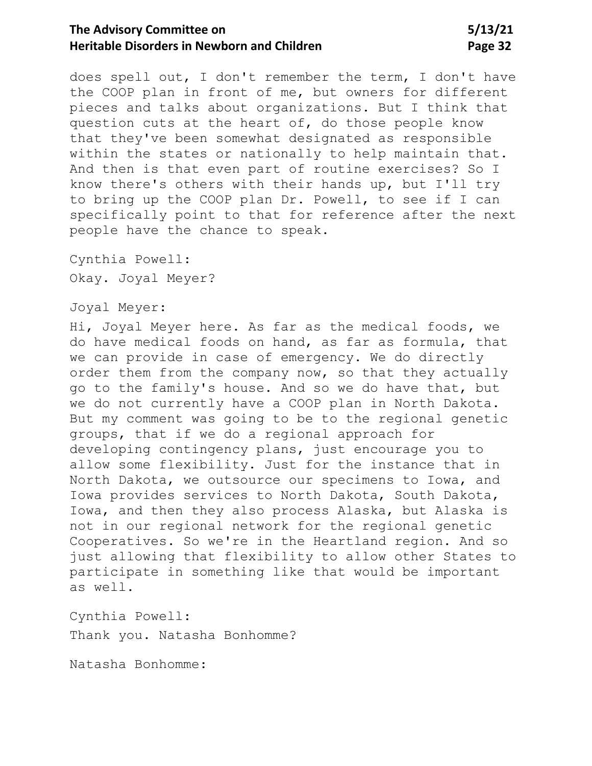does spell out, I don't remember the term, I don't have the COOP plan in front of me, but owners for different pieces and talks about organizations. But I think that question cuts at the heart of, do those people know that they've been somewhat designated as responsible within the states or nationally to help maintain that. And then is that even part of routine exercises? So I know there's others with their hands up, but I'll try to bring up the COOP plan Dr. Powell, to see if I can specifically point to that for reference after the next people have the chance to speak.

Cynthia Powell:

Okay. Joyal Meyer?

Joyal Meyer:

Hi, Joyal Meyer here. As far as the medical foods, we do have medical foods on hand, as far as formula, that we can provide in case of emergency. We do directly order them from the company now, so that they actually go to the family's house. And so we do have that, but we do not currently have a COOP plan in North Dakota. But my comment was going to be to the regional genetic groups, that if we do a regional approach for developing contingency plans, just encourage you to allow some flexibility. Just for the instance that in North Dakota, we outsource our specimens to Iowa, and Iowa provides services to North Dakota, South Dakota, Iowa, and then they also process Alaska, but Alaska is not in our regional network for the regional genetic Cooperatives. So we're in the Heartland region. And so just allowing that flexibility to allow other States to participate in something like that would be important as well.

Cynthia Powell:

Thank you. Natasha Bonhomme?

Natasha Bonhomme: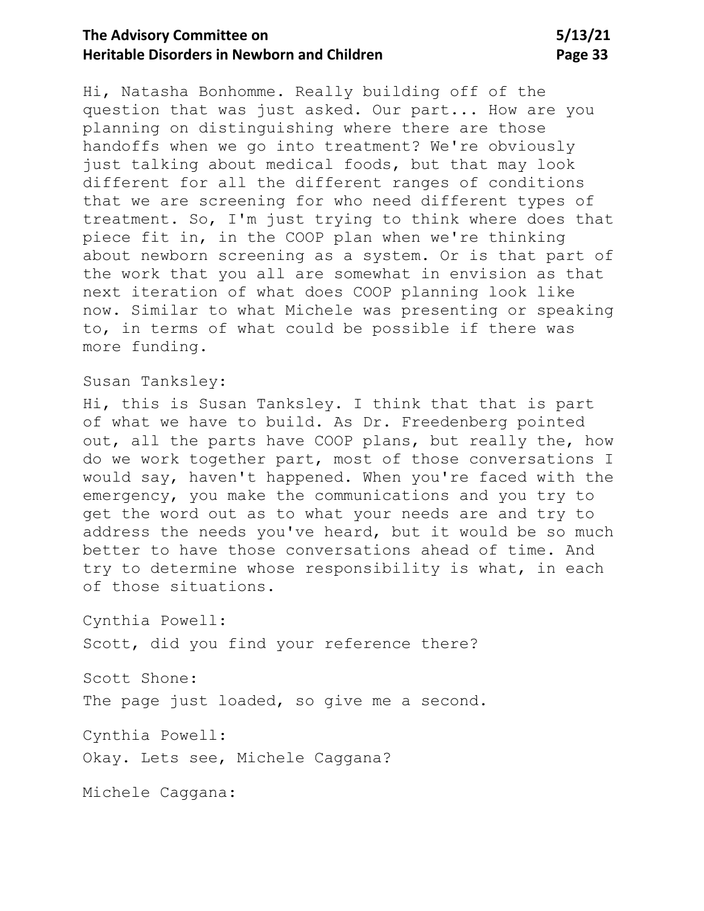Hi, Natasha Bonhomme. Really building off of the question that was just asked. Our part... How are you planning on distinguishing where there are those handoffs when we go into treatment? We're obviously just talking about medical foods, but that may look different for all the different ranges of conditions that we are screening for who need different types of treatment. So, I'm just trying to think where does that piece fit in, in the COOP plan when we're thinking about newborn screening as a system. Or is that part of the work that you all are somewhat in envision as that next iteration of what does COOP planning look like now. Similar to what Michele was presenting or speaking to, in terms of what could be possible if there was more funding.

Susan Tanksley:

Hi, this is Susan Tanksley. I think that that is part of what we have to build. As Dr. Freedenberg pointed out, all the parts have COOP plans, but really the, how do we work together part, most of those conversations I would say, haven't happened. When you're faced with the emergency, you make the communications and you try to get the word out as to what your needs are and try to address the needs you've heard, but it would be so much better to have those conversations ahead of time. And try to determine whose responsibility is what, in each of those situations.

Cynthia Powell:

Scott, did you find your reference there?

Scott Shone:

The page just loaded, so give me a second.

Cynthia Powell:

Okay. Lets see, Michele Caggana?

Michele Caggana: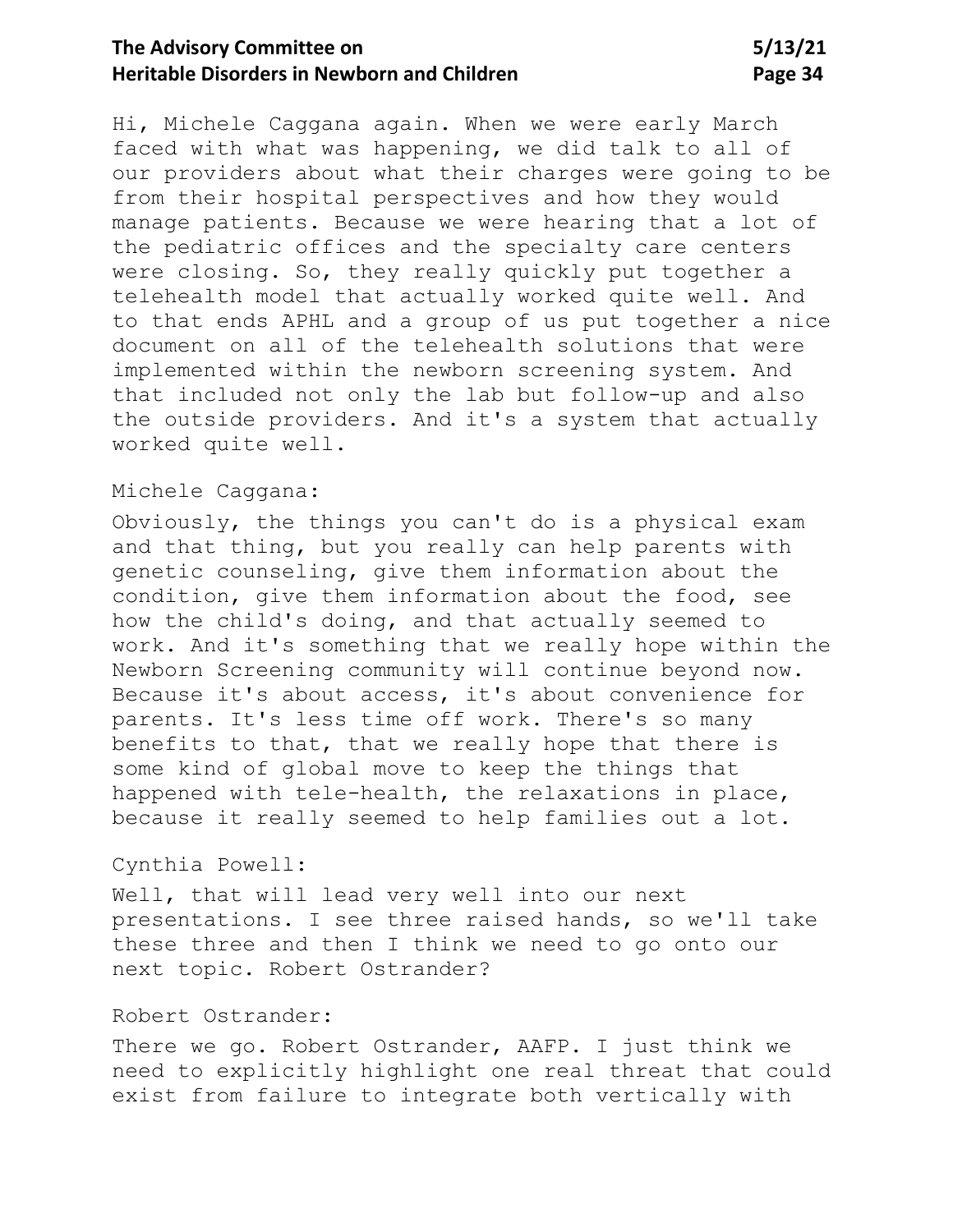Hi, Michele Caggana again. When we were early March faced with what was happening, we did talk to all of our providers about what their charges were going to be from their hospital perspectives and how they would manage patients. Because we were hearing that a lot of the pediatric offices and the specialty care centers were closing. So, they really quickly put together a telehealth model that actually worked quite well. And to that ends APHL and a group of us put together a nice document on all of the telehealth solutions that were implemented within the newborn screening system. And that included not only the lab but follow-up and also the outside providers. And it's a system that actually worked quite well.

Michele Caggana:

Obviously, the things you can't do is a physical exam and that thing, but you really can help parents with genetic counseling, give them information about the condition, give them information about the food, see how the child's doing, and that actually seemed to work. And it's something that we really hope within the Newborn Screening community will continue beyond now. Because it's about access, it's about convenience for parents. It's less time off work. There's so many benefits to that, that we really hope that there is some kind of global move to keep the things that happened with tele-health, the relaxations in place, because it really seemed to help families out a lot.

Cynthia Powell:

Well, that will lead very well into our next presentations. I see three raised hands, so we'll take these three and then I think we need to go onto our next topic. Robert Ostrander?

Robert Ostrander:

There we go. Robert Ostrander, AAFP. I just think we need to explicitly highlight one real threat that could exist from failure to integrate both vertically with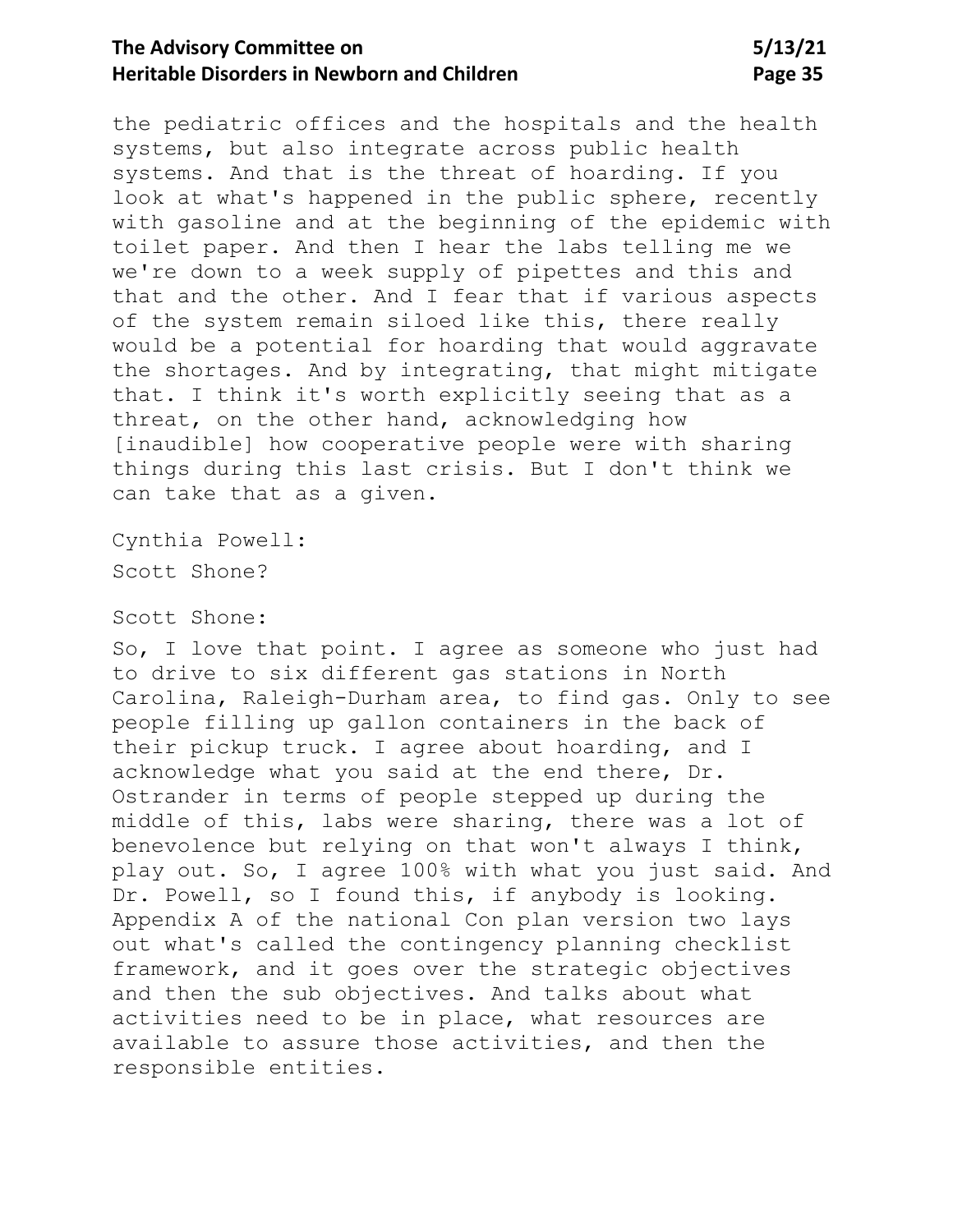the pediatric offices and the hospitals and the health systems, but also integrate across public health systems. And that is the threat of hoarding. If you look at what's happened in the public sphere, recently with gasoline and at the beginning of the epidemic with toilet paper. And then I hear the labs telling me we we're down to a week supply of pipettes and this and that and the other. And I fear that if various aspects of the system remain siloed like this, there really would be a potential for hoarding that would aggravate the shortages. And by integrating, that might mitigate that. I think it's worth explicitly seeing that as a threat, on the other hand, acknowledging how [inaudible] how cooperative people were with sharing things during this last crisis. But I don't think we can take that as a given.

Cynthia Powell:

Scott Shone?

Scott Shone:

So, I love that point. I agree as someone who just had to drive to six different gas stations in North Carolina, Raleigh-Durham area, to find gas. Only to see people filling up gallon containers in the back of their pickup truck. I agree about hoarding, and I acknowledge what you said at the end there, Dr. Ostrander in terms of people stepped up during the middle of this, labs were sharing, there was a lot of benevolence but relying on that won't always I think, play out. So, I agree 100% with what you just said. And Dr. Powell, so I found this, if anybody is looking. Appendix A of the national Con plan version two lays out what's called the contingency planning checklist framework, and it goes over the strategic objectives and then the sub objectives. And talks about what activities need to be in place, what resources are available to assure those activities, and then the responsible entities.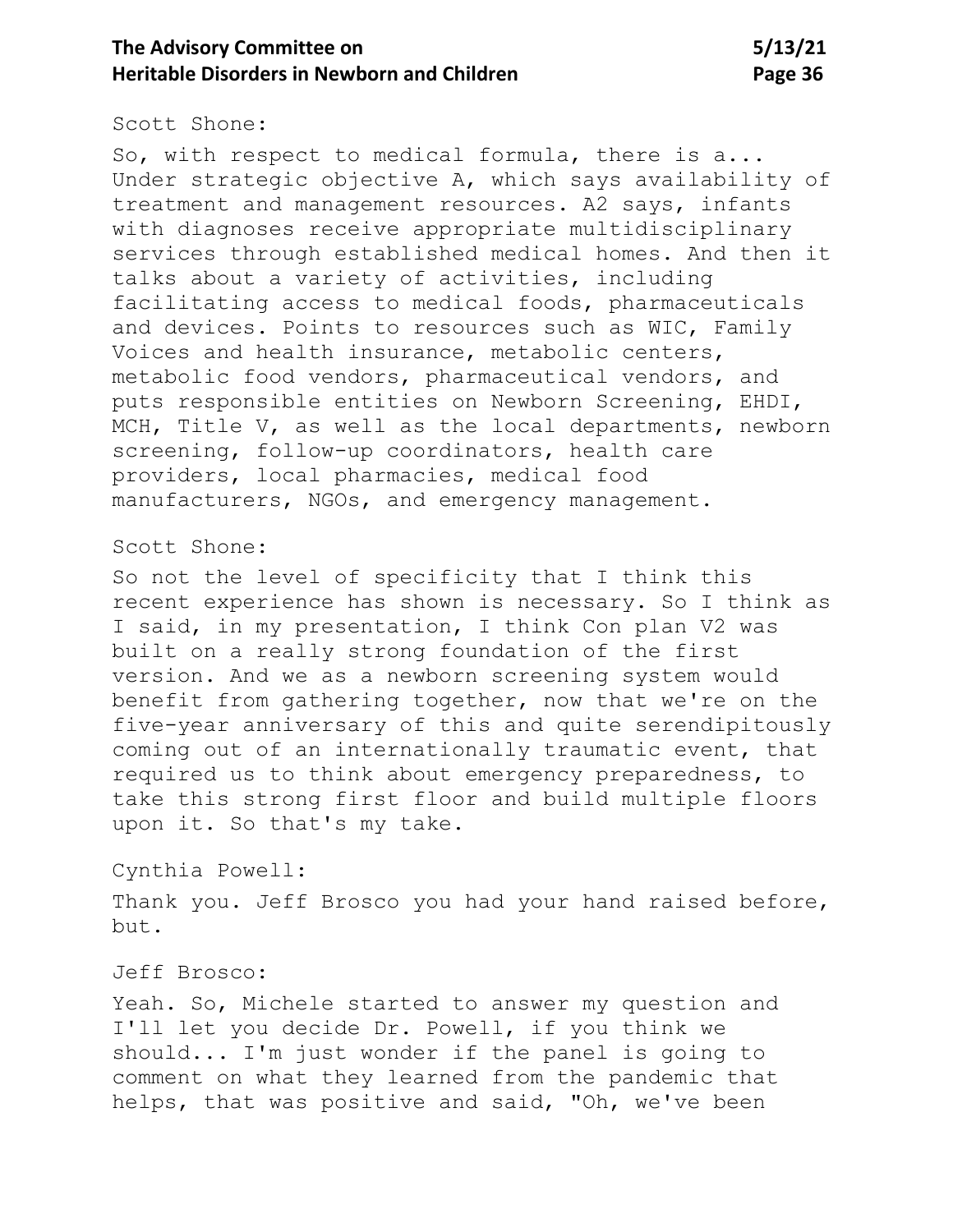Scott Shone:

So, with respect to medical formula, there is a... Under strategic objective A, which says availability of treatment and management resources. A2 says, infants with diagnoses receive appropriate multidisciplinary services through established medical homes. And then it talks about a variety of activities, including facilitating access to medical foods, pharmaceuticals and devices. Points to resources such as WIC, Family Voices and health insurance, metabolic centers, metabolic food vendors, pharmaceutical vendors, and puts responsible entities on Newborn Screening, EHDI, MCH, Title V, as well as the local departments, newborn screening, follow-up coordinators, health care providers, local pharmacies, medical food manufacturers, NGOs, and emergency management.

Scott Shone:

So not the level of specificity that I think this recent experience has shown is necessary. So I think as I said, in my presentation, I think Con plan V2 was built on a really strong foundation of the first version. And we as a newborn screening system would benefit from gathering together, now that we're on the five-year anniversary of this and quite serendipitously coming out of an internationally traumatic event, that required us to think about emergency preparedness, to take this strong first floor and build multiple floors upon it. So that's my take.

Cynthia Powell:

Thank you. Jeff Brosco you had your hand raised before, but.

Jeff Brosco:

Yeah. So, Michele started to answer my question and I'll let you decide Dr. Powell, if you think we should... I'm just wonder if the panel is going to comment on what they learned from the pandemic that helps, that was positive and said, "Oh, we've been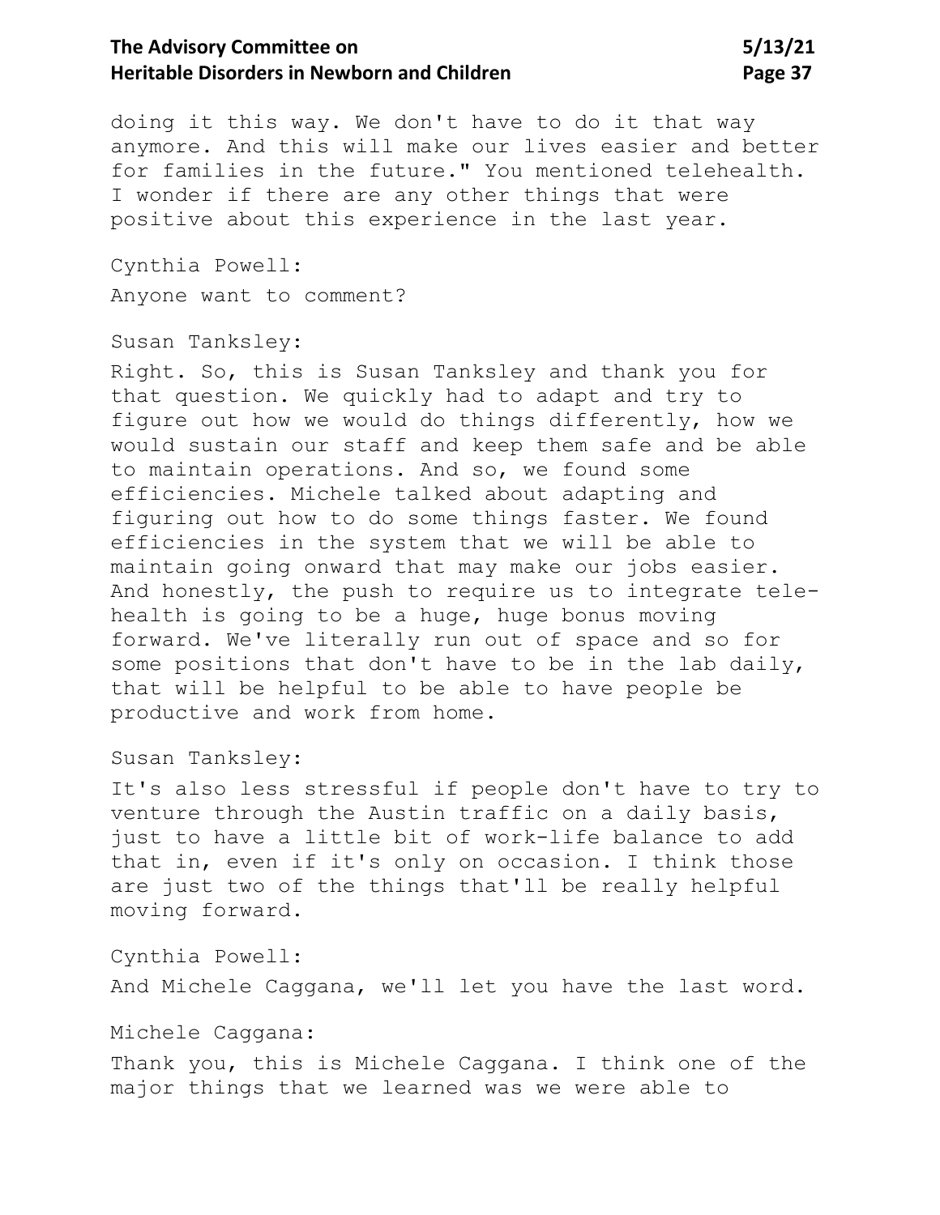doing it this way. We don't have to do it that way anymore. And this will make our lives easier and better for families in the future." You mentioned telehealth. I wonder if there are any other things that were positive about this experience in the last year.

Cynthia Powell:

Anyone want to comment?

Susan Tanksley:

Right. So, this is Susan Tanksley and thank you for that question. We quickly had to adapt and try to figure out how we would do things differently, how we would sustain our staff and keep them safe and be able to maintain operations. And so, we found some efficiencies. Michele talked about adapting and figuring out how to do some things faster. We found efficiencies in the system that we will be able to maintain going onward that may make our jobs easier. And honestly, the push to require us to integrate tele-health is going to be a huge, huge bonus moving forward. We've literally run out of space and so for some positions that don't have to be in the lab daily, that will be helpful to be able to have people be productive and work from home.

Susan Tanksley:

It's also less stressful if people don't have to try to venture through the Austin traffic on a daily basis, just to have a little bit of work-life balance to add that in, even if it's only on occasion. I think those are just two of the things that'll be really helpful moving forward.

Cynthia Powell:

And Michele Caggana, we'll let you have the last word.

Michele Caggana:

Thank you, this is Michele Caggana. I think one of the major things that we learned was we were able to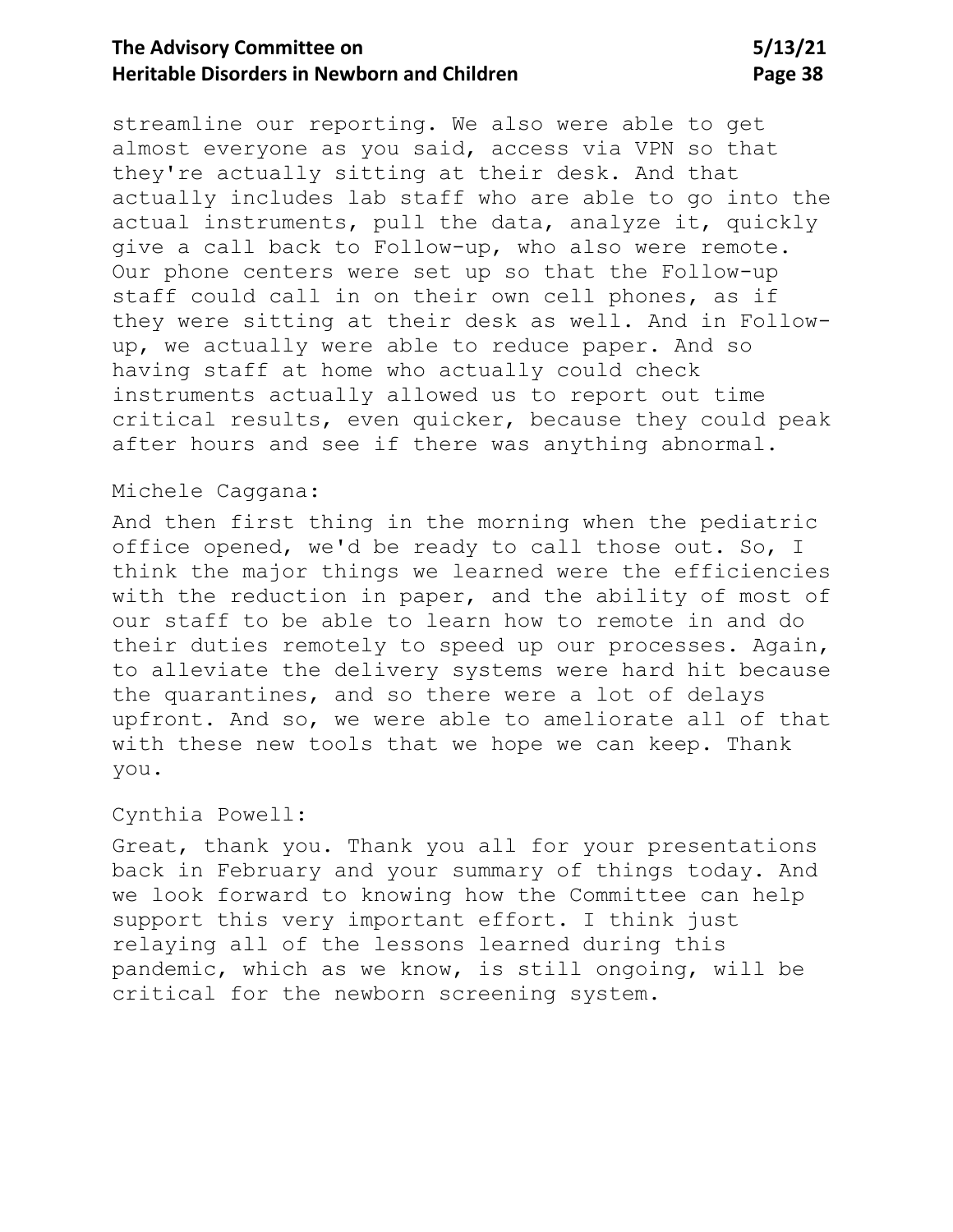streamline our reporting. We also were able to get almost everyone as you said, access via VPN so that they're actually sitting at their desk. And that actually includes lab staff who are able to go into the actual instruments, pull the data, analyze it, quickly give a call back to Follow-up, who also were remote. Our phone centers were set up so that the Follow-up staff could call in on their own cell phones, as if they were sitting at their desk as well. And in Follow-up, we actually were able to reduce paper. And so having staff at home who actually could check instruments actually allowed us to report out time critical results, even quicker, because they could peak after hours and see if there was anything abnormal.

Michele Caggana:

And then first thing in the morning when the pediatric office opened, we'd be ready to call those out. So, I think the major things we learned were the efficiencies with the reduction in paper, and the ability of most of our staff to be able to learn how to remote in and do their duties remotely to speed up our processes. Again, to alleviate the delivery systems were hard hit because the quarantines, and so there were a lot of delays upfront. And so, we were able to ameliorate all of that with these new tools that we hope we can keep. Thank you.

Cynthia Powell:

Great, thank you. Thank you all for your presentations back in February and your summary of things today. And we look forward to knowing how the Committee can help support this very important effort. I think just relaying all of the lessons learned during this pandemic, which as we know, is still ongoing, will be critical for the newborn screening system.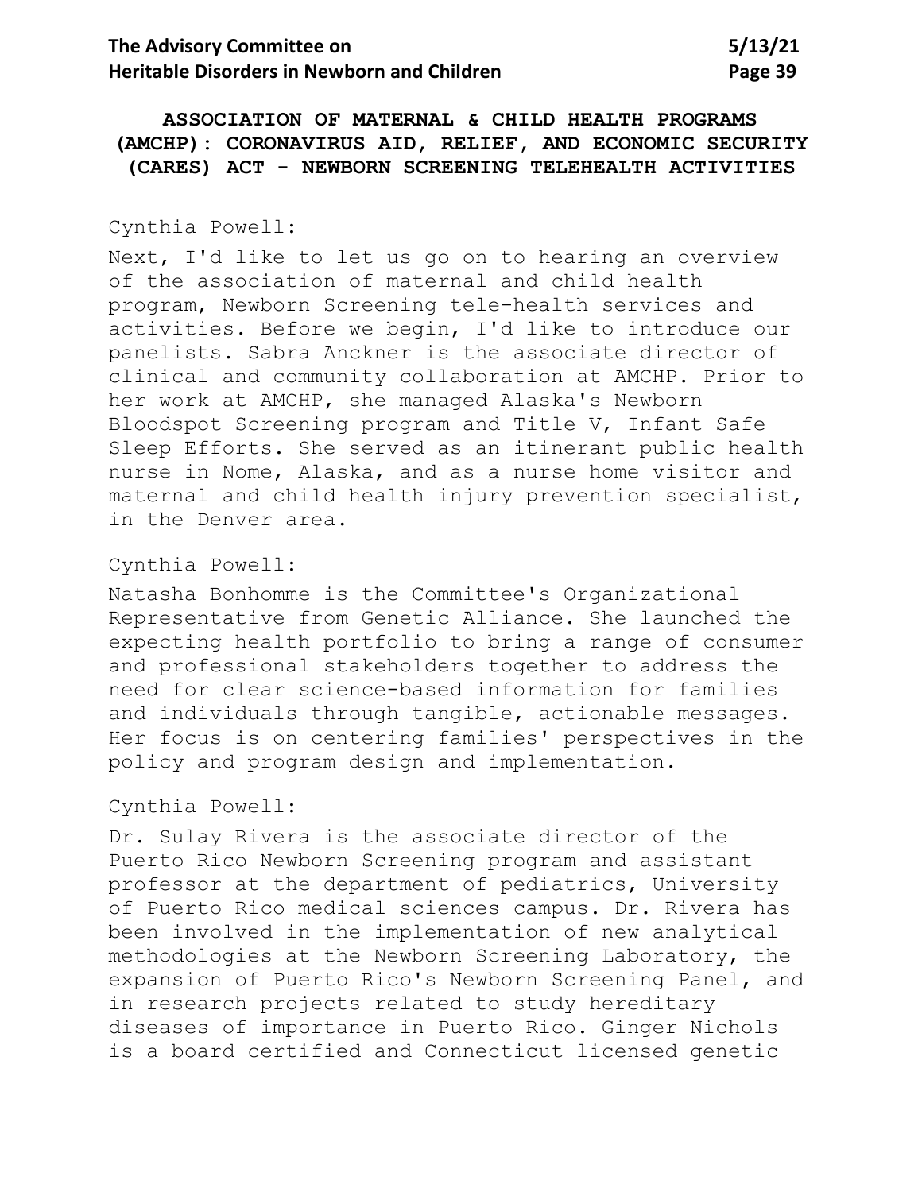## ASSOCIATION OF MATERNAL & CHILD HEALTH PROGRAMS (AMCHP): CORONAVIRUS AID, RELIEF, AND ECONOMIC SECURITY (CARES) ACT - NEWBORN SCREENING TELEHEALTH ACTIVITIES

Cynthia Powell:

Next, I'd like to let us go on to hearing an overview of the association of maternal and child health program, Newborn Screening tele-health services and activities. Before we begin, I'd like to introduce our panelists. Sabra Anckner is the associate director of clinical and community collaboration at AMCHP. Prior to her work at AMCHP, she managed Alaska's Newborn Bloodspot Screening program and Title V, Infant Safe Sleep Efforts. She served as an itinerant public health nurse in Nome, Alaska, and as a nurse home visitor and maternal and child health injury prevention specialist, in the Denver area.

Cynthia Powell:

Natasha Bonhomme is the Committee's Organizational Representative from Genetic Alliance. She launched the expecting health portfolio to bring a range of consumer and professional stakeholders together to address the need for clear science-based information for families and individuals through tangible, actionable messages. Her focus is on centering families' perspectives in the policy and program design and implementation.

Cynthia Powell:

Dr. Sulay Rivera is the associate director of the Puerto Rico Newborn Screening program and assistant professor at the department of pediatrics, University of Puerto Rico medical sciences campus. Dr. Rivera has been involved in the implementation of new analytical methodologies at the Newborn Screening Laboratory, the expansion of Puerto Rico's Newborn Screening Panel, and in research projects related to study hereditary diseases of importance in Puerto Rico. Ginger Nichols is a board certified and Connecticut licensed genetic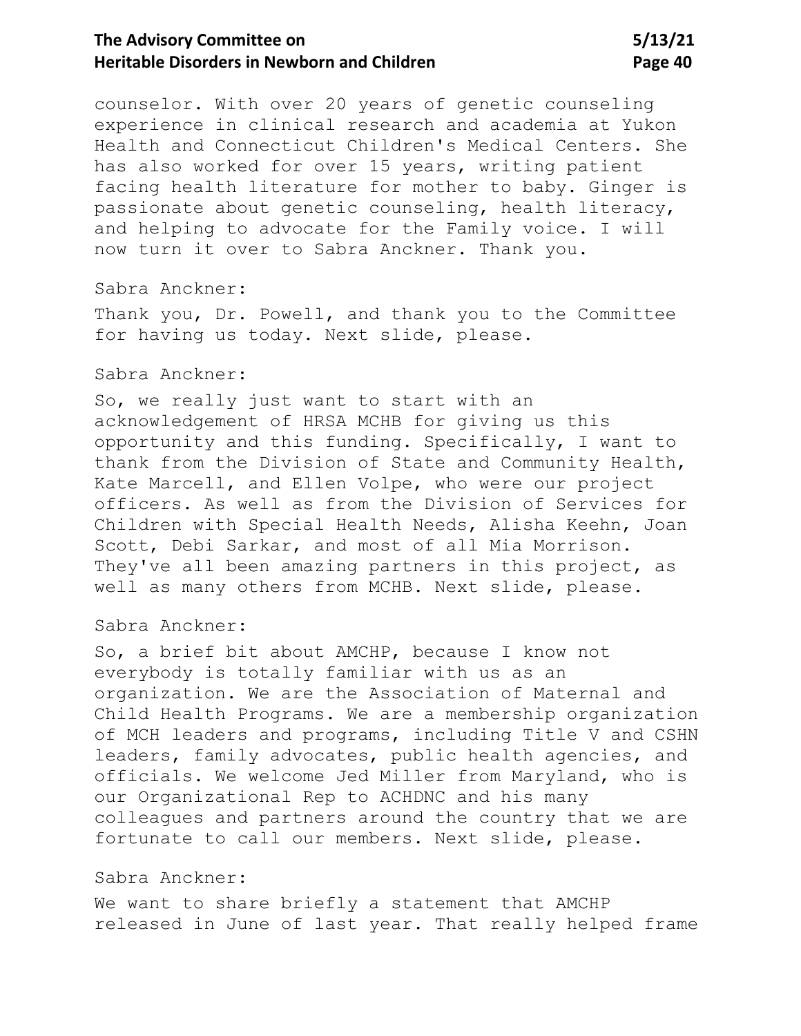counselor. With over 20 years of genetic counseling experience in clinical research and academia at Yukon Health and Connecticut Children's Medical Centers. She has also worked for over 15 years, writing patient facing health literature for mother to baby. Ginger is passionate about genetic counseling, health literacy, and helping to advocate for the Family voice. I will now turn it over to Sabra Anckner. Thank you.

Sabra Anckner:

Thank you, Dr. Powell, and thank you to the Committee for having us today. Next slide, please.

Sabra Anckner:

So, we really just want to start with an acknowledgement of HRSA MCHB for giving us this opportunity and this funding. Specifically, I want to thank from the Division of State and Community Health, Kate Marcell, and Ellen Volpe, who were our project officers. As well as from the Division of Services for Children with Special Health Needs, Alisha Keehn, Joan Scott, Debi Sarkar, and most of all Mia Morrison. They've all been amazing partners in this project, as well as many others from MCHB. Next slide, please.

Sabra Anckner:

So, a brief bit about AMCHP, because I know not everybody is totally familiar with us as an organization. We are the Association of Maternal and Child Health Programs. We are a membership organization of MCH leaders and programs, including Title V and CSHN leaders, family advocates, public health agencies, and officials. We welcome Jed Miller from Maryland, who is our Organizational Rep to ACHDNC and his many colleagues and partners around the country that we are fortunate to call our members. Next slide, please.

Sabra Anckner:

We want to share briefly a statement that AMCHP released in June of last year. That really helped frame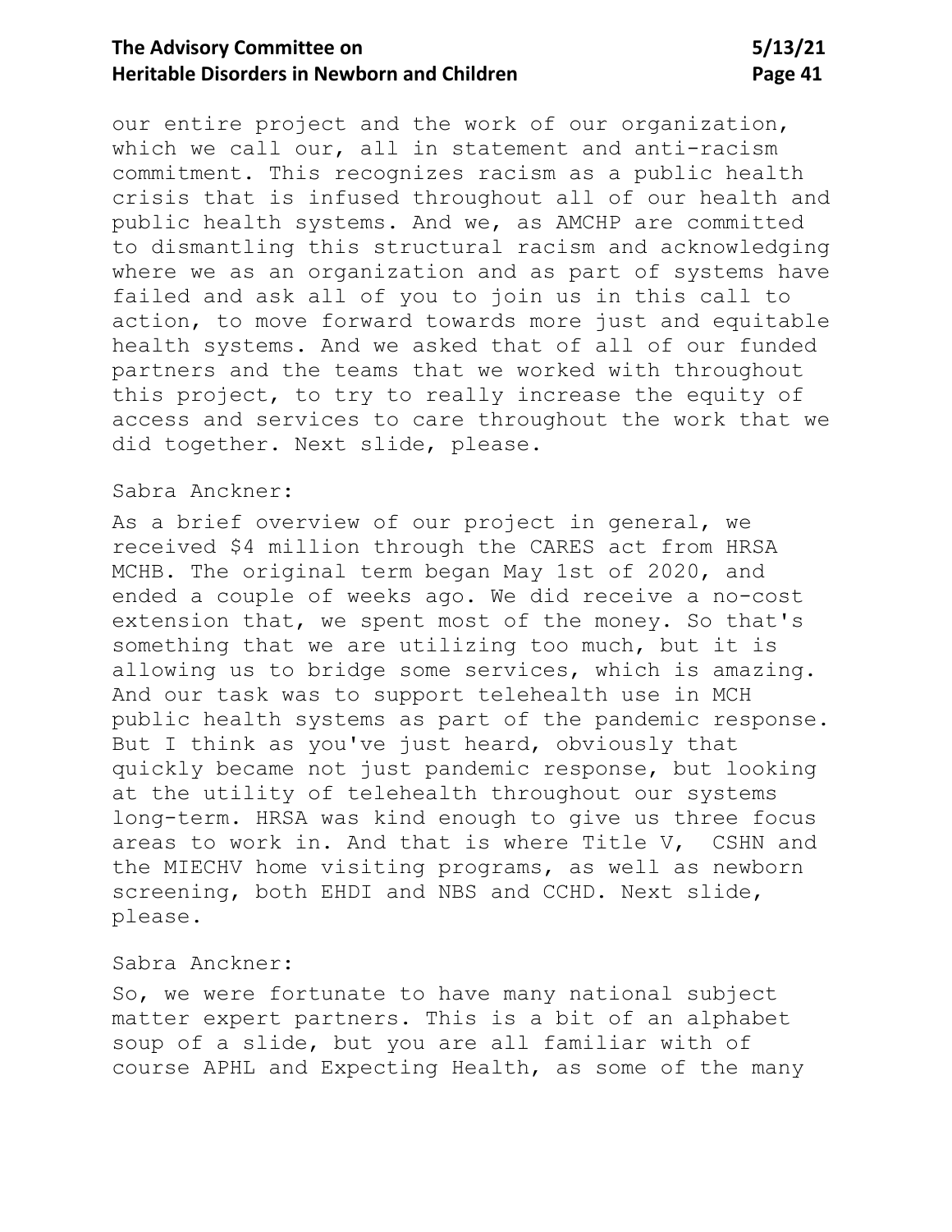our entire project and the work of our organization, which we call our, all in statement and anti-racism commitment. This recognizes racism as a public health crisis that is infused throughout all of our health and public health systems. And we, as AMCHP are committed to dismantling this structural racism and acknowledging where we as an organization and as part of systems have failed and ask all of you to join us in this call to action, to move forward towards more just and equitable health systems. And we asked that of all of our funded partners and the teams that we worked with throughout this project, to try to really increase the equity of access and services to care throughout the work that we did together. Next slide, please.

Sabra Anckner:

As a brief overview of our project in general, we received $4 million through the CARES act from HRSA MCHB. The original term began May 1st of 2020, and ended a couple of weeks ago. We did receive a no-cost extension that, we spent most of the money. So that's something that we are utilizing too much, but it is allowing us to bridge some services, which is amazing. And our task was to support telehealth use in MCH public health systems as part of the pandemic response. But I think as you've just heard, obviously that quickly became not just pandemic response, but looking at the utility of telehealth throughout our systems long-term. HRSA was kind enough to give us three focus areas to work in. And that is where Title V, CSHN and the MIECHV home visiting programs, as well as newborn screening, both EHDI and NBS and CCHD. Next slide, please.

Sabra Anckner:

So, we were fortunate to have many national subject matter expert partners. This is a bit of an alphabet soup of a slide, but you are all familiar with of course APHL and Expecting Health, as some of the many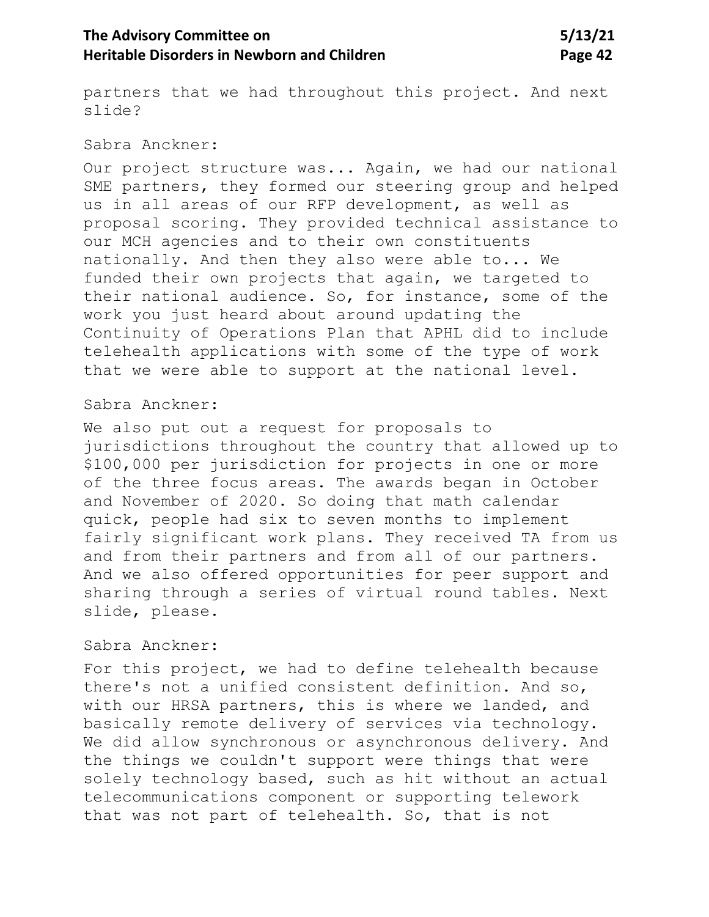partners that we had throughout this project. And next slide?

Sabra Anckner:

Our project structure was... Again, we had our national SME partners, they formed our steering group and helped us in all areas of our RFP development, as well as proposal scoring. They provided technical assistance to our MCH agencies and to their own constituents nationally. And then they also were able to... We funded their own projects that again, we targeted to their national audience. So, for instance, some of the work you just heard about around updating the Continuity of Operations Plan that APHL did to include telehealth applications with some of the type of work that we were able to support at the national level.

Sabra Anckner:

We also put out a request for proposals to jurisdictions throughout the country that allowed up to $100,000 per jurisdiction for projects in one or more of the three focus areas. The awards began in October and November of 2020. So doing that math calendar quick, people had six to seven months to implement fairly significant work plans. They received TA from us and from their partners and from all of our partners. And we also offered opportunities for peer support and sharing through a series of virtual round tables. Next slide, please.

Sabra Anckner:

For this project, we had to define telehealth because there's not a unified consistent definition. And so, with our HRSA partners, this is where we landed, and basically remote delivery of services via technology. We did allow synchronous or asynchronous delivery. And the things we couldn't support were things that were solely technology based, such as hit without an actual telecommunications component or supporting telework that was not part of telehealth. So, that is not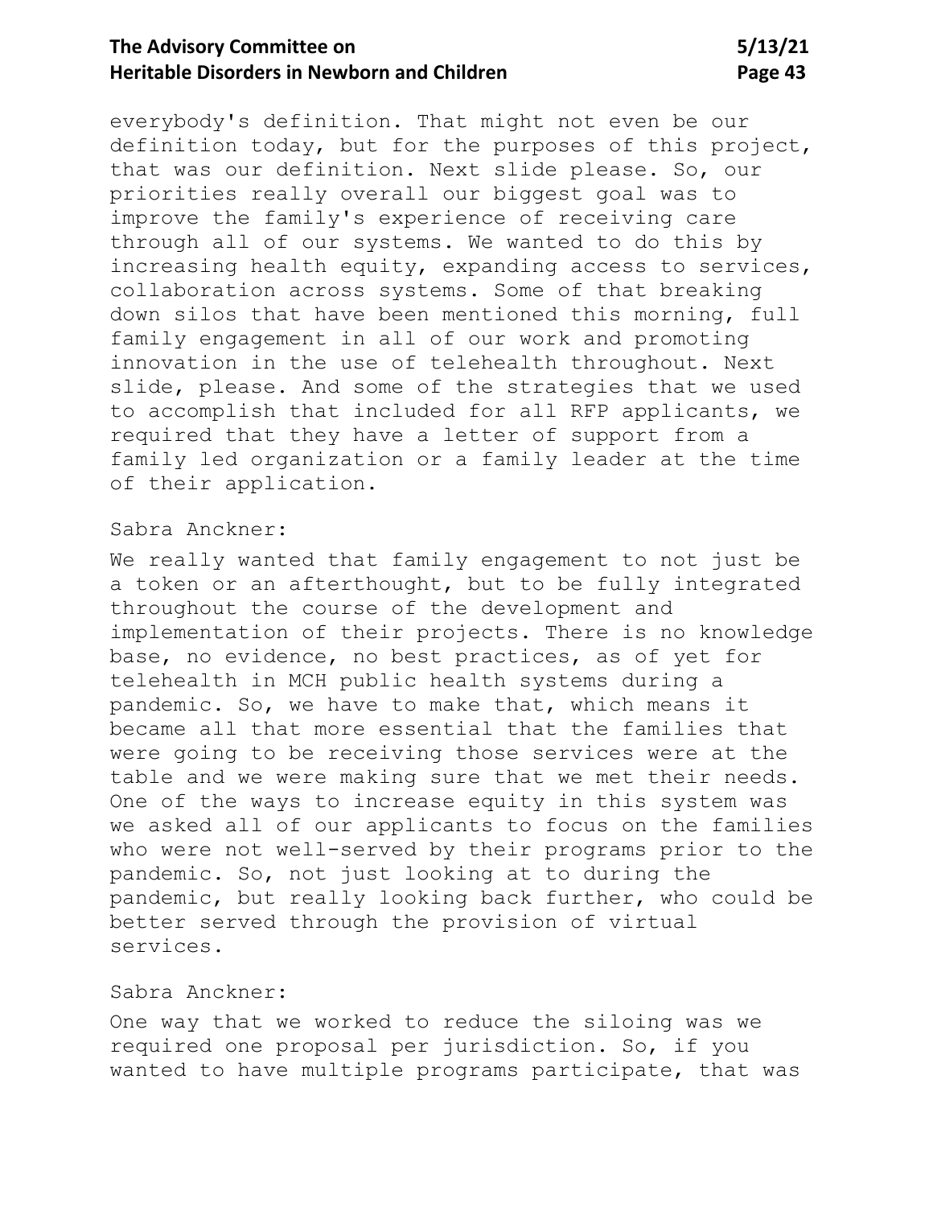everybody's definition. That might not even be our definition today, but for the purposes of this project, that was our definition. Next slide please. So, our priorities really overall our biggest goal was to improve the family's experience of receiving care through all of our systems. We wanted to do this by increasing health equity, expanding access to services, collaboration across systems. Some of that breaking down silos that have been mentioned this morning, full family engagement in all of our work and promoting innovation in the use of telehealth throughout. Next slide, please. And some of the strategies that we used to accomplish that included for all RFP applicants, we required that they have a letter of support from a family led organization or a family leader at the time of their application.

Sabra Anckner:

We really wanted that family engagement to not just be a token or an afterthought, but to be fully integrated throughout the course of the development and implementation of their projects. There is no knowledge base, no evidence, no best practices, as of yet for telehealth in MCH public health systems during a pandemic. So, we have to make that, which means it became all that more essential that the families that were going to be receiving those services were at the table and we were making sure that we met their needs. One of the ways to increase equity in this system was we asked all of our applicants to focus on the families who were not well-served by their programs prior to the pandemic. So, not just looking at to during the pandemic, but really looking back further, who could be better served through the provision of virtual services.

Sabra Anckner:

One way that we worked to reduce the siloing was we required one proposal per jurisdiction. So, if you wanted to have multiple programs participate, that was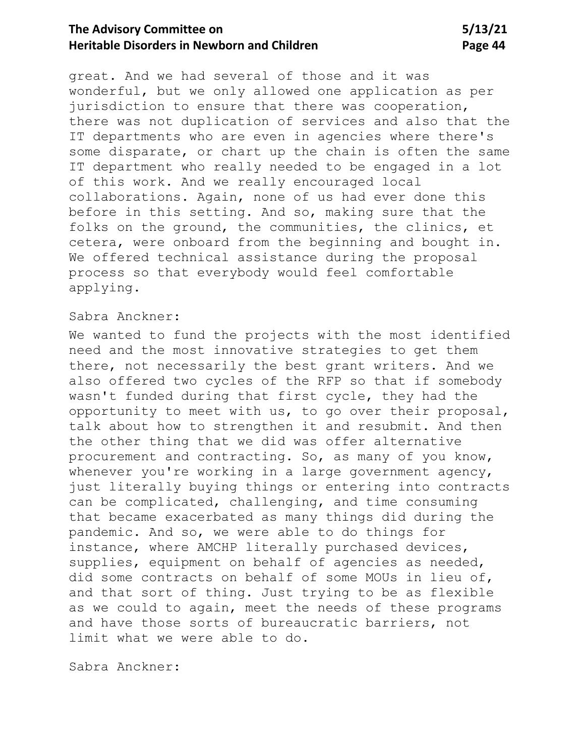great. And we had several of those and it was wonderful, but we only allowed one application as per jurisdiction to ensure that there was cooperation, there was not duplication of services and also that the IT departments who are even in agencies where there's some disparate, or chart up the chain is often the same IT department who really needed to be engaged in a lot of this work. And we really encouraged local collaborations. Again, none of us had ever done this before in this setting. And so, making sure that the folks on the ground, the communities, the clinics, et cetera, were onboard from the beginning and bought in. We offered technical assistance during the proposal process so that everybody would feel comfortable applying.

Sabra Anckner:

We wanted to fund the projects with the most identified need and the most innovative strategies to get them there, not necessarily the best grant writers. And we also offered two cycles of the RFP so that if somebody wasn't funded during that first cycle, they had the opportunity to meet with us, to go over their proposal, talk about how to strengthen it and resubmit. And then the other thing that we did was offer alternative procurement and contracting. So, as many of you know, whenever you're working in a large government agency, just literally buying things or entering into contracts can be complicated, challenging, and time consuming that became exacerbated as many things did during the pandemic. And so, we were able to do things for instance, where AMCHP literally purchased devices, supplies, equipment on behalf of agencies as needed, did some contracts on behalf of some MOUs in lieu of, and that sort of thing. Just trying to be as flexible as we could to again, meet the needs of these programs and have those sorts of bureaucratic barriers, not limit what we were able to do.

Sabra Anckner: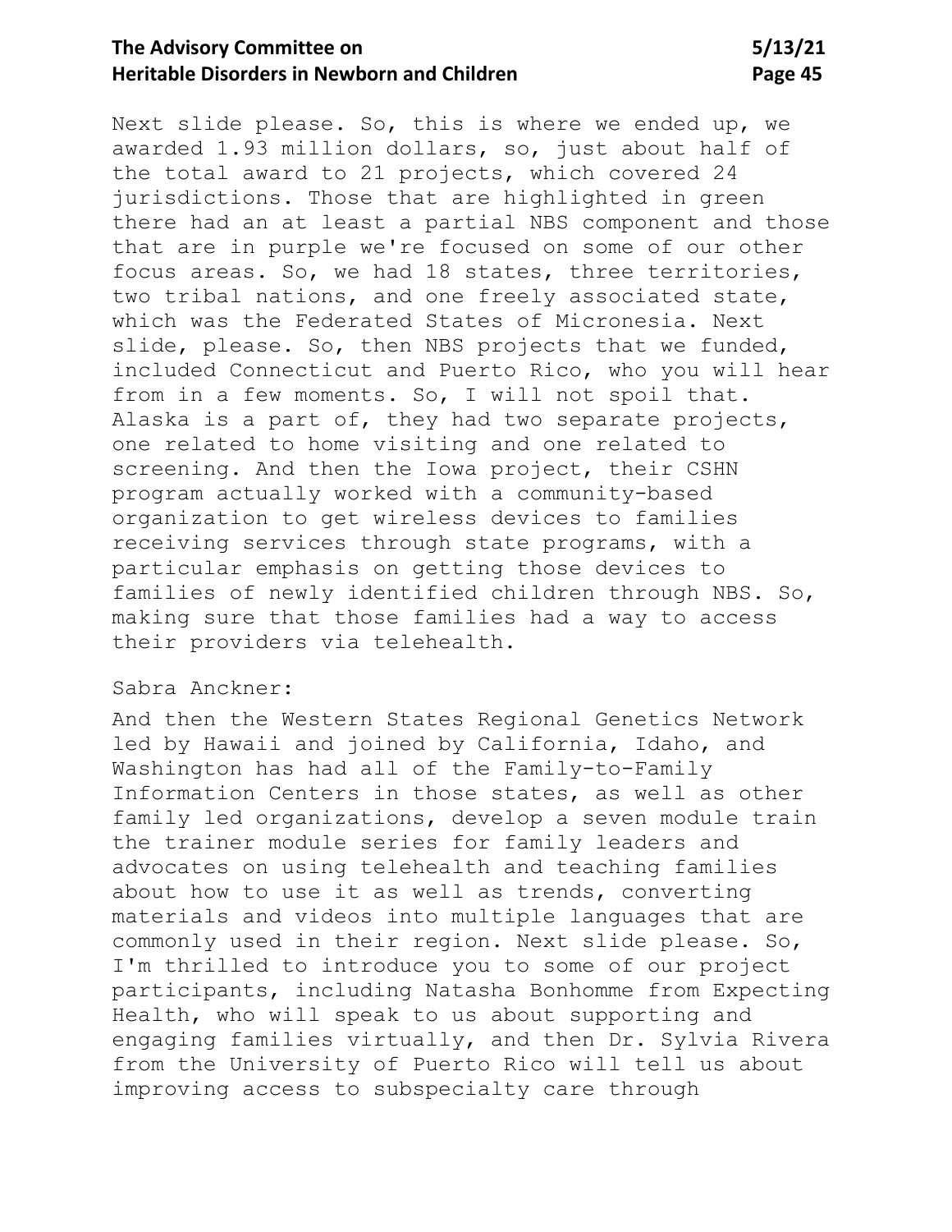Next slide please. So, this is where we ended up, we awarded 1.93 million dollars, so, just about half of the total award to 21 projects, which covered 24 jurisdictions. Those that are highlighted in green there had an at least a partial NBS component and those that are in purple we're focused on some of our other focus areas. So, we had 18 states, three territories, two tribal nations, and one freely associated state, which was the Federated States of Micronesia. Next slide, please. So, then NBS projects that we funded, included Connecticut and Puerto Rico, who you will hear from in a few moments. So, I will not spoil that. Alaska is a part of, they had two separate projects, one related to home visiting and one related to screening. And then the Iowa project, their CSHN program actually worked with a community-based organization to get wireless devices to families receiving services through state programs, with a particular emphasis on getting those devices to families of newly identified children through NBS. So, making sure that those families had a way to access their providers via telehealth.

Sabra Anckner:

And then the Western States Regional Genetics Network led by Hawaii and joined by California, Idaho, and Washington has had all of the Family-to-Family Information Centers in those states, as well as other family led organizations, develop a seven module train the trainer module series for family leaders and advocates on using telehealth and teaching families about how to use it as well as trends, converting materials and videos into multiple languages that are commonly used in their region. Next slide please. So, I'm thrilled to introduce you to some of our project participants, including Natasha Bonhomme from Expecting Health, who will speak to us about supporting and engaging families virtually, and then Dr. Sylvia Rivera from the University of Puerto Rico will tell us about improving access to subspecialty care through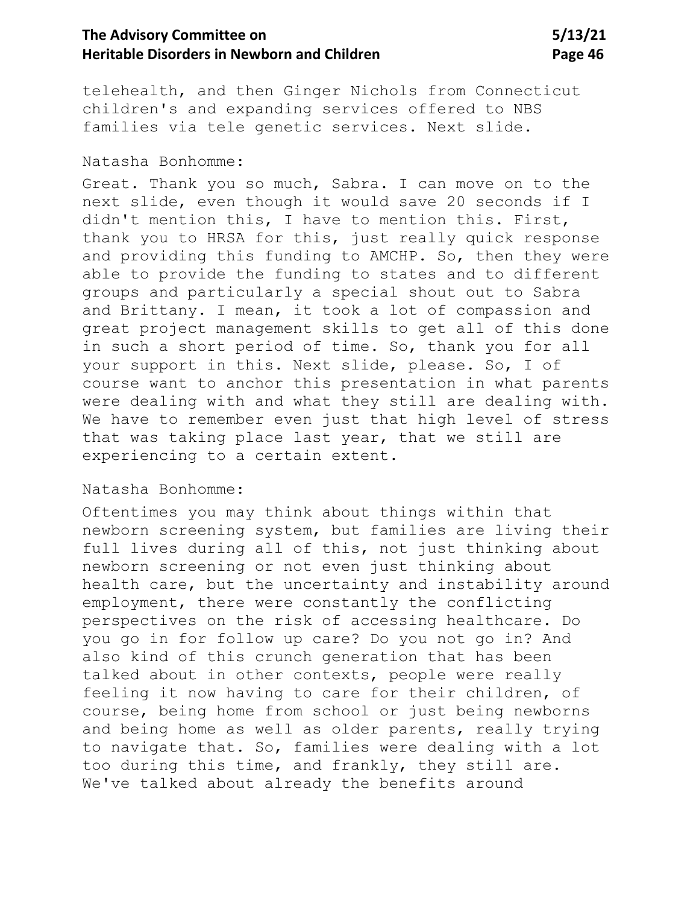telehealth, and then Ginger Nichols from Connecticut children's and expanding services offered to NBS families via tele genetic services. Next slide.

Natasha Bonhomme:

Great. Thank you so much, Sabra. I can move on to the next slide, even though it would save 20 seconds if I didn't mention this, I have to mention this. First, thank you to HRSA for this, just really quick response and providing this funding to AMCHP. So, then they were able to provide the funding to states and to different groups and particularly a special shout out to Sabra and Brittany. I mean, it took a lot of compassion and great project management skills to get all of this done in such a short period of time. So, thank you for all your support in this. Next slide, please. So, I of course want to anchor this presentation in what parents were dealing with and what they still are dealing with. We have to remember even just that high level of stress that was taking place last year, that we still are experiencing to a certain extent.

Natasha Bonhomme:

Oftentimes you may think about things within that newborn screening system, but families are living their full lives during all of this, not just thinking about newborn screening or not even just thinking about health care, but the uncertainty and instability around employment, there were constantly the conflicting perspectives on the risk of accessing healthcare. Do you go in for follow up care? Do you not go in? And also kind of this crunch generation that has been talked about in other contexts, people were really feeling it now having to care for their children, of course, being home from school or just being newborns and being home as well as older parents, really trying to navigate that. So, families were dealing with a lot too during this time, and frankly, they still are. We've talked about already the benefits around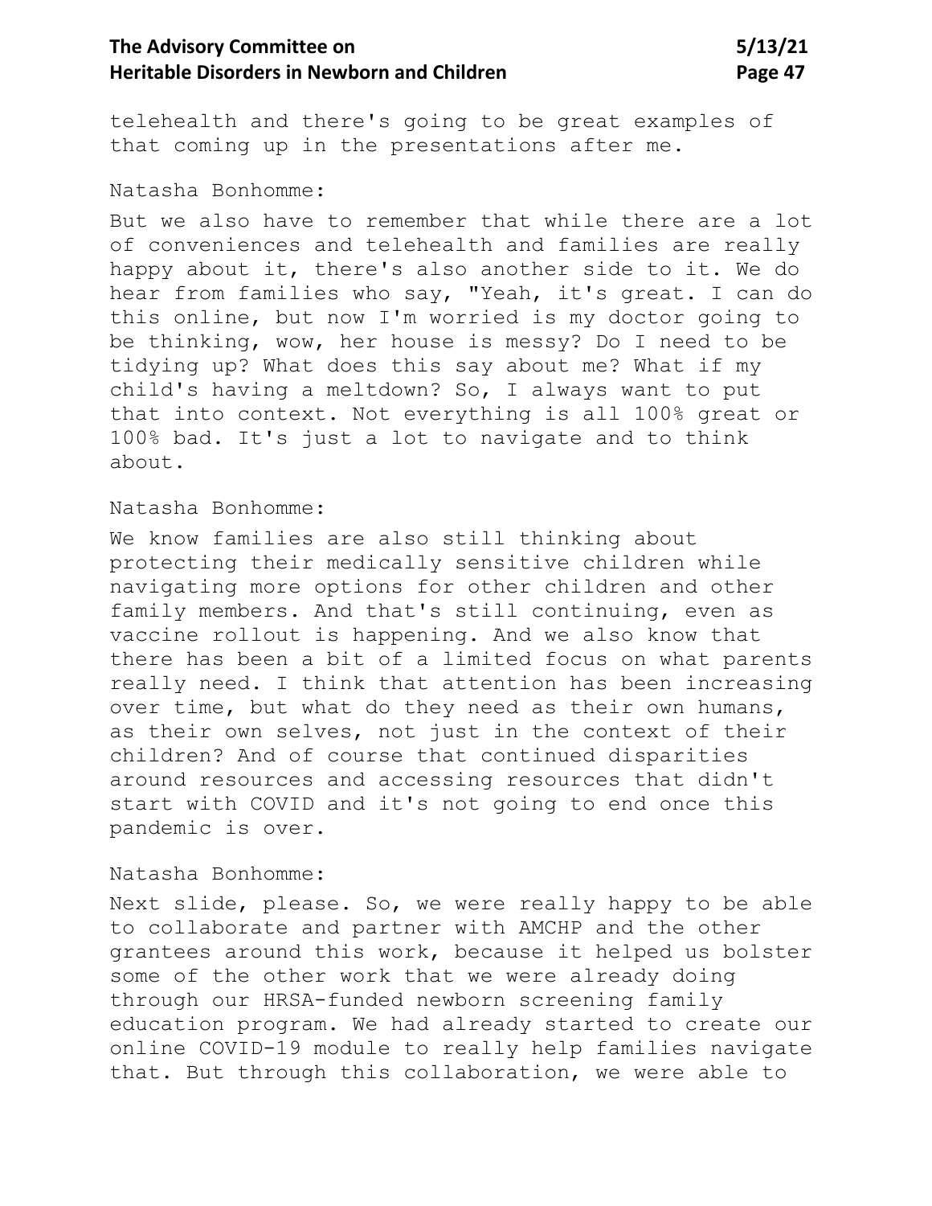telehealth and there's going to be great examples of that coming up in the presentations after me.

Natasha Bonhomme:

But we also have to remember that while there are a lot of conveniences and telehealth and families are really happy about it, there's also another side to it. We do hear from families who say, "Yeah, it's great. I can do this online, but now I'm worried is my doctor going to be thinking, wow, her house is messy? Do I need to be tidying up? What does this say about me? What if my child's having a meltdown? So, I always want to put that into context. Not everything is all 100% great or 100% bad. It's just a lot to navigate and to think about.

Natasha Bonhomme:

We know families are also still thinking about protecting their medically sensitive children while navigating more options for other children and other family members. And that's still continuing, even as vaccine rollout is happening. And we also know that there has been a bit of a limited focus on what parents really need. I think that attention has been increasing over time, but what do they need as their own humans, as their own selves, not just in the context of their children? And of course that continued disparities around resources and accessing resources that didn't start with COVID and it's not going to end once this pandemic is over.

Natasha Bonhomme:

Next slide, please. So, we were really happy to be able to collaborate and partner with AMCHP and the other grantees around this work, because it helped us bolster some of the other work that we were already doing through our HRSA-funded newborn screening family education program. We had already started to create our online COVID-19 module to really help families navigate that. But through this collaboration, we were able to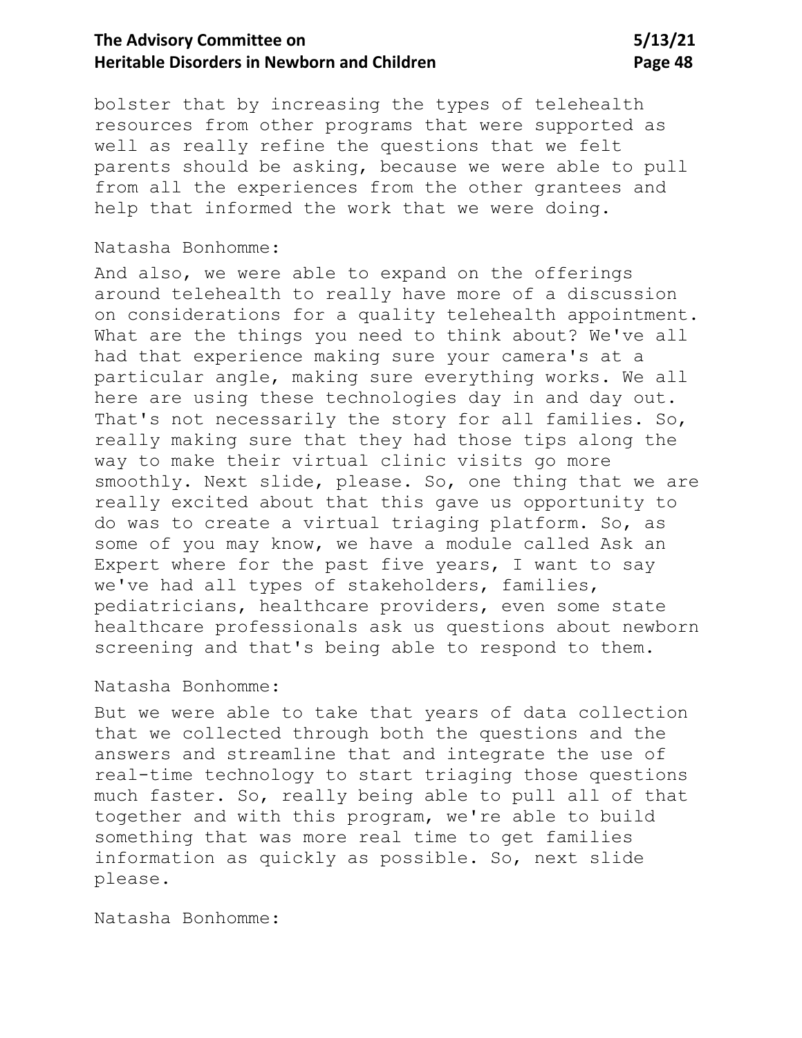bolster that by increasing the types of telehealth resources from other programs that were supported as well as really refine the questions that we felt parents should be asking, because we were able to pull from all the experiences from the other grantees and help that informed the work that we were doing.

Natasha Bonhomme:

And also, we were able to expand on the offerings around telehealth to really have more of a discussion on considerations for a quality telehealth appointment. What are the things you need to think about? We've all had that experience making sure your camera's at a particular angle, making sure everything works. We all here are using these technologies day in and day out. That's not necessarily the story for all families. So, really making sure that they had those tips along the way to make their virtual clinic visits go more smoothly. Next slide, please. So, one thing that we are really excited about that this gave us opportunity to do was to create a virtual triaging platform. So, as some of you may know, we have a module called Ask an Expert where for the past five years, I want to say we've had all types of stakeholders, families, pediatricians, healthcare providers, even some state healthcare professionals ask us questions about newborn screening and that's being able to respond to them.

Natasha Bonhomme:

But we were able to take that years of data collection that we collected through both the questions and the answers and streamline that and integrate the use of real-time technology to start triaging those questions much faster. So, really being able to pull all of that together and with this program, we're able to build something that was more real time to get families information as quickly as possible. So, next slide please.

Natasha Bonhomme: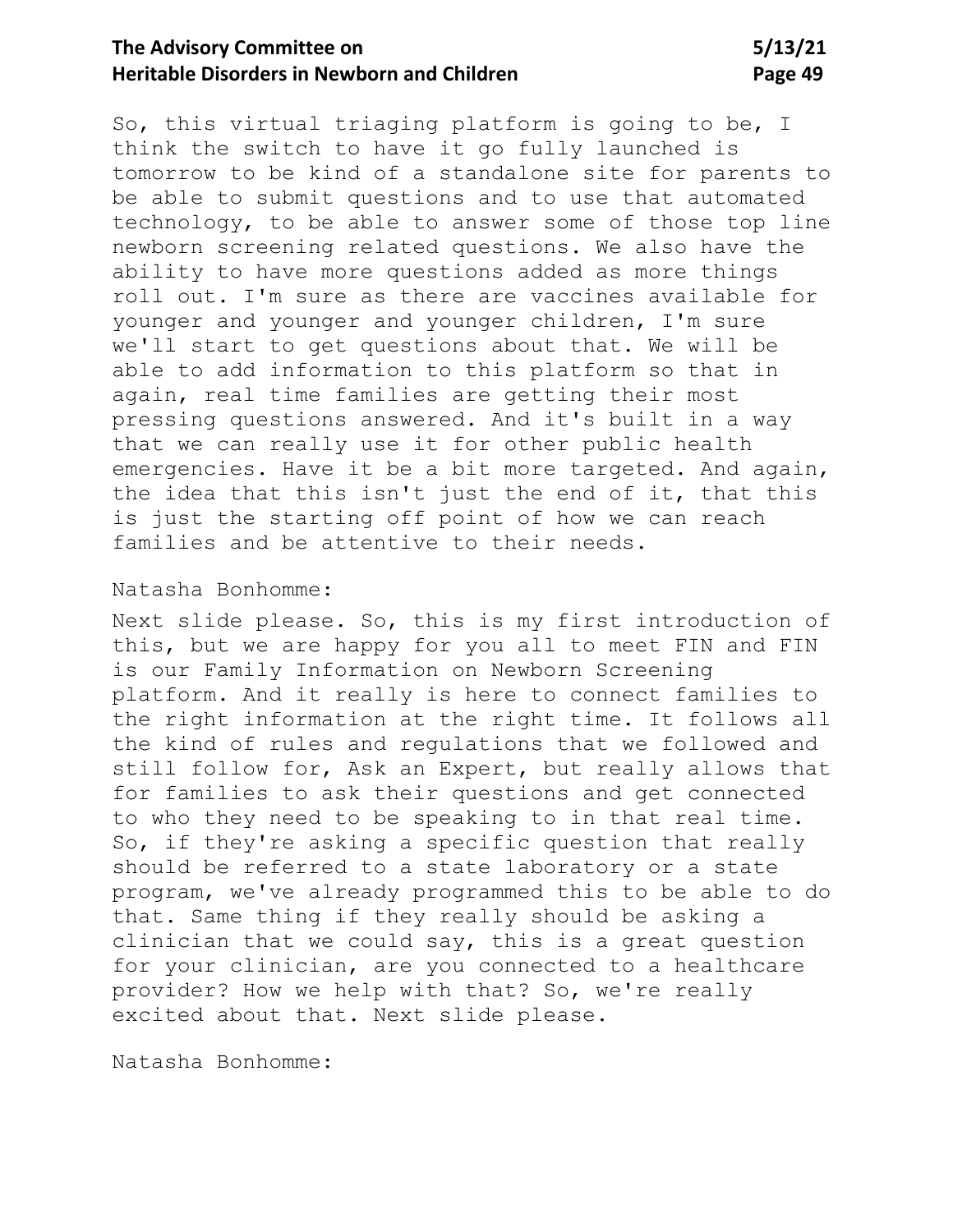So, this virtual triaging platform is going to be, I think the switch to have it go fully launched is tomorrow to be kind of a standalone site for parents to be able to submit questions and to use that automated technology, to be able to answer some of those top line newborn screening related questions. We also have the ability to have more questions added as more things roll out. I'm sure as there are vaccines available for younger and younger and younger children, I'm sure we'll start to get questions about that. We will be able to add information to this platform so that in again, real time families are getting their most pressing questions answered. And it's built in a way that we can really use it for other public health emergencies. Have it be a bit more targeted. And again, the idea that this isn't just the end of it, that this is just the starting off point of how we can reach families and be attentive to their needs.

Natasha Bonhomme:

Next slide please. So, this is my first introduction of this, but we are happy for you all to meet FIN and FIN is our Family Information on Newborn Screening platform. And it really is here to connect families to the right information at the right time. It follows all the kind of rules and regulations that we followed and still follow for, Ask an Expert, but really allows that for families to ask their questions and get connected to who they need to be speaking to in that real time. So, if they're asking a specific question that really should be referred to a state laboratory or a state program, we've already programmed this to be able to do that. Same thing if they really should be asking a clinician that we could say, this is a great question for your clinician, are you connected to a healthcare provider? How we help with that? So, we're really excited about that. Next slide please.

Natasha Bonhomme: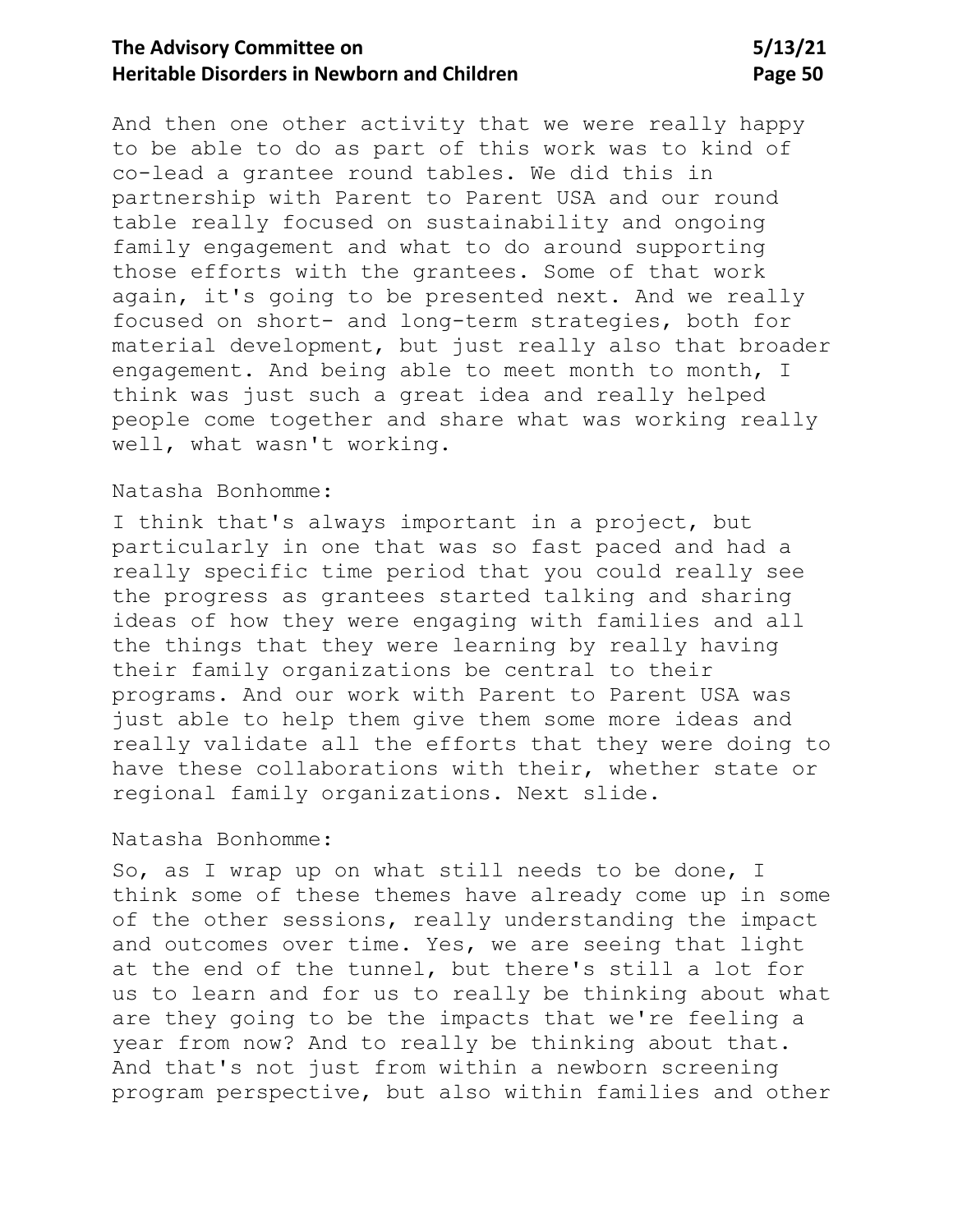And then one other activity that we were really happy to be able to do as part of this work was to kind of co-lead a grantee round tables. We did this in partnership with Parent to Parent USA and our round table really focused on sustainability and ongoing family engagement and what to do around supporting those efforts with the grantees. Some of that work again, it's going to be presented next. And we really focused on short- and long-term strategies, both for material development, but just really also that broader engagement. And being able to meet month to month, I think was just such a great idea and really helped people come together and share what was working really well, what wasn't working.

Natasha Bonhomme:

I think that's always important in a project, but particularly in one that was so fast paced and had a really specific time period that you could really see the progress as grantees started talking and sharing ideas of how they were engaging with families and all the things that they were learning by really having their family organizations be central to their programs. And our work with Parent to Parent USA was just able to help them give them some more ideas and really validate all the efforts that they were doing to have these collaborations with their, whether state or regional family organizations. Next slide.

Natasha Bonhomme:

So, as I wrap up on what still needs to be done, I think some of these themes have already come up in some of the other sessions, really understanding the impact and outcomes over time. Yes, we are seeing that light at the end of the tunnel, but there's still a lot for us to learn and for us to really be thinking about what are they going to be the impacts that we're feeling a year from now? And to really be thinking about that. And that's not just from within a newborn screening program perspective, but also within families and other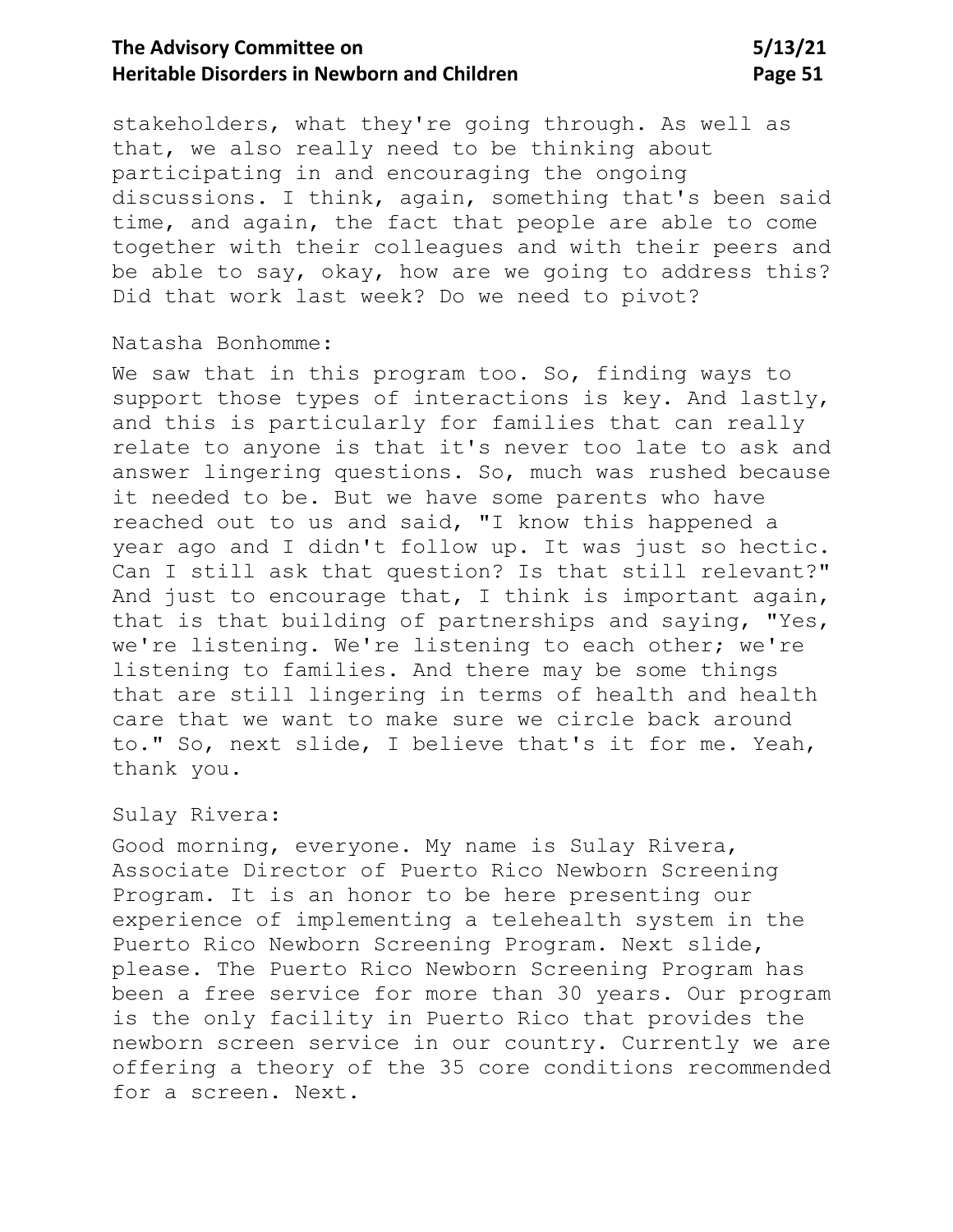stakeholders, what they're going through. As well as that, we also really need to be thinking about participating in and encouraging the ongoing discussions. I think, again, something that's been said time, and again, the fact that people are able to come together with their colleagues and with their peers and be able to say, okay, how are we going to address this? Did that work last week? Do we need to pivot?

Natasha Bonhomme:

We saw that in this program too. So, finding ways to support those types of interactions is key. And lastly, and this is particularly for families that can really relate to anyone is that it's never too late to ask and answer lingering questions. So, much was rushed because it needed to be. But we have some parents who have reached out to us and said, "I know this happened a year ago and I didn't follow up. It was just so hectic. Can I still ask that question? Is that still relevant?" And just to encourage that, I think is important again, that is that building of partnerships and saying, "Yes, we're listening. We're listening to each other; we're listening to families. And there may be some things that are still lingering in terms of health and health care that we want to make sure we circle back around to." So, next slide, I believe that's it for me. Yeah, thank you.

Sulay Rivera:

Good morning, everyone. My name is Sulay Rivera, Associate Director of Puerto Rico Newborn Screening Program. It is an honor to be here presenting our experience of implementing a telehealth system in the Puerto Rico Newborn Screening Program. Next slide, please. The Puerto Rico Newborn Screening Program has been a free service for more than 30 years. Our program is the only facility in Puerto Rico that provides the newborn screen service in our country. Currently we are offering a theory of the 35 core conditions recommended for a screen. Next.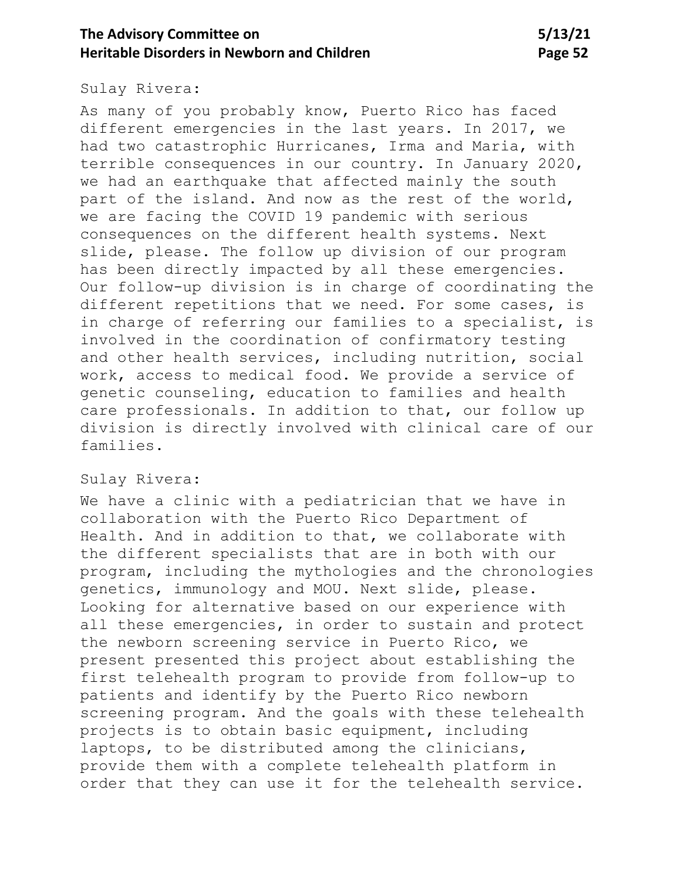Sulay Rivera:

As many of you probably know, Puerto Rico has faced different emergencies in the last years. In 2017, we had two catastrophic Hurricanes, Irma and Maria, with terrible consequences in our country. In January 2020, we had an earthquake that affected mainly the south part of the island. And now as the rest of the world, we are facing the COVID 19 pandemic with serious consequences on the different health systems. Next slide, please. The follow up division of our program has been directly impacted by all these emergencies. Our follow-up division is in charge of coordinating the different repetitions that we need. For some cases, is in charge of referring our families to a specialist, is involved in the coordination of confirmatory testing and other health services, including nutrition, social work, access to medical food. We provide a service of genetic counseling, education to families and health care professionals. In addition to that, our follow up division is directly involved with clinical care of our families.

Sulay Rivera:

We have a clinic with a pediatrician that we have in collaboration with the Puerto Rico Department of Health. And in addition to that, we collaborate with the different specialists that are in both with our program, including the mythologies and the chronologies genetics, immunology and MOU. Next slide, please. Looking for alternative based on our experience with all these emergencies, in order to sustain and protect the newborn screening service in Puerto Rico, we present presented this project about establishing the first telehealth program to provide from follow-up to patients and identify by the Puerto Rico newborn screening program. And the goals with these telehealth projects is to obtain basic equipment, including laptops, to be distributed among the clinicians, provide them with a complete telehealth platform in order that they can use it for the telehealth service.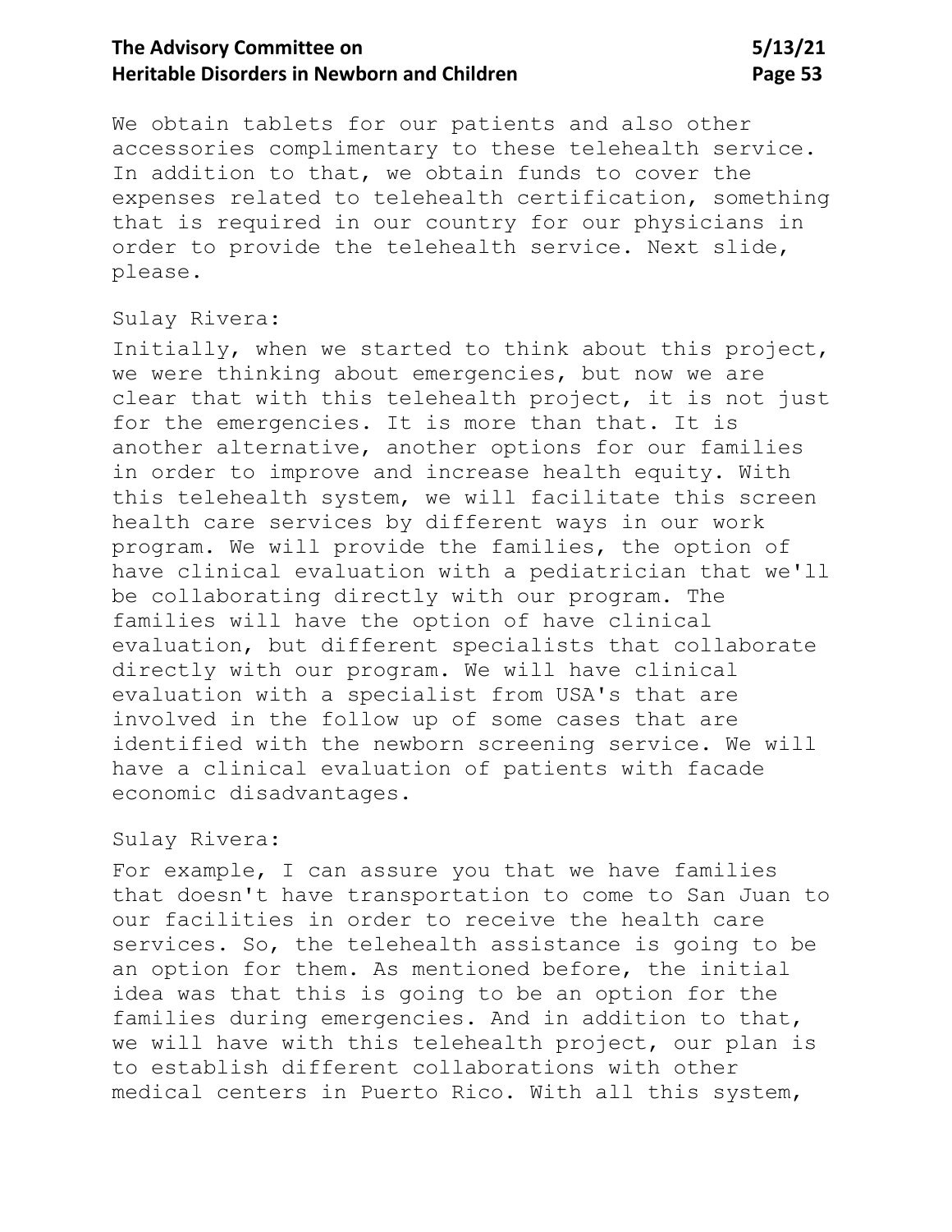We obtain tablets for our patients and also other accessories complimentary to these telehealth service. In addition to that, we obtain funds to cover the expenses related to telehealth certification, something that is required in our country for our physicians in order to provide the telehealth service. Next slide, please.

Sulay Rivera:

Initially, when we started to think about this project, we were thinking about emergencies, but now we are clear that with this telehealth project, it is not just for the emergencies. It is more than that. It is another alternative, another options for our families in order to improve and increase health equity. With this telehealth system, we will facilitate this screen health care services by different ways in our work program. We will provide the families, the option of have clinical evaluation with a pediatrician that we'll be collaborating directly with our program. The families will have the option of have clinical evaluation, but different specialists that collaborate directly with our program. We will have clinical evaluation with a specialist from USA's that are involved in the follow up of some cases that are identified with the newborn screening service. We will have a clinical evaluation of patients with facade economic disadvantages.

Sulay Rivera:

For example, I can assure you that we have families that doesn't have transportation to come to San Juan to our facilities in order to receive the health care services. So, the telehealth assistance is going to be an option for them. As mentioned before, the initial idea was that this is going to be an option for the families during emergencies. And in addition to that, we will have with this telehealth project, our plan is to establish different collaborations with other medical centers in Puerto Rico. With all this system,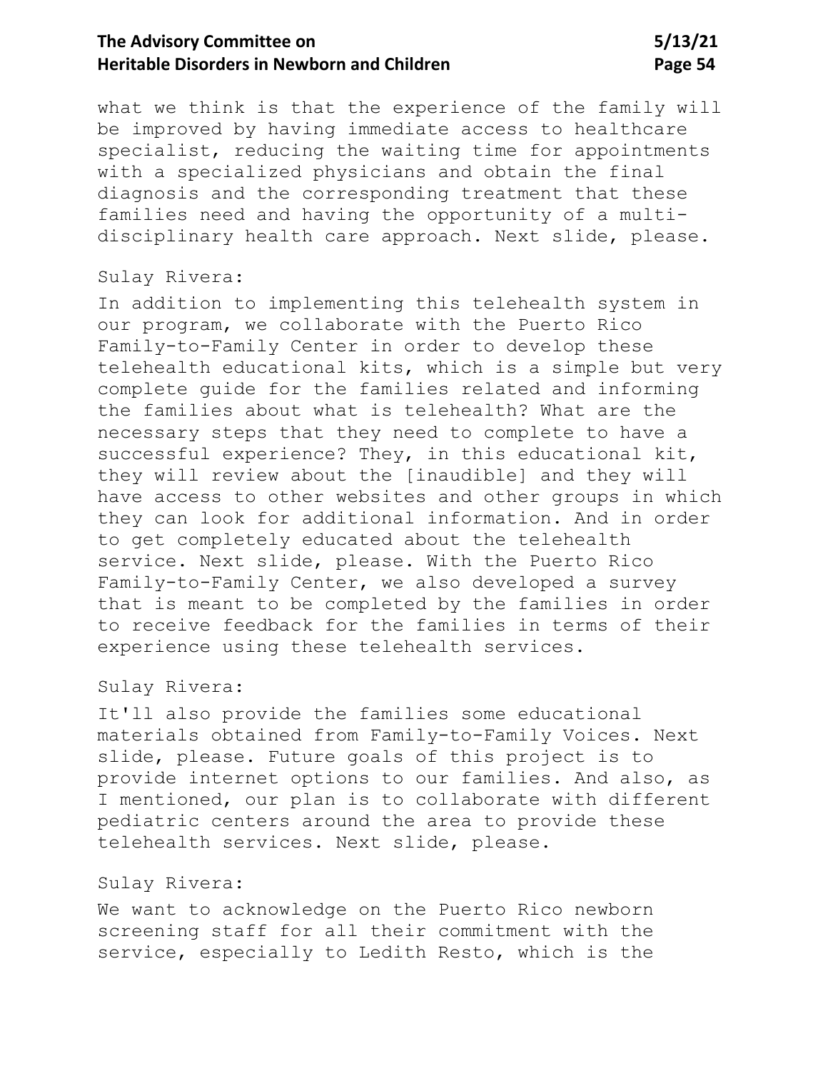what we think is that the experience of the family will be improved by having immediate access to healthcare specialist, reducing the waiting time for appointments with a specialized physicians and obtain the final diagnosis and the corresponding treatment that these families need and having the opportunity of a multi-disciplinary health care approach. Next slide, please.

Sulay Rivera:

In addition to implementing this telehealth system in our program, we collaborate with the Puerto Rico Family-to-Family Center in order to develop these telehealth educational kits, which is a simple but very complete guide for the families related and informing the families about what is telehealth? What are the necessary steps that they need to complete to have a successful experience? They, in this educational kit, they will review about the [inaudible] and they will have access to other websites and other groups in which they can look for additional information. And in order to get completely educated about the telehealth service. Next slide, please. With the Puerto Rico Family-to-Family Center, we also developed a survey that is meant to be completed by the families in order to receive feedback for the families in terms of their experience using these telehealth services.

Sulay Rivera:

It'll also provide the families some educational materials obtained from Family-to-Family Voices. Next slide, please. Future goals of this project is to provide internet options to our families. And also, as I mentioned, our plan is to collaborate with different pediatric centers around the area to provide these telehealth services. Next slide, please.

Sulay Rivera:

We want to acknowledge on the Puerto Rico newborn screening staff for all their commitment with the service, especially to Ledith Resto, which is the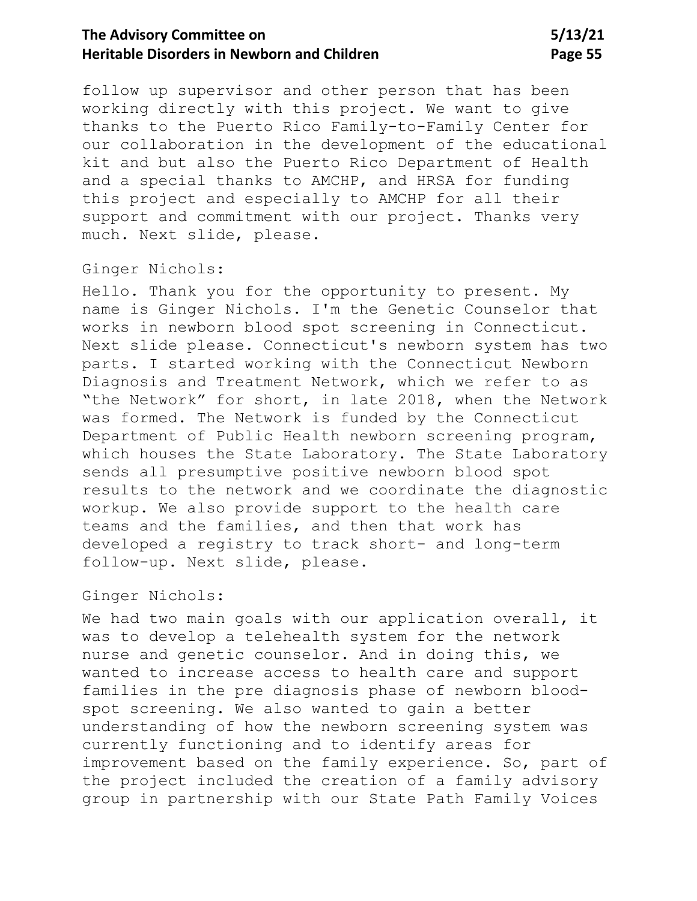follow up supervisor and other person that has been working directly with this project. We want to give thanks to the Puerto Rico Family-to-Family Center for our collaboration in the development of the educational kit and but also the Puerto Rico Department of Health and a special thanks to AMCHP, and HRSA for funding this project and especially to AMCHP for all their support and commitment with our project. Thanks very much. Next slide, please.

Ginger Nichols:

Hello. Thank you for the opportunity to present. My name is Ginger Nichols. I'm the Genetic Counselor that works in newborn blood spot screening in Connecticut. Next slide please. Connecticut's newborn system has two parts. I started working with the Connecticut Newborn Diagnosis and Treatment Network, which we refer to as "the Network" for short, in late 2018, when the Network was formed. The Network is funded by the Connecticut Department of Public Health newborn screening program, which houses the State Laboratory. The State Laboratory sends all presumptive positive newborn blood spot results to the network and we coordinate the diagnostic workup. We also provide support to the health care teams and the families, and then that work has developed a registry to track short- and long-term follow-up. Next slide, please.

Ginger Nichols:

We had two main goals with our application overall, it was to develop a telehealth system for the network nurse and genetic counselor. And in doing this, we wanted to increase access to health care and support families in the pre diagnosis phase of newborn blood-spot screening. We also wanted to gain a better understanding of how the newborn screening system was currently functioning and to identify areas for improvement based on the family experience. So, part of the project included the creation of a family advisory group in partnership with our State Path Family Voices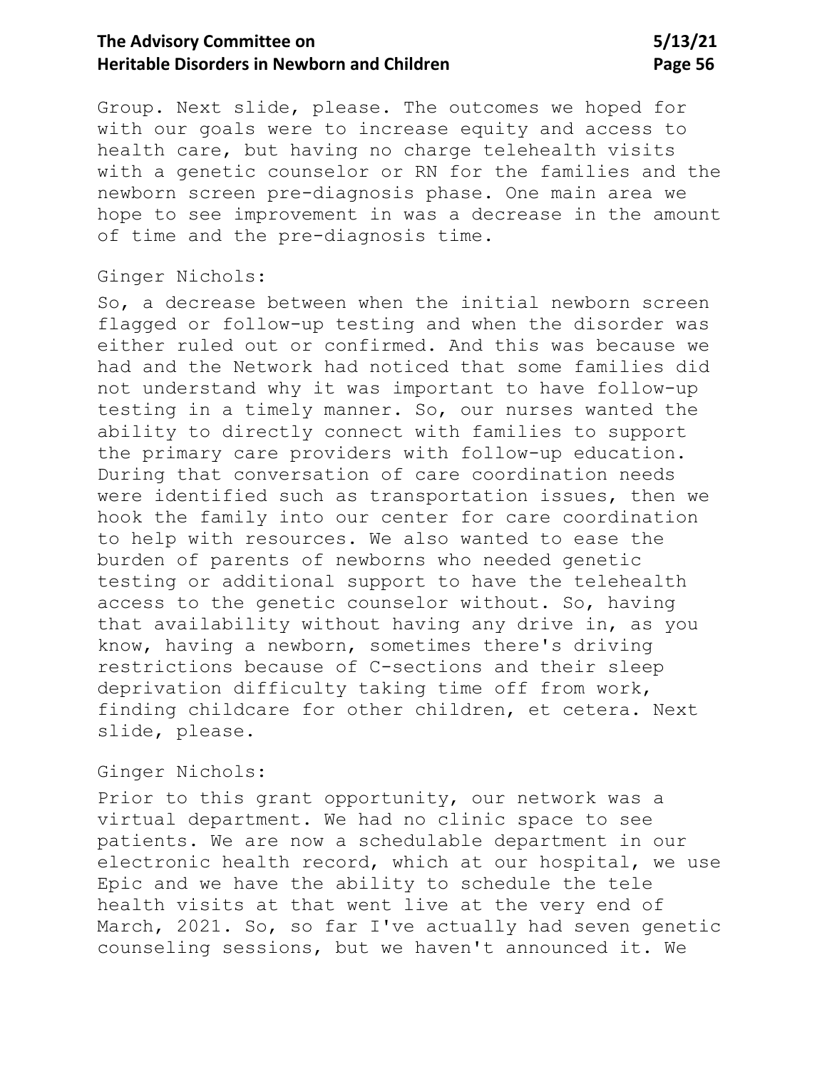Group. Next slide, please. The outcomes we hoped for with our goals were to increase equity and access to health care, but having no charge telehealth visits with a genetic counselor or RN for the families and the newborn screen pre-diagnosis phase. One main area we hope to see improvement in was a decrease in the amount of time and the pre-diagnosis time.

Ginger Nichols:

So, a decrease between when the initial newborn screen flagged or follow-up testing and when the disorder was either ruled out or confirmed. And this was because we had and the Network had noticed that some families did not understand why it was important to have follow-up testing in a timely manner. So, our nurses wanted the ability to directly connect with families to support the primary care providers with follow-up education. During that conversation of care coordination needs were identified such as transportation issues, then we hook the family into our center for care coordination to help with resources. We also wanted to ease the burden of parents of newborns who needed genetic testing or additional support to have the telehealth access to the genetic counselor without. So, having that availability without having any drive in, as you know, having a newborn, sometimes there's driving restrictions because of C-sections and their sleep deprivation difficulty taking time off from work, finding childcare for other children, et cetera. Next slide, please.

Ginger Nichols:

Prior to this grant opportunity, our network was a virtual department. We had no clinic space to see patients. We are now a schedulable department in our electronic health record, which at our hospital, we use Epic and we have the ability to schedule the tele health visits at that went live at the very end of March, 2021. So, so far I've actually had seven genetic counseling sessions, but we haven't announced it. We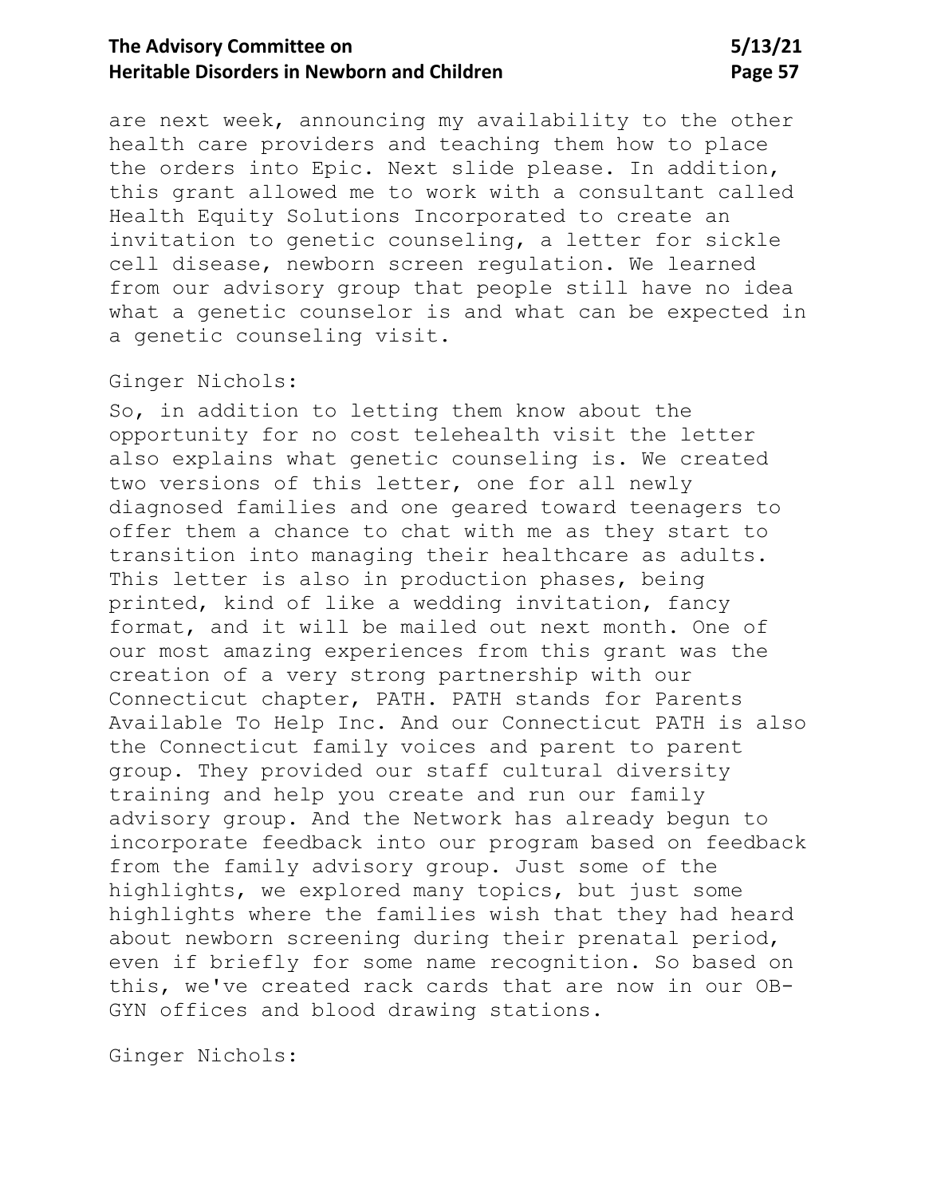are next week, announcing my availability to the other health care providers and teaching them how to place the orders into Epic. Next slide please. In addition, this grant allowed me to work with a consultant called Health Equity Solutions Incorporated to create an invitation to genetic counseling, a letter for sickle cell disease, newborn screen regulation. We learned from our advisory group that people still have no idea what a genetic counselor is and what can be expected in a genetic counseling visit.

Ginger Nichols:

So, in addition to letting them know about the opportunity for no cost telehealth visit the letter also explains what genetic counseling is. We created two versions of this letter, one for all newly diagnosed families and one geared toward teenagers to offer them a chance to chat with me as they start to transition into managing their healthcare as adults. This letter is also in production phases, being printed, kind of like a wedding invitation, fancy format, and it will be mailed out next month. One of our most amazing experiences from this grant was the creation of a very strong partnership with our Connecticut chapter, PATH. PATH stands for Parents Available To Help Inc. And our Connecticut PATH is also the Connecticut family voices and parent to parent group. They provided our staff cultural diversity training and help you create and run our family advisory group. And the Network has already begun to incorporate feedback into our program based on feedback from the family advisory group. Just some of the highlights, we explored many topics, but just some highlights where the families wish that they had heard about newborn screening during their prenatal period, even if briefly for some name recognition. So based on this, we've created rack cards that are now in our OB-GYN offices and blood drawing stations.

Ginger Nichols: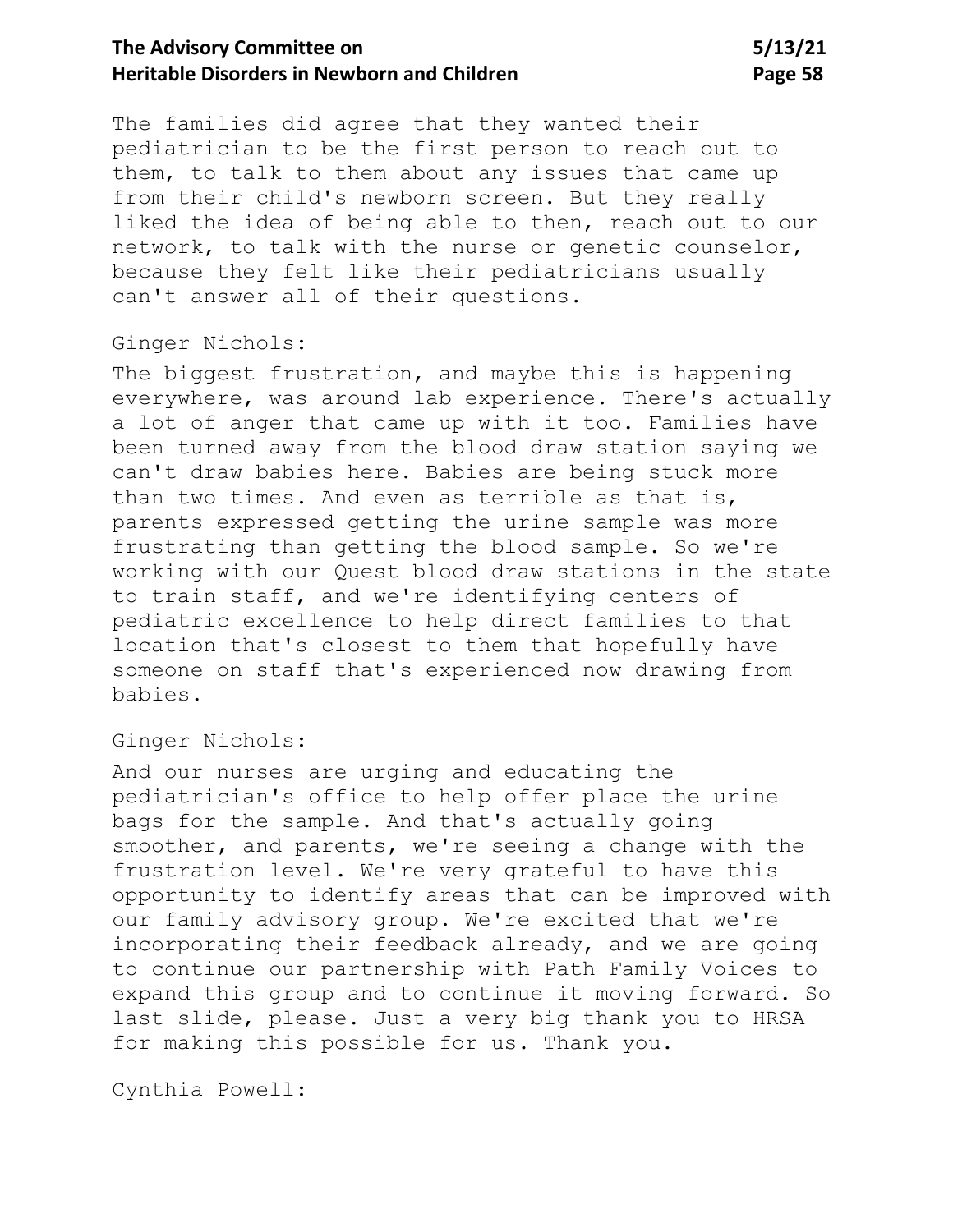The families did agree that they wanted their pediatrician to be the first person to reach out to them, to talk to them about any issues that came up from their child's newborn screen. But they really liked the idea of being able to then, reach out to our network, to talk with the nurse or genetic counselor, because they felt like their pediatricians usually can't answer all of their questions.

Ginger Nichols:

The biggest frustration, and maybe this is happening everywhere, was around lab experience. There's actually a lot of anger that came up with it too. Families have been turned away from the blood draw station saying we can't draw babies here. Babies are being stuck more than two times. And even as terrible as that is, parents expressed getting the urine sample was more frustrating than getting the blood sample. So we're working with our Quest blood draw stations in the state to train staff, and we're identifying centers of pediatric excellence to help direct families to that location that's closest to them that hopefully have someone on staff that's experienced now drawing from babies.

Ginger Nichols:

And our nurses are urging and educating the pediatrician's office to help offer place the urine bags for the sample. And that's actually going smoother, and parents, we're seeing a change with the frustration level. We're very grateful to have this opportunity to identify areas that can be improved with our family advisory group. We're excited that we're incorporating their feedback already, and we are going to continue our partnership with Path Family Voices to expand this group and to continue it moving forward. So last slide, please. Just a very big thank you to HRSA for making this possible for us. Thank you.

Cynthia Powell: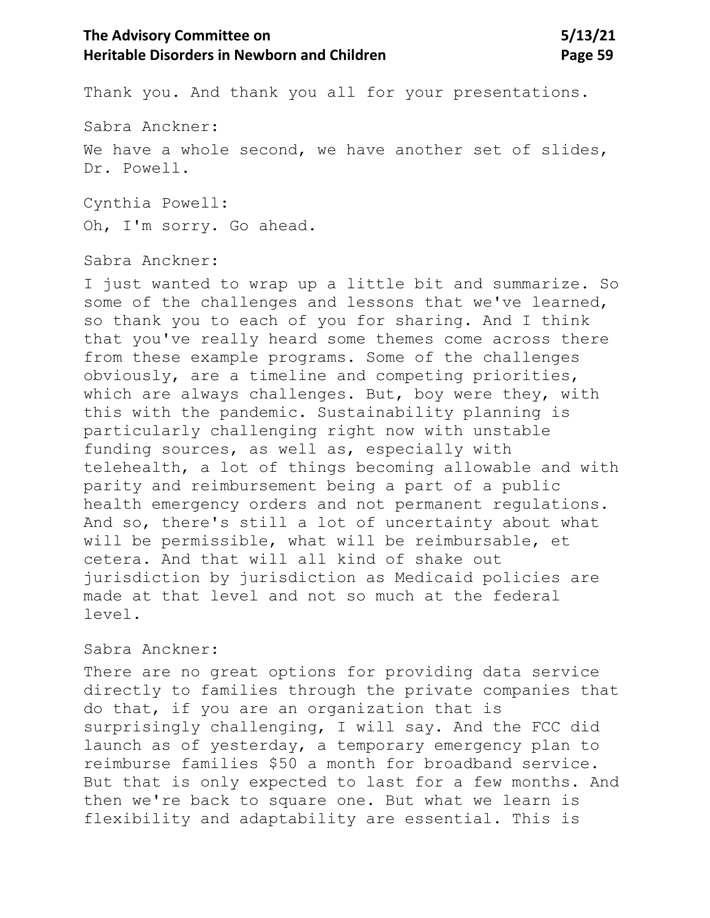Thank you. And thank you all for your presentations.

Sabra Anckner:

We have a whole second, we have another set of slides, Dr. Powell.

Cynthia Powell:

Oh, I'm sorry. Go ahead.

Sabra Anckner:

I just wanted to wrap up a little bit and summarize. So some of the challenges and lessons that we've learned, so thank you to each of you for sharing. And I think that you've really heard some themes come across there from these example programs. Some of the challenges obviously, are a timeline and competing priorities, which are always challenges. But, boy were they, with this with the pandemic. Sustainability planning is particularly challenging right now with unstable funding sources, as well as, especially with telehealth, a lot of things becoming allowable and with parity and reimbursement being a part of a public health emergency orders and not permanent regulations. And so, there's still a lot of uncertainty about what will be permissible, what will be reimbursable, et cetera. And that will all kind of shake out jurisdiction by jurisdiction as Medicaid policies are made at that level and not so much at the federal level.

Sabra Anckner:

There are no great options for providing data service directly to families through the private companies that do that, if you are an organization that is surprisingly challenging, I will say. And the FCC did launch as of yesterday, a temporary emergency plan to reimburse families $50 a month for broadband service. But that is only expected to last for a few months. And then we're back to square one. But what we learn is flexibility and adaptability are essential. This is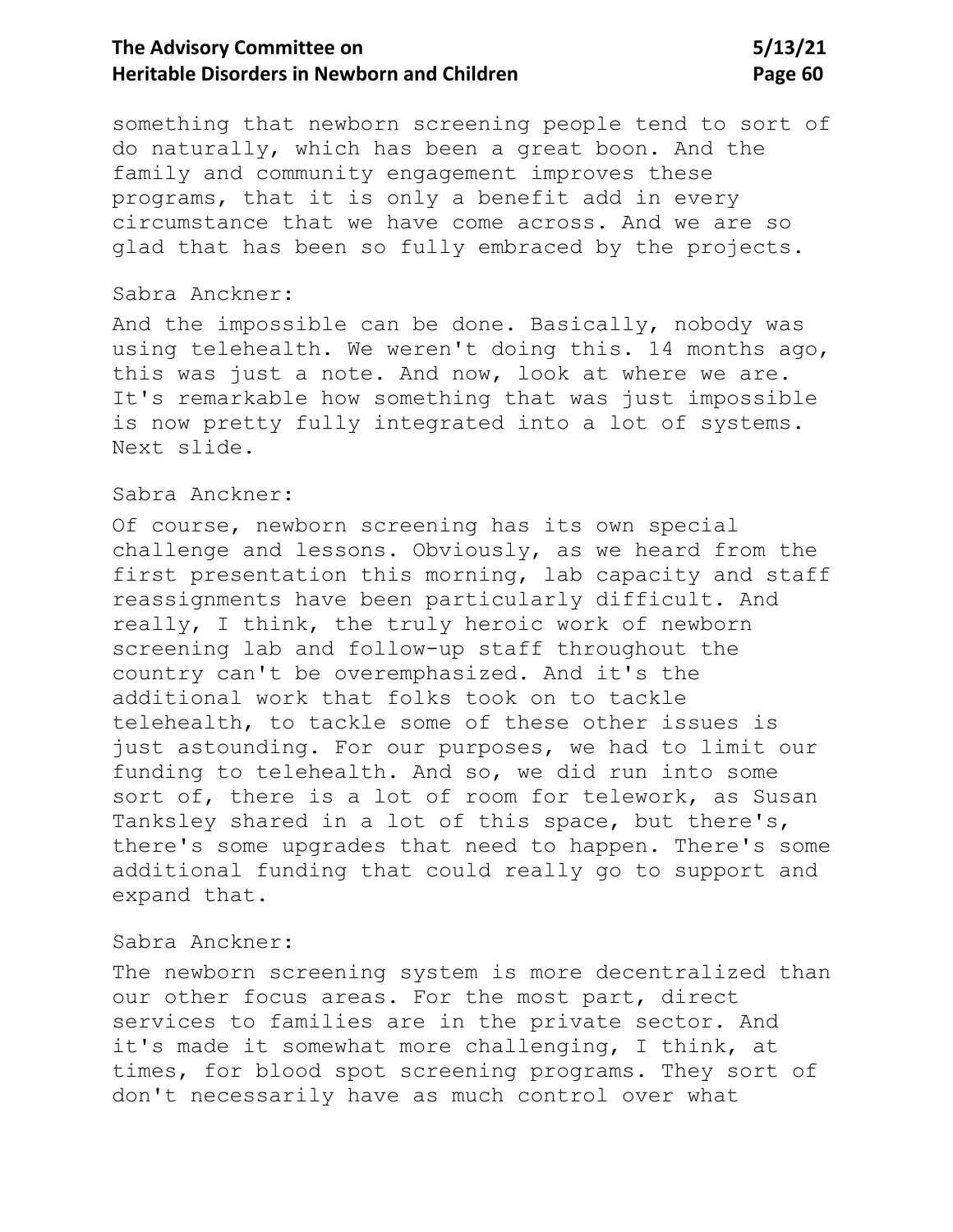something that newborn screening people tend to sort of do naturally, which has been a great boon. And the family and community engagement improves these programs, that it is only a benefit add in every circumstance that we have come across. And we are so glad that has been so fully embraced by the projects.

Sabra Anckner:

And the impossible can be done. Basically, nobody was using telehealth. We weren't doing this. 14 months ago, this was just a note. And now, look at where we are. It's remarkable how something that was just impossible is now pretty fully integrated into a lot of systems. Next slide.

Sabra Anckner:

Of course, newborn screening has its own special challenge and lessons. Obviously, as we heard from the first presentation this morning, lab capacity and staff reassignments have been particularly difficult. And really, I think, the truly heroic work of newborn screening lab and follow-up staff throughout the country can't be overemphasized. And it's the additional work that folks took on to tackle telehealth, to tackle some of these other issues is just astounding. For our purposes, we had to limit our funding to telehealth. And so, we did run into some sort of, there is a lot of room for telework, as Susan Tanksley shared in a lot of this space, but there's, there's some upgrades that need to happen. There's some additional funding that could really go to support and expand that.

Sabra Anckner:

The newborn screening system is more decentralized than our other focus areas. For the most part, direct services to families are in the private sector. And it's made it somewhat more challenging, I think, at times, for blood spot screening programs. They sort of don't necessarily have as much control over what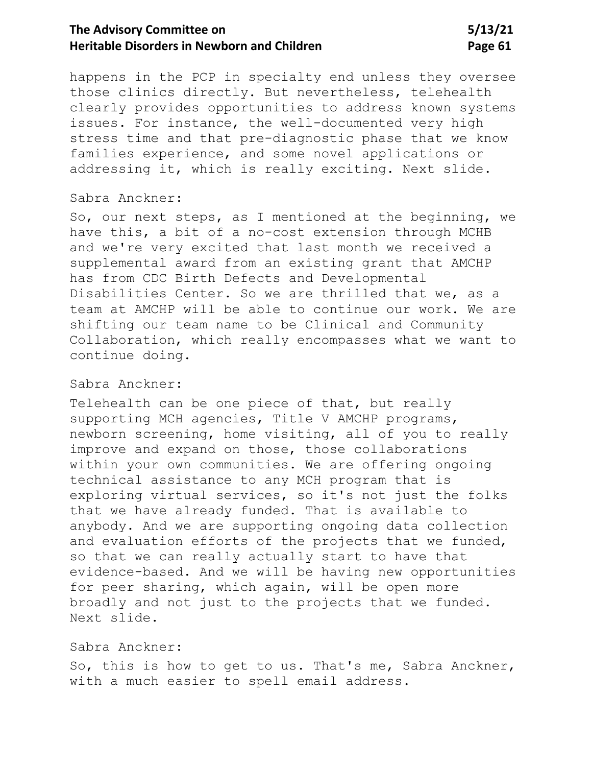happens in the PCP in specialty end unless they oversee those clinics directly. But nevertheless, telehealth clearly provides opportunities to address known systems issues. For instance, the well-documented very high stress time and that pre-diagnostic phase that we know families experience, and some novel applications or addressing it, which is really exciting. Next slide.

Sabra Anckner:

So, our next steps, as I mentioned at the beginning, we have this, a bit of a no-cost extension through MCHB and we're very excited that last month we received a supplemental award from an existing grant that AMCHP has from CDC Birth Defects and Developmental Disabilities Center. So we are thrilled that we, as a team at AMCHP will be able to continue our work. We are shifting our team name to be Clinical and Community Collaboration, which really encompasses what we want to continue doing.

Sabra Anckner:

Telehealth can be one piece of that, but really supporting MCH agencies, Title V AMCHP programs, newborn screening, home visiting, all of you to really improve and expand on those, those collaborations within your own communities. We are offering ongoing technical assistance to any MCH program that is exploring virtual services, so it's not just the folks that we have already funded. That is available to anybody. And we are supporting ongoing data collection and evaluation efforts of the projects that we funded, so that we can really actually start to have that evidence-based. And we will be having new opportunities for peer sharing, which again, will be open more broadly and not just to the projects that we funded. Next slide.

Sabra Anckner:

So, this is how to get to us. That's me, Sabra Anckner, with a much easier to spell email address.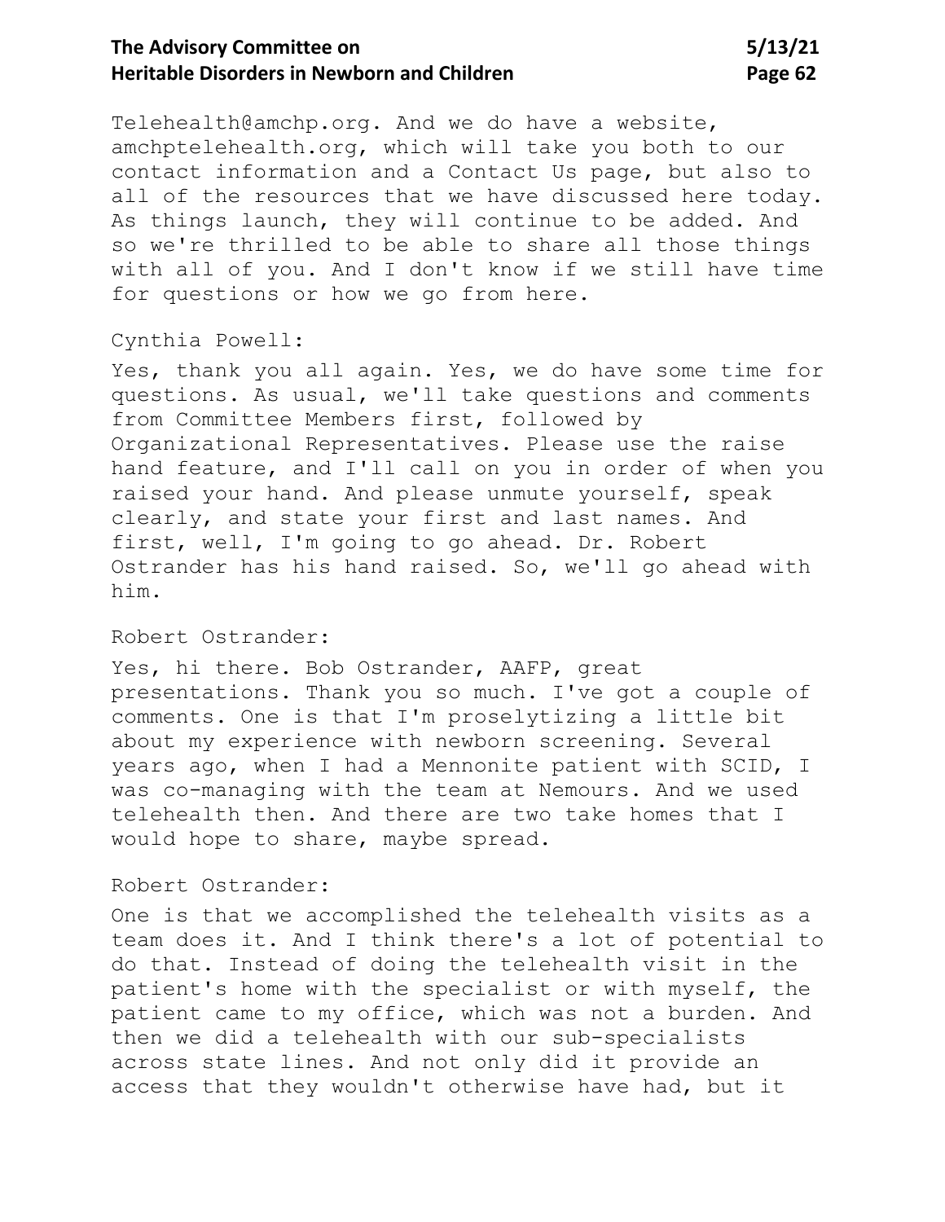Telehealth@amchp.org. And we do have a website, amchptelehealth.org, which will take you both to our contact information and a Contact Us page, but also to all of the resources that we have discussed here today. As things launch, they will continue to be added. And so we're thrilled to be able to share all those things with all of you. And I don't know if we still have time for questions or how we go from here.

Cynthia Powell:

Yes, thank you all again. Yes, we do have some time for questions. As usual, we'll take questions and comments from Committee Members first, followed by Organizational Representatives. Please use the raise hand feature, and I'll call on you in order of when you raised your hand. And please unmute yourself, speak clearly, and state your first and last names. And first, well, I'm going to go ahead. Dr. Robert Ostrander has his hand raised. So, we'll go ahead with him.

Robert Ostrander:

Yes, hi there. Bob Ostrander, AAFP, great presentations. Thank you so much. I've got a couple of comments. One is that I'm proselytizing a little bit about my experience with newborn screening. Several years ago, when I had a Mennonite patient with SCID, I was co-managing with the team at Nemours. And we used telehealth then. And there are two take homes that I would hope to share, maybe spread.

Robert Ostrander:

One is that we accomplished the telehealth visits as a team does it. And I think there's a lot of potential to do that. Instead of doing the telehealth visit in the patient's home with the specialist or with myself, the patient came to my office, which was not a burden. And then we did a telehealth with our sub-specialists across state lines. And not only did it provide an access that they wouldn't otherwise have had, but it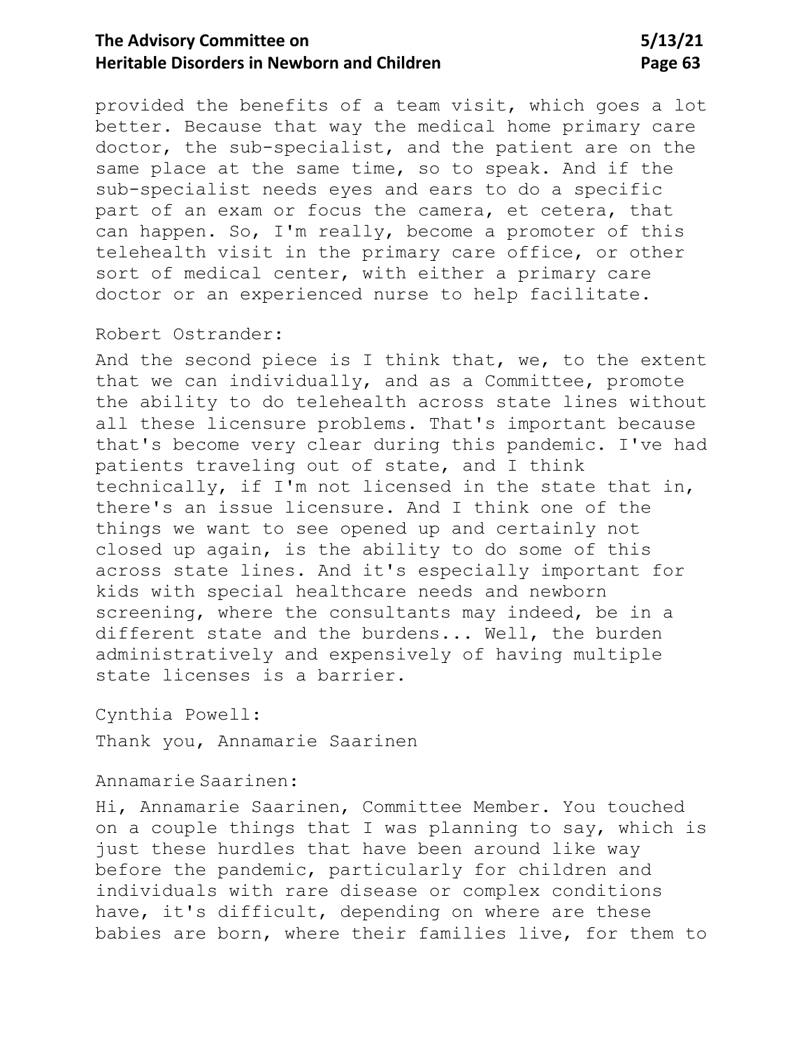provided the benefits of a team visit, which goes a lot better. Because that way the medical home primary care doctor, the sub-specialist, and the patient are on the same place at the same time, so to speak. And if the sub-specialist needs eyes and ears to do a specific part of an exam or focus the camera, et cetera, that can happen. So, I'm really, become a promoter of this telehealth visit in the primary care office, or other sort of medical center, with either a primary care doctor or an experienced nurse to help facilitate.

Robert Ostrander:

And the second piece is I think that, we, to the extent that we can individually, and as a Committee, promote the ability to do telehealth across state lines without all these licensure problems. That's important because that's become very clear during this pandemic. I've had patients traveling out of state, and I think technically, if I'm not licensed in the state that in, there's an issue licensure. And I think one of the things we want to see opened up and certainly not closed up again, is the ability to do some of this across state lines. And it's especially important for kids with special healthcare needs and newborn screening, where the consultants may indeed, be in a different state and the burdens... Well, the burden administratively and expensively of having multiple state licenses is a barrier.

Cynthia Powell:

Thank you, Annamarie Saarinen

Annamarie Saarinen:

Hi, Annamarie Saarinen, Committee Member. You touched on a couple things that I was planning to say, which is just these hurdles that have been around like way before the pandemic, particularly for children and individuals with rare disease or complex conditions have, it's difficult, depending on where are these babies are born, where their families live, for them to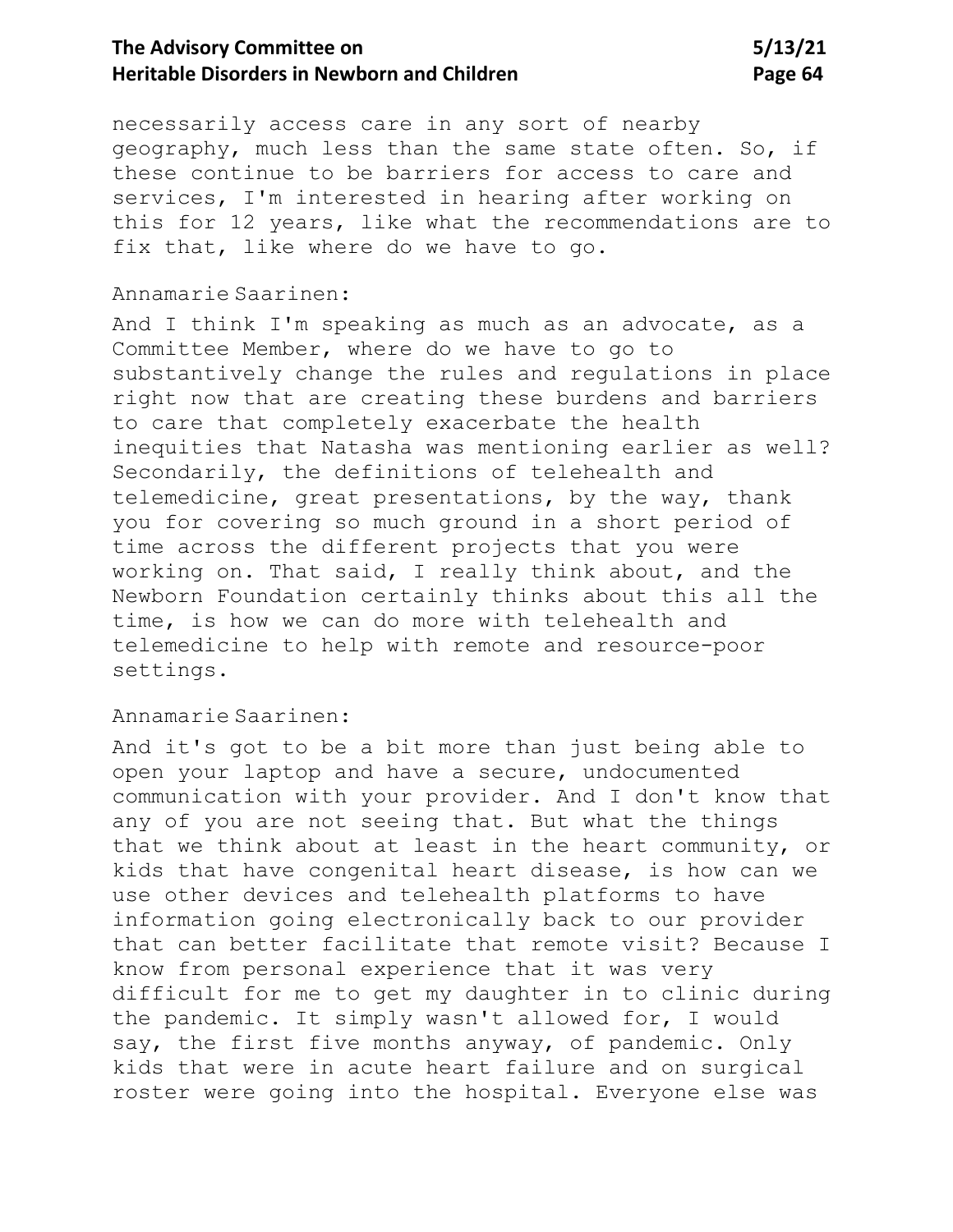necessarily access care in any sort of nearby geography, much less than the same state often. So, if these continue to be barriers for access to care and services, I'm interested in hearing after working on this for 12 years, like what the recommendations are to fix that, like where do we have to go.

Annamarie Saarinen:

And I think I'm speaking as much as an advocate, as a Committee Member, where do we have to go to substantively change the rules and regulations in place right now that are creating these burdens and barriers to care that completely exacerbate the health inequities that Natasha was mentioning earlier as well? Secondarily, the definitions of telehealth and telemedicine, great presentations, by the way, thank you for covering so much ground in a short period of time across the different projects that you were working on. That said, I really think about, and the Newborn Foundation certainly thinks about this all the time, is how we can do more with telehealth and telemedicine to help with remote and resource-poor settings.

Annamarie Saarinen:

And it's got to be a bit more than just being able to open your laptop and have a secure, undocumented communication with your provider. And I don't know that any of you are not seeing that. But what the things that we think about at least in the heart community, or kids that have congenital heart disease, is how can we use other devices and telehealth platforms to have information going electronically back to our provider that can better facilitate that remote visit? Because I know from personal experience that it was very difficult for me to get my daughter in to clinic during the pandemic. It simply wasn't allowed for, I would say, the first five months anyway, of pandemic. Only kids that were in acute heart failure and on surgical roster were going into the hospital. Everyone else was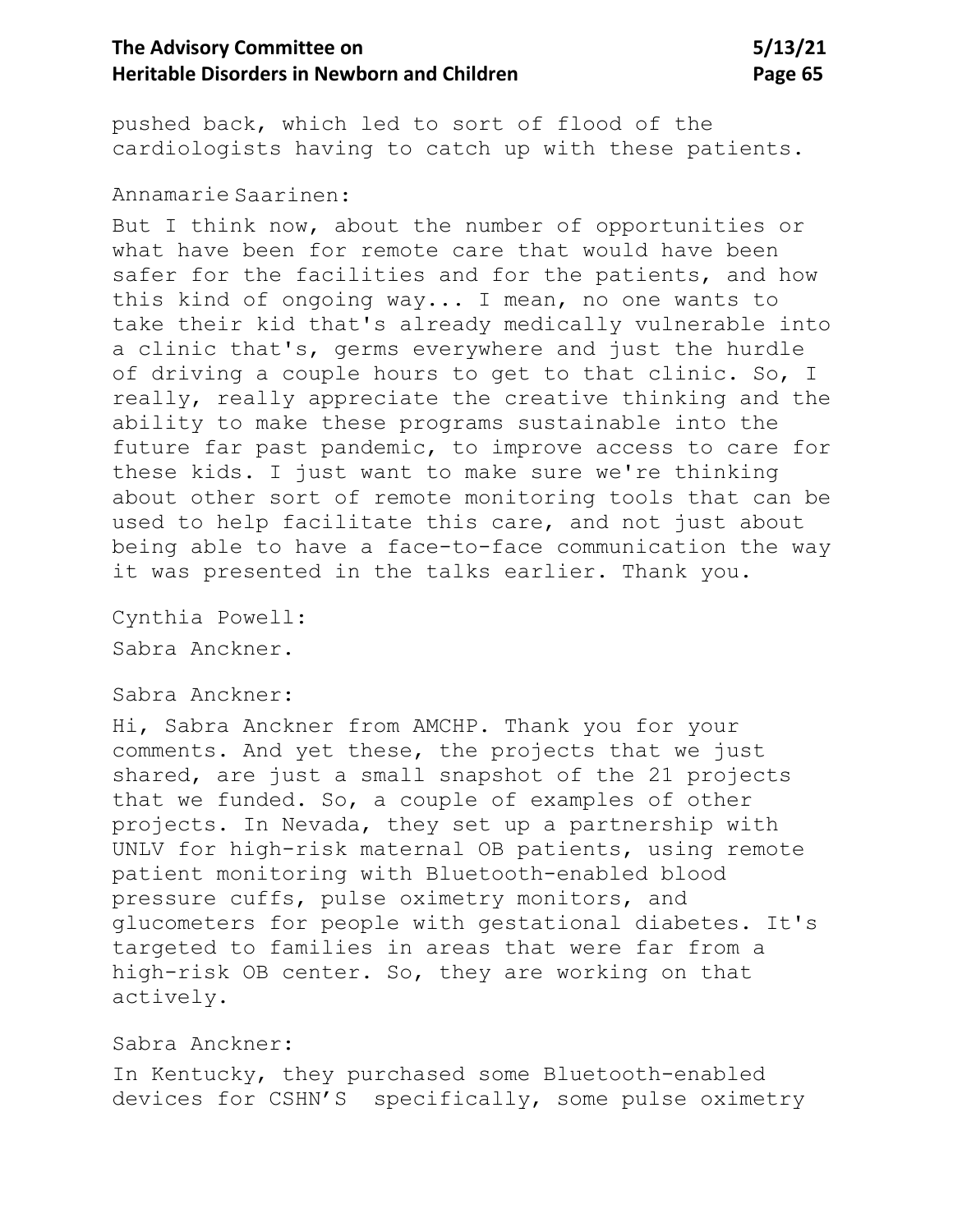pushed back, which led to sort of flood of the cardiologists having to catch up with these patients.

Annamarie Saarinen:

But I think now, about the number of opportunities or what have been for remote care that would have been safer for the facilities and for the patients, and how this kind of ongoing way... I mean, no one wants to take their kid that's already medically vulnerable into a clinic that's, germs everywhere and just the hurdle of driving a couple hours to get to that clinic. So, I really, really appreciate the creative thinking and the ability to make these programs sustainable into the future far past pandemic, to improve access to care for these kids. I just want to make sure we're thinking about other sort of remote monitoring tools that can be used to help facilitate this care, and not just about being able to have a face-to-face communication the way it was presented in the talks earlier. Thank you.

Cynthia Powell:

Sabra Anckner.

Sabra Anckner:

Hi, Sabra Anckner from AMCHP. Thank you for your comments. And yet these, the projects that we just shared, are just a small snapshot of the 21 projects that we funded. So, a couple of examples of other projects. In Nevada, they set up a partnership with UNLV for high-risk maternal OB patients, using remote patient monitoring with Bluetooth-enabled blood pressure cuffs, pulse oximetry monitors, and glucometers for people with gestational diabetes. It's targeted to families in areas that were far from a high-risk OB center. So, they are working on that actively.

Sabra Anckner:

In Kentucky, they purchased some Bluetooth-enabled devices for CSHN'S specifically, some pulse oximetry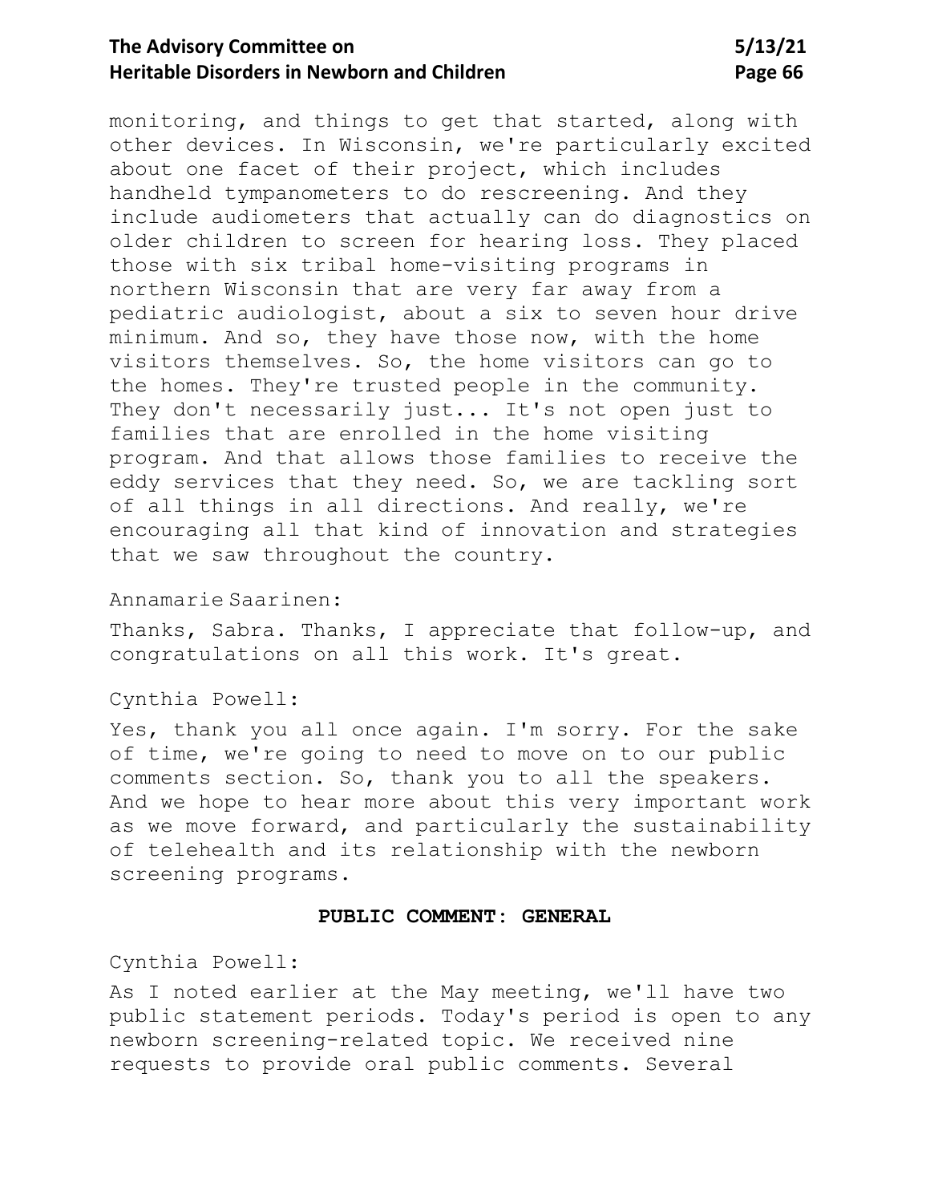monitoring, and things to get that started, along with other devices. In Wisconsin, we're particularly excited about one facet of their project, which includes handheld tympanometers to do rescreening. And they include audiometers that actually can do diagnostics on older children to screen for hearing loss. They placed those with six tribal home-visiting programs in northern Wisconsin that are very far away from a pediatric audiologist, about a six to seven hour drive minimum. And so, they have those now, with the home visitors themselves. So, the home visitors can go to the homes. They're trusted people in the community. They don't necessarily just... It's not open just to families that are enrolled in the home visiting program. And that allows those families to receive the eddy services that they need. So, we are tackling sort of all things in all directions. And really, we're encouraging all that kind of innovation and strategies that we saw throughout the country.

Annamarie Saarinen:

Thanks, Sabra. Thanks, I appreciate that follow-up, and congratulations on all this work. It's great.

Cynthia Powell:

Yes, thank you all once again. I'm sorry. For the sake of time, we're going to need to move on to our public comments section. So, thank you to all the speakers. And we hope to hear more about this very important work as we move forward, and particularly the sustainability of telehealth and its relationship with the newborn screening programs.

## PUBLIC COMMENT: GENERAL

Cynthia Powell:

As I noted earlier at the May meeting, we'll have two public statement periods. Today's period is open to any newborn screening-related topic. We received nine requests to provide oral public comments. Several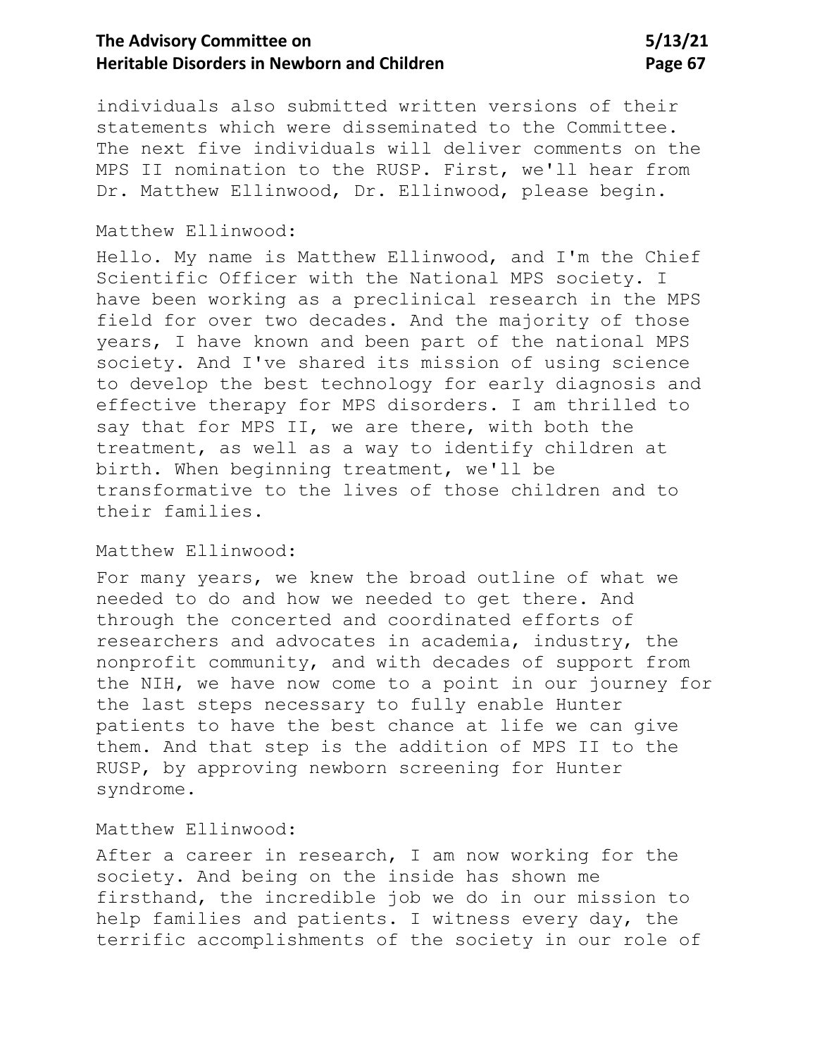individuals also submitted written versions of their statements which were disseminated to the Committee. The next five individuals will deliver comments on the MPS II nomination to the RUSP. First, we'll hear from Dr. Matthew Ellinwood, Dr. Ellinwood, please begin.

Matthew Ellinwood:

Hello. My name is Matthew Ellinwood, and I'm the Chief Scientific Officer with the National MPS society. I have been working as a preclinical research in the MPS field for over two decades. And the majority of those years, I have known and been part of the national MPS society. And I've shared its mission of using science to develop the best technology for early diagnosis and effective therapy for MPS disorders. I am thrilled to say that for MPS II, we are there, with both the treatment, as well as a way to identify children at birth. When beginning treatment, we'll be transformative to the lives of those children and to their families.

Matthew Ellinwood:

For many years, we knew the broad outline of what we needed to do and how we needed to get there. And through the concerted and coordinated efforts of researchers and advocates in academia, industry, the nonprofit community, and with decades of support from the NIH, we have now come to a point in our journey for the last steps necessary to fully enable Hunter patients to have the best chance at life we can give them. And that step is the addition of MPS II to the RUSP, by approving newborn screening for Hunter syndrome.

Matthew Ellinwood:

After a career in research, I am now working for the society. And being on the inside has shown me firsthand, the incredible job we do in our mission to help families and patients. I witness every day, the terrific accomplishments of the society in our role of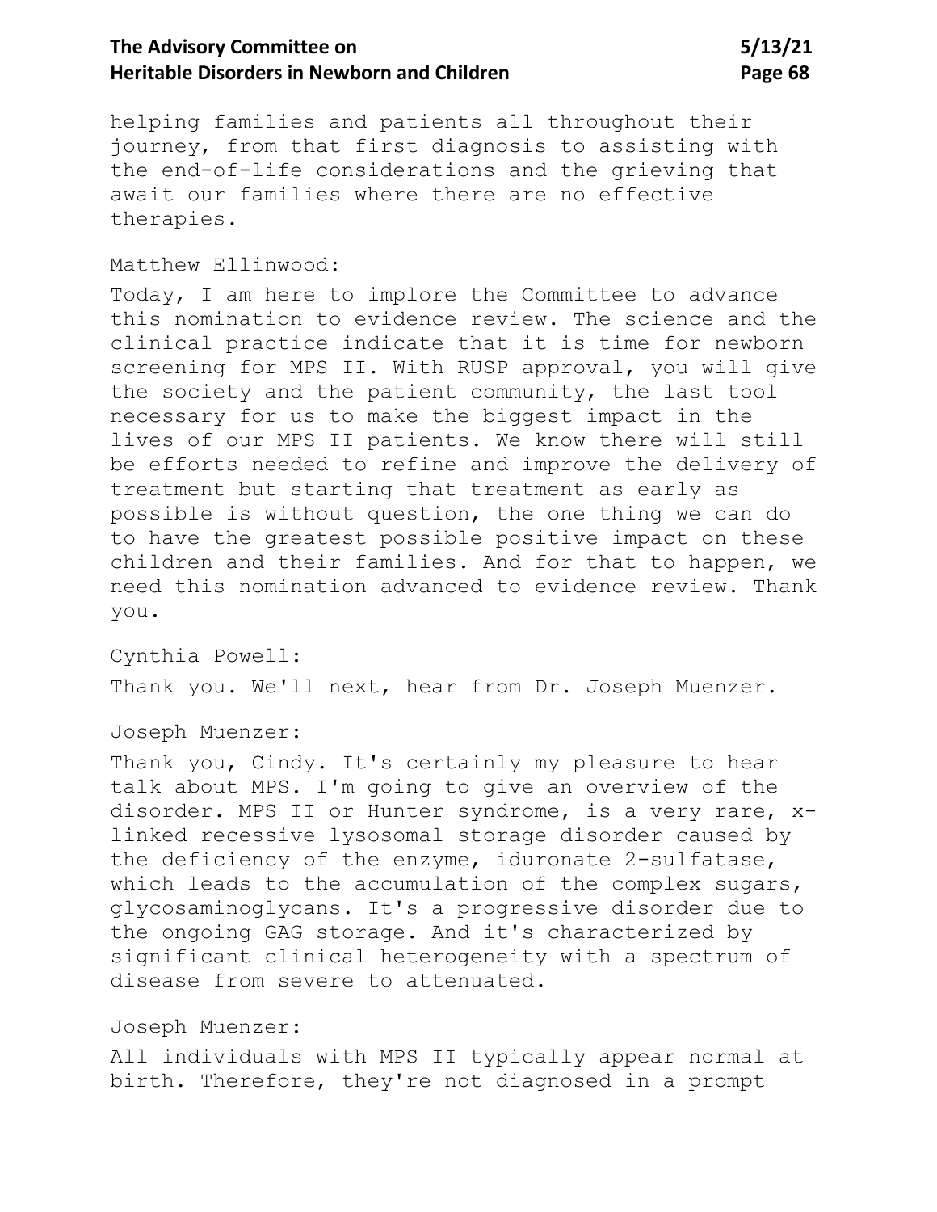helping families and patients all throughout their journey, from that first diagnosis to assisting with the end-of-life considerations and the grieving that await our families where there are no effective therapies.

Matthew Ellinwood:

Today, I am here to implore the Committee to advance this nomination to evidence review. The science and the clinical practice indicate that it is time for newborn screening for MPS II. With RUSP approval, you will give the society and the patient community, the last tool necessary for us to make the biggest impact in the lives of our MPS II patients. We know there will still be efforts needed to refine and improve the delivery of treatment but starting that treatment as early as possible is without question, the one thing we can do to have the greatest possible positive impact on these children and their families. And for that to happen, we need this nomination advanced to evidence review. Thank you.

Cynthia Powell:

Thank you. We'll next, hear from Dr. Joseph Muenzer.

Joseph Muenzer:

Thank you, Cindy. It's certainly my pleasure to hear talk about MPS. I'm going to give an overview of the disorder. MPS II or Hunter syndrome, is a very rare, x-linked recessive lysosomal storage disorder caused by the deficiency of the enzyme, iduronate 2-sulfatase, which leads to the accumulation of the complex sugars, glycosaminoglycans. It's a progressive disorder due to the ongoing GAG storage. And it's characterized by significant clinical heterogeneity with a spectrum of disease from severe to attenuated.

Joseph Muenzer:

All individuals with MPS II typically appear normal at birth. Therefore, they're not diagnosed in a prompt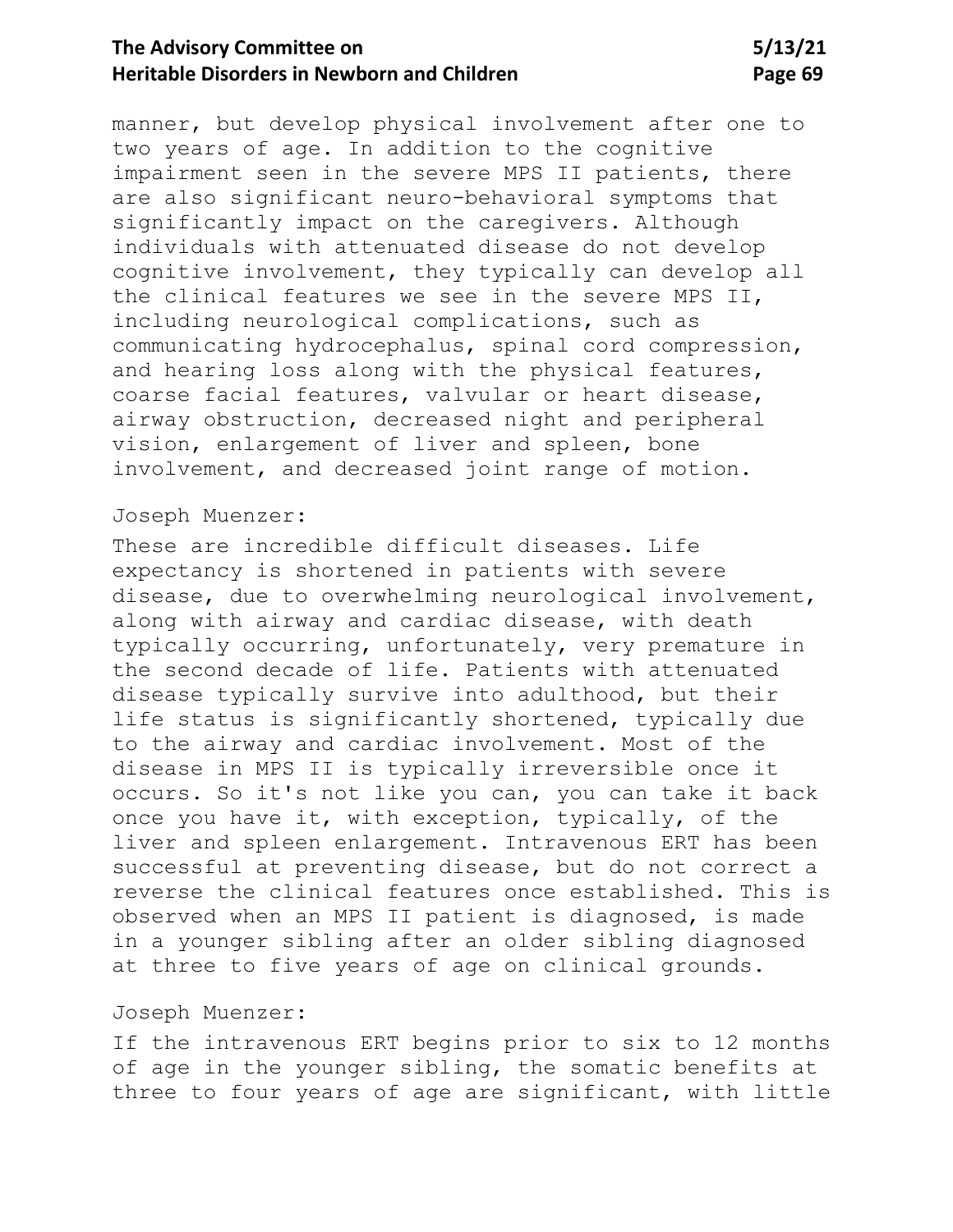manner, but develop physical involvement after one to two years of age. In addition to the cognitive impairment seen in the severe MPS II patients, there are also significant neuro-behavioral symptoms that significantly impact on the caregivers. Although individuals with attenuated disease do not develop cognitive involvement, they typically can develop all the clinical features we see in the severe MPS II, including neurological complications, such as communicating hydrocephalus, spinal cord compression, and hearing loss along with the physical features, coarse facial features, valvular or heart disease, airway obstruction, decreased night and peripheral vision, enlargement of liver and spleen, bone involvement, and decreased joint range of motion.

Joseph Muenzer:

These are incredible difficult diseases. Life expectancy is shortened in patients with severe disease, due to overwhelming neurological involvement, along with airway and cardiac disease, with death typically occurring, unfortunately, very premature in the second decade of life. Patients with attenuated disease typically survive into adulthood, but their life status is significantly shortened, typically due to the airway and cardiac involvement. Most of the disease in MPS II is typically irreversible once it occurs. So it's not like you can, you can take it back once you have it, with exception, typically, of the liver and spleen enlargement. Intravenous ERT has been successful at preventing disease, but do not correct a reverse the clinical features once established. This is observed when an MPS II patient is diagnosed, is made in a younger sibling after an older sibling diagnosed at three to five years of age on clinical grounds.

Joseph Muenzer:

If the intravenous ERT begins prior to six to 12 months of age in the younger sibling, the somatic benefits at three to four years of age are significant, with little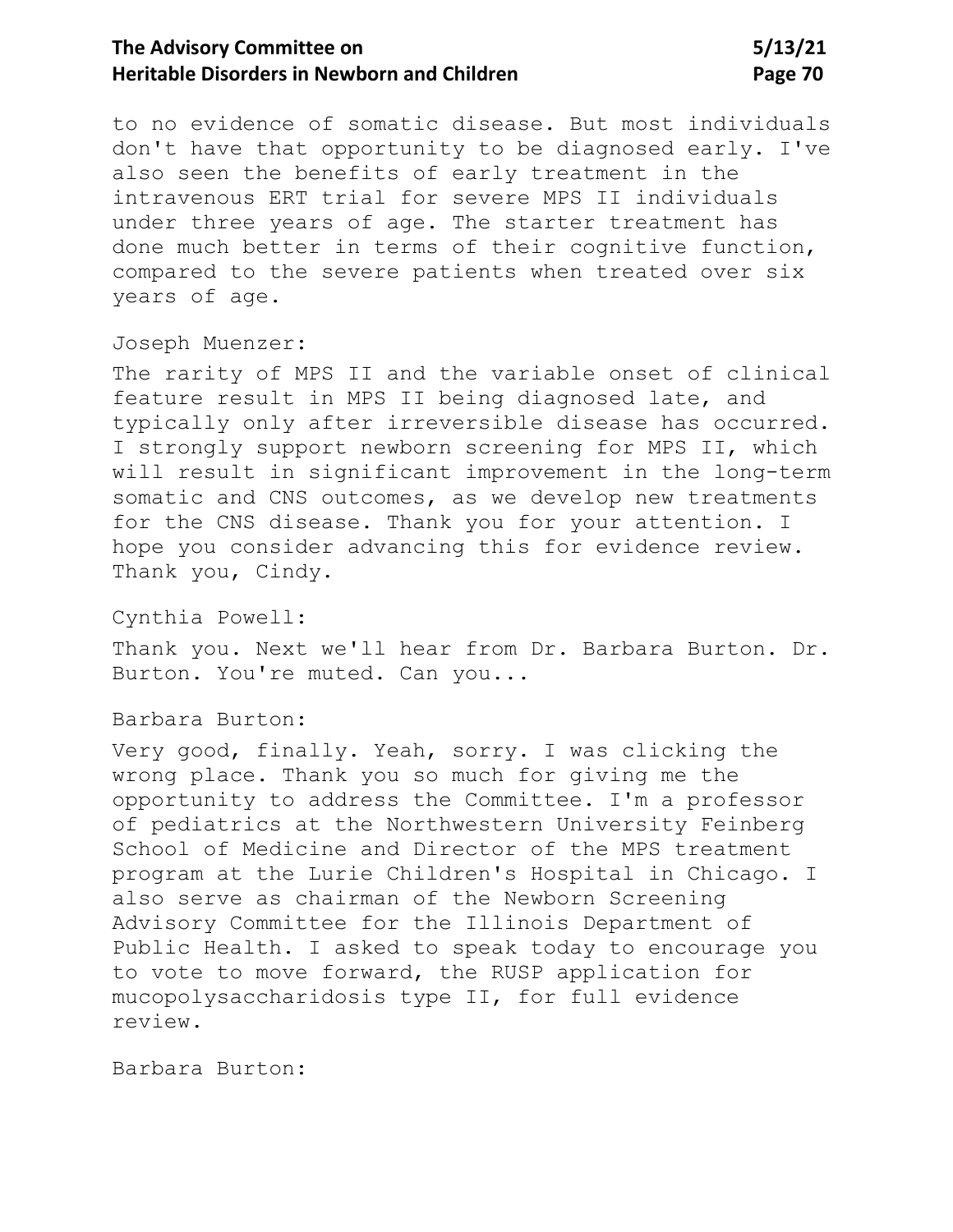to no evidence of somatic disease. But most individuals don't have that opportunity to be diagnosed early. I've also seen the benefits of early treatment in the intravenous ERT trial for severe MPS II individuals under three years of age. The starter treatment has done much better in terms of their cognitive function, compared to the severe patients when treated over six years of age.

Joseph Muenzer:

The rarity of MPS II and the variable onset of clinical feature result in MPS II being diagnosed late, and typically only after irreversible disease has occurred. I strongly support newborn screening for MPS II, which will result in significant improvement in the long-term somatic and CNS outcomes, as we develop new treatments for the CNS disease. Thank you for your attention. I hope you consider advancing this for evidence review. Thank you, Cindy.

Cynthia Powell:

Thank you. Next we'll hear from Dr. Barbara Burton. Dr. Burton. You're muted. Can you...

Barbara Burton:

Very good, finally. Yeah, sorry. I was clicking the wrong place. Thank you so much for giving me the opportunity to address the Committee. I'm a professor of pediatrics at the Northwestern University Feinberg School of Medicine and Director of the MPS treatment program at the Lurie Children's Hospital in Chicago. I also serve as chairman of the Newborn Screening Advisory Committee for the Illinois Department of Public Health. I asked to speak today to encourage you to vote to move forward, the RUSP application for mucopolysaccharidosis type II, for full evidence review.

Barbara Burton: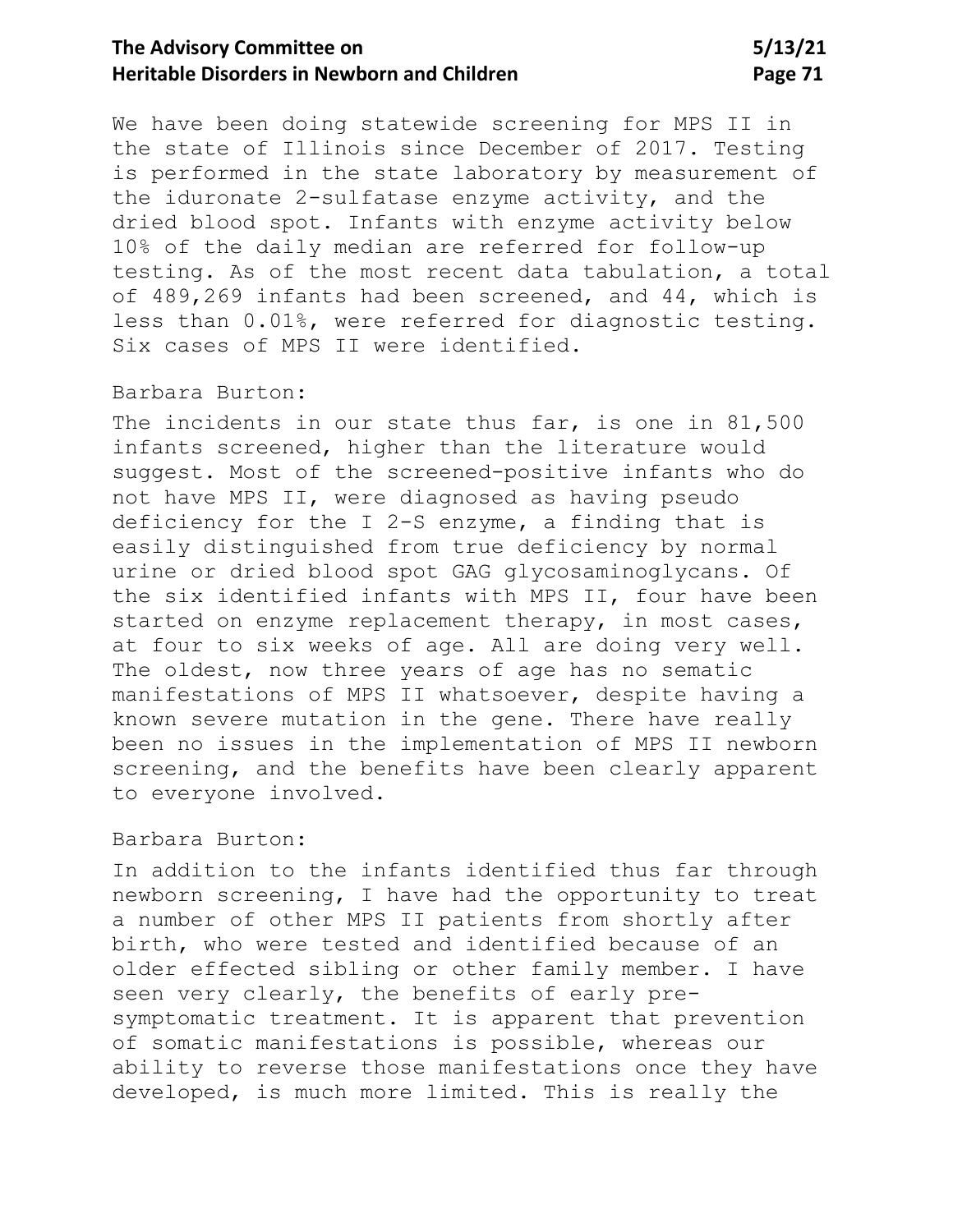We have been doing statewide screening for MPS II in the state of Illinois since December of 2017. Testing is performed in the state laboratory by measurement of the iduronate 2-sulfatase enzyme activity, and the dried blood spot. Infants with enzyme activity below 10% of the daily median are referred for follow-up testing. As of the most recent data tabulation, a total of 489,269 infants had been screened, and 44, which is less than 0.01%, were referred for diagnostic testing. Six cases of MPS II were identified.

Barbara Burton:

The incidents in our state thus far, is one in 81,500 infants screened, higher than the literature would suggest. Most of the screened-positive infants who do not have MPS II, were diagnosed as having pseudo deficiency for the I 2-S enzyme, a finding that is easily distinguished from true deficiency by normal urine or dried blood spot GAG glycosaminoglycans. Of the six identified infants with MPS II, four have been started on enzyme replacement therapy, in most cases, at four to six weeks of age. All are doing very well. The oldest, now three years of age has no sematic manifestations of MPS II whatsoever, despite having a known severe mutation in the gene. There have really been no issues in the implementation of MPS II newborn screening, and the benefits have been clearly apparent to everyone involved.

Barbara Burton:

In addition to the infants identified thus far through newborn screening, I have had the opportunity to treat a number of other MPS II patients from shortly after birth, who were tested and identified because of an older effected sibling or other family member. I have seen very clearly, the benefits of early pre-symptomatic treatment. It is apparent that prevention of somatic manifestations is possible, whereas our ability to reverse those manifestations once they have developed, is much more limited. This is really the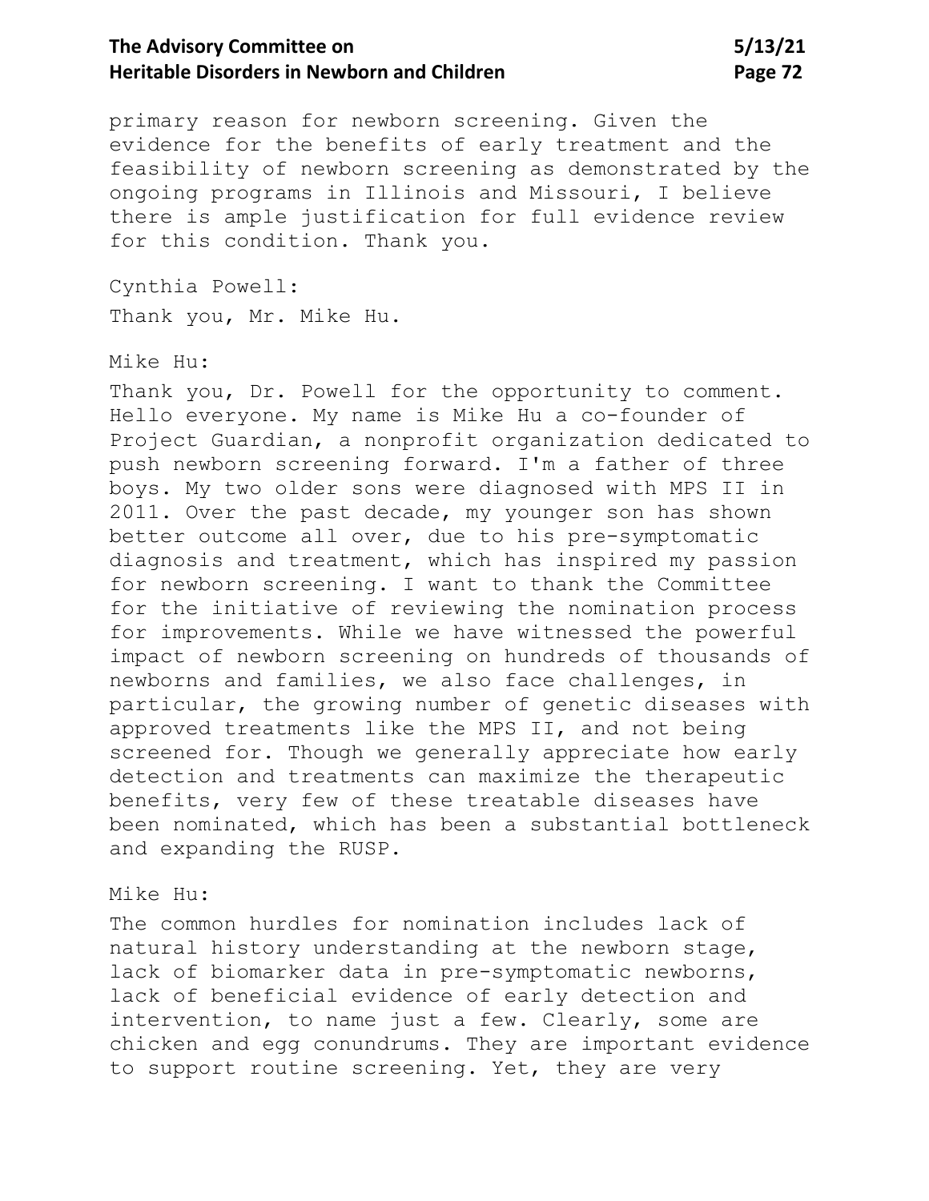primary reason for newborn screening. Given the evidence for the benefits of early treatment and the feasibility of newborn screening as demonstrated by the ongoing programs in Illinois and Missouri, I believe there is ample justification for full evidence review for this condition. Thank you.

Cynthia Powell:

Thank you, Mr. Mike Hu.

Mike Hu:

Thank you, Dr. Powell for the opportunity to comment. Hello everyone. My name is Mike Hu a co-founder of Project Guardian, a nonprofit organization dedicated to push newborn screening forward. I'm a father of three boys. My two older sons were diagnosed with MPS II in 2011. Over the past decade, my younger son has shown better outcome all over, due to his pre-symptomatic diagnosis and treatment, which has inspired my passion for newborn screening. I want to thank the Committee for the initiative of reviewing the nomination process for improvements. While we have witnessed the powerful impact of newborn screening on hundreds of thousands of newborns and families, we also face challenges, in particular, the growing number of genetic diseases with approved treatments like the MPS II, and not being screened for. Though we generally appreciate how early detection and treatments can maximize the therapeutic benefits, very few of these treatable diseases have been nominated, which has been a substantial bottleneck and expanding the RUSP.

Mike Hu:

The common hurdles for nomination includes lack of natural history understanding at the newborn stage, lack of biomarker data in pre-symptomatic newborns, lack of beneficial evidence of early detection and intervention, to name just a few. Clearly, some are chicken and egg conundrums. They are important evidence to support routine screening. Yet, they are very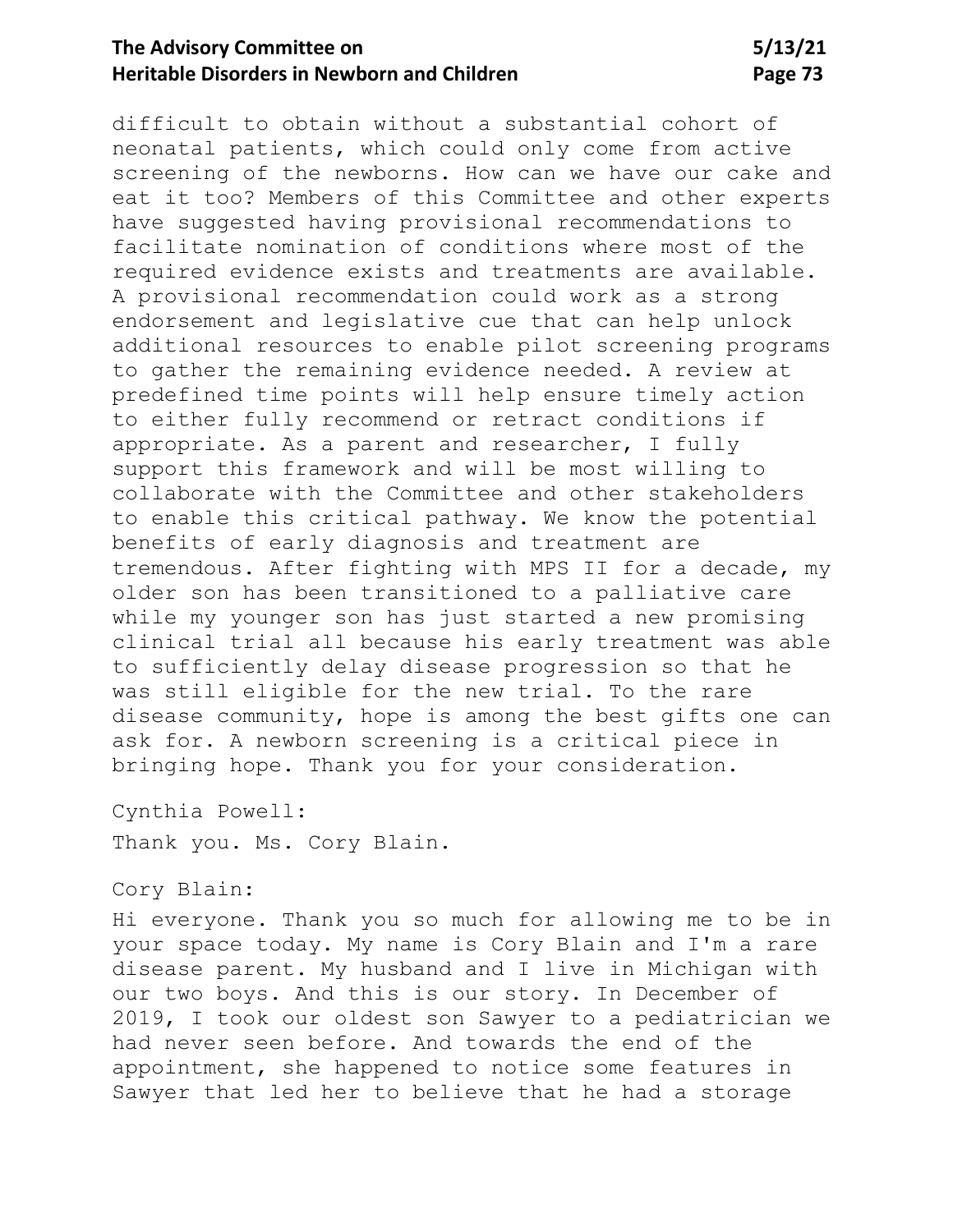difficult to obtain without a substantial cohort of neonatal patients, which could only come from active screening of the newborns. How can we have our cake and eat it too? Members of this Committee and other experts have suggested having provisional recommendations to facilitate nomination of conditions where most of the required evidence exists and treatments are available. A provisional recommendation could work as a strong endorsement and legislative cue that can help unlock additional resources to enable pilot screening programs to gather the remaining evidence needed. A review at predefined time points will help ensure timely action to either fully recommend or retract conditions if appropriate. As a parent and researcher, I fully support this framework and will be most willing to collaborate with the Committee and other stakeholders to enable this critical pathway. We know the potential benefits of early diagnosis and treatment are tremendous. After fighting with MPS II for a decade, my older son has been transitioned to a palliative care while my younger son has just started a new promising clinical trial all because his early treatment was able to sufficiently delay disease progression so that he was still eligible for the new trial. To the rare disease community, hope is among the best gifts one can ask for. A newborn screening is a critical piece in bringing hope. Thank you for your consideration.

Cynthia Powell:

Thank you. Ms. Cory Blain.

Cory Blain:

Hi everyone. Thank you so much for allowing me to be in your space today. My name is Cory Blain and I'm a rare disease parent. My husband and I live in Michigan with our two boys. And this is our story. In December of 2019, I took our oldest son Sawyer to a pediatrician we had never seen before. And towards the end of the appointment, she happened to notice some features in Sawyer that led her to believe that he had a storage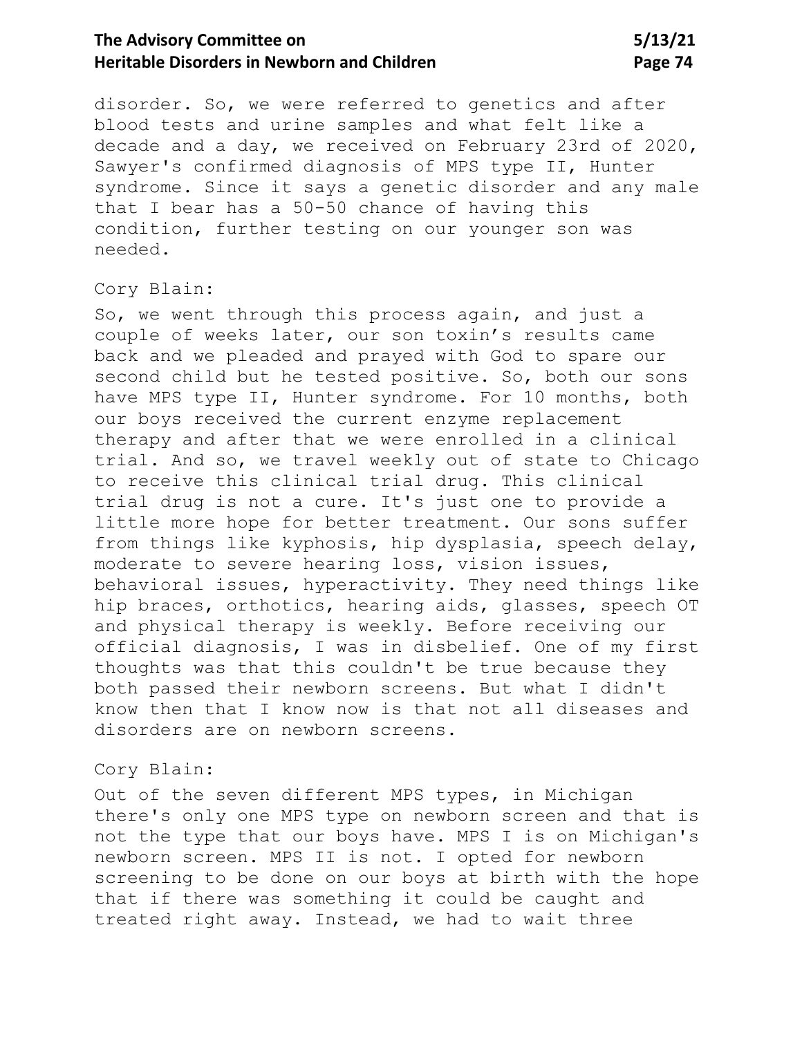disorder. So, we were referred to genetics and after blood tests and urine samples and what felt like a decade and a day, we received on February 23rd of 2020, Sawyer's confirmed diagnosis of MPS type II, Hunter syndrome. Since it says a genetic disorder and any male that I bear has a 50-50 chance of having this condition, further testing on our younger son was needed.

Cory Blain:

So, we went through this process again, and just a couple of weeks later, our son toxin's results came back and we pleaded and prayed with God to spare our second child but he tested positive. So, both our sons have MPS type II, Hunter syndrome. For 10 months, both our boys received the current enzyme replacement therapy and after that we were enrolled in a clinical trial. And so, we travel weekly out of state to Chicago to receive this clinical trial drug. This clinical trial drug is not a cure. It's just one to provide a little more hope for better treatment. Our sons suffer from things like kyphosis, hip dysplasia, speech delay, moderate to severe hearing loss, vision issues, behavioral issues, hyperactivity. They need things like hip braces, orthotics, hearing aids, glasses, speech OT and physical therapy is weekly. Before receiving our official diagnosis, I was in disbelief. One of my first thoughts was that this couldn't be true because they both passed their newborn screens. But what I didn't know then that I know now is that not all diseases and disorders are on newborn screens.

Cory Blain:

Out of the seven different MPS types, in Michigan there's only one MPS type on newborn screen and that is not the type that our boys have. MPS I is on Michigan's newborn screen. MPS II is not. I opted for newborn screening to be done on our boys at birth with the hope that if there was something it could be caught and treated right away. Instead, we had to wait three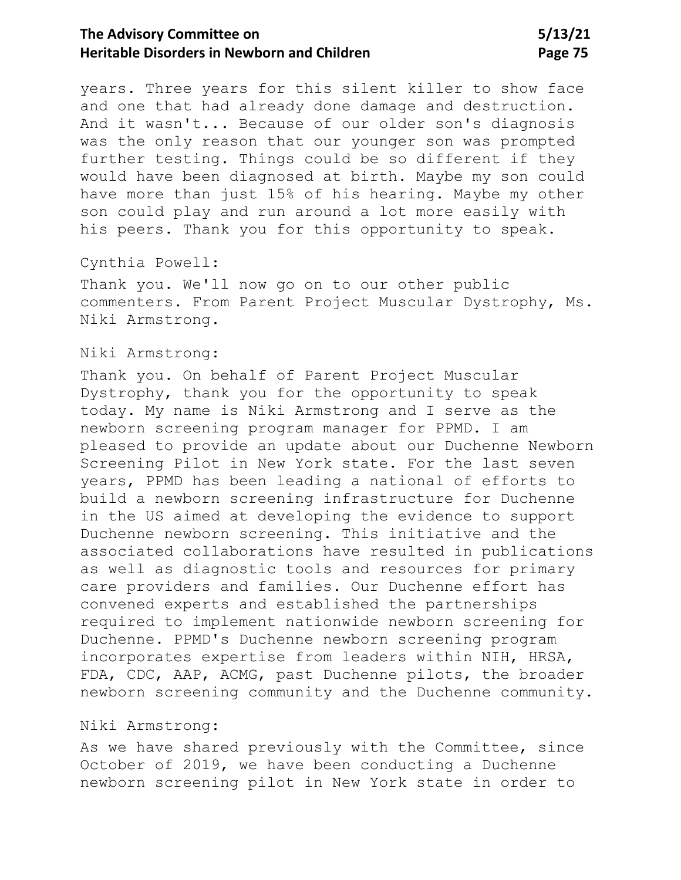years. Three years for this silent killer to show face and one that had already done damage and destruction. And it wasn't... Because of our older son's diagnosis was the only reason that our younger son was prompted further testing. Things could be so different if they would have been diagnosed at birth. Maybe my son could have more than just 15% of his hearing. Maybe my other son could play and run around a lot more easily with his peers. Thank you for this opportunity to speak.

Cynthia Powell:

Thank you. We'll now go on to our other public commenters. From Parent Project Muscular Dystrophy, Ms. Niki Armstrong.

Niki Armstrong:

Thank you. On behalf of Parent Project Muscular Dystrophy, thank you for the opportunity to speak today. My name is Niki Armstrong and I serve as the newborn screening program manager for PPMD. I am pleased to provide an update about our Duchenne Newborn Screening Pilot in New York state. For the last seven years, PPMD has been leading a national of efforts to build a newborn screening infrastructure for Duchenne in the US aimed at developing the evidence to support Duchenne newborn screening. This initiative and the associated collaborations have resulted in publications as well as diagnostic tools and resources for primary care providers and families. Our Duchenne effort has convened experts and established the partnerships required to implement nationwide newborn screening for Duchenne. PPMD's Duchenne newborn screening program incorporates expertise from leaders within NIH, HRSA, FDA, CDC, AAP, ACMG, past Duchenne pilots, the broader newborn screening community and the Duchenne community.

Niki Armstrong:

As we have shared previously with the Committee, since October of 2019, we have been conducting a Duchenne newborn screening pilot in New York state in order to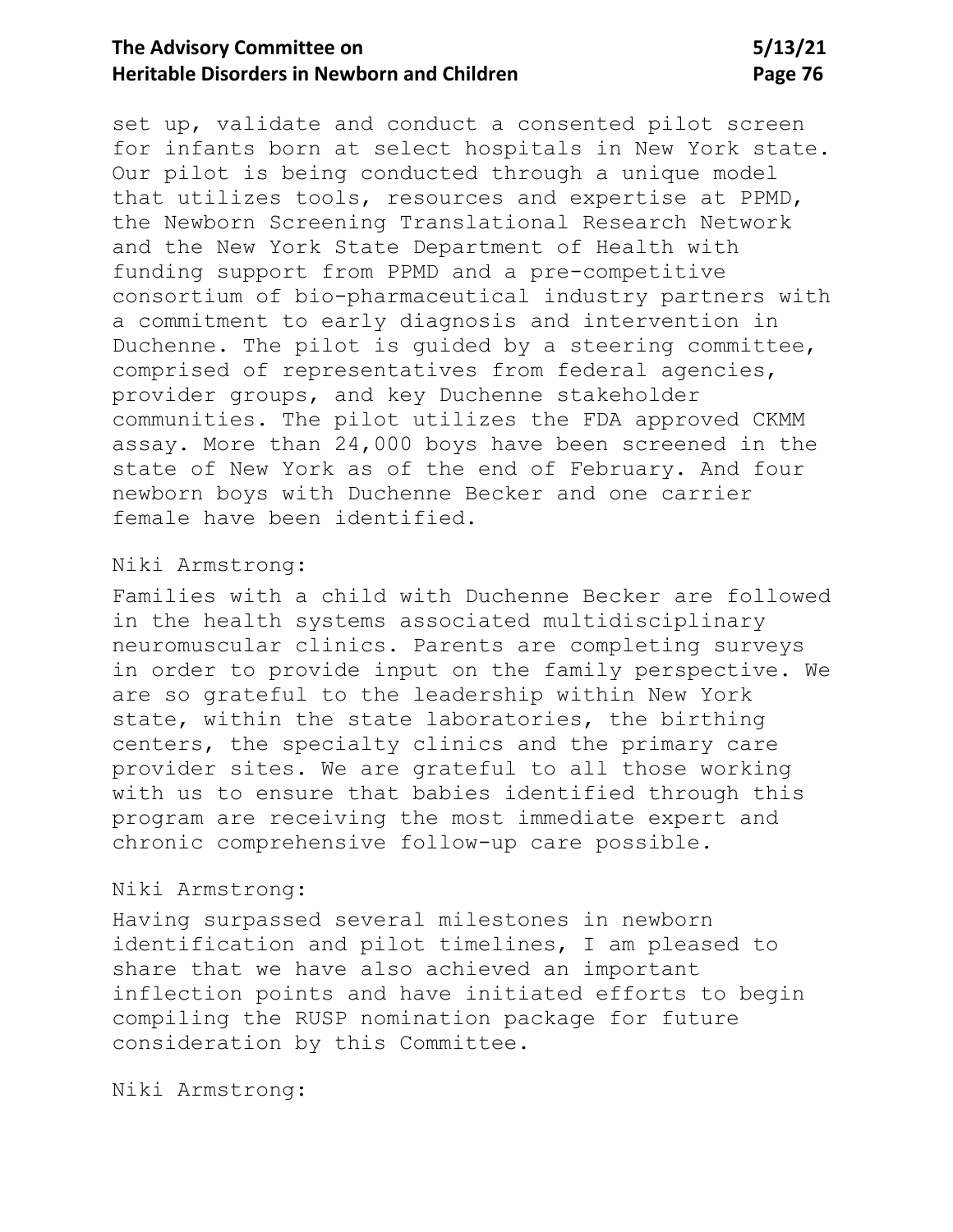set up, validate and conduct a consented pilot screen for infants born at select hospitals in New York state. Our pilot is being conducted through a unique model that utilizes tools, resources and expertise at PPMD, the Newborn Screening Translational Research Network and the New York State Department of Health with funding support from PPMD and a pre-competitive consortium of bio-pharmaceutical industry partners with a commitment to early diagnosis and intervention in Duchenne. The pilot is guided by a steering committee, comprised of representatives from federal agencies, provider groups, and key Duchenne stakeholder communities. The pilot utilizes the FDA approved CKMM assay. More than 24,000 boys have been screened in the state of New York as of the end of February. And four newborn boys with Duchenne Becker and one carrier female have been identified.

Niki Armstrong:

Families with a child with Duchenne Becker are followed in the health systems associated multidisciplinary neuromuscular clinics. Parents are completing surveys in order to provide input on the family perspective. We are so grateful to the leadership within New York state, within the state laboratories, the birthing centers, the specialty clinics and the primary care provider sites. We are grateful to all those working with us to ensure that babies identified through this program are receiving the most immediate expert and chronic comprehensive follow-up care possible.

Niki Armstrong:

Having surpassed several milestones in newborn identification and pilot timelines, I am pleased to share that we have also achieved an important inflection points and have initiated efforts to begin compiling the RUSP nomination package for future consideration by this Committee.

Niki Armstrong: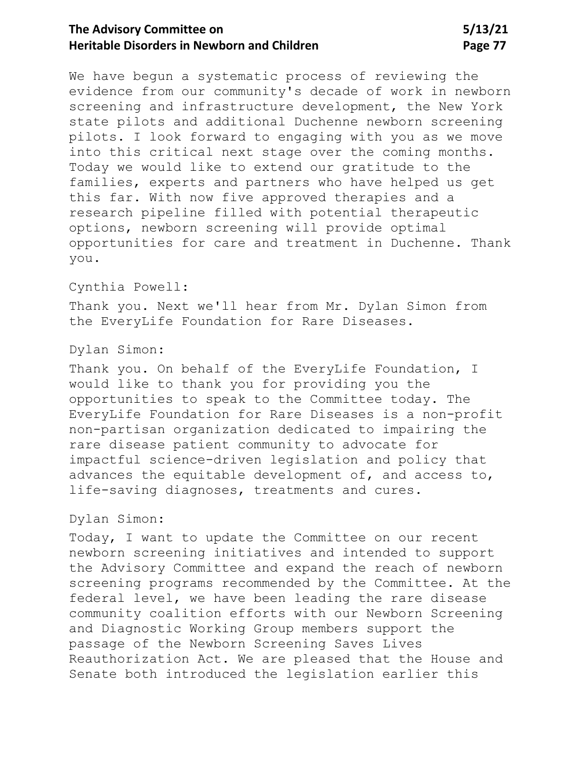We have begun a systematic process of reviewing the evidence from our community's decade of work in newborn screening and infrastructure development, the New York state pilots and additional Duchenne newborn screening pilots. I look forward to engaging with you as we move into this critical next stage over the coming months. Today we would like to extend our gratitude to the families, experts and partners who have helped us get this far. With now five approved therapies and a research pipeline filled with potential therapeutic options, newborn screening will provide optimal opportunities for care and treatment in Duchenne. Thank you.

Cynthia Powell:

Thank you. Next we'll hear from Mr. Dylan Simon from the EveryLife Foundation for Rare Diseases.

Dylan Simon:

Thank you. On behalf of the EveryLife Foundation, I would like to thank you for providing you the opportunities to speak to the Committee today. The EveryLife Foundation for Rare Diseases is a non-profit non-partisan organization dedicated to impairing the rare disease patient community to advocate for impactful science-driven legislation and policy that advances the equitable development of, and access to, life-saving diagnoses, treatments and cures.

Dylan Simon:

Today, I want to update the Committee on our recent newborn screening initiatives and intended to support the Advisory Committee and expand the reach of newborn screening programs recommended by the Committee. At the federal level, we have been leading the rare disease community coalition efforts with our Newborn Screening and Diagnostic Working Group members support the passage of the Newborn Screening Saves Lives Reauthorization Act. We are pleased that the House and Senate both introduced the legislation earlier this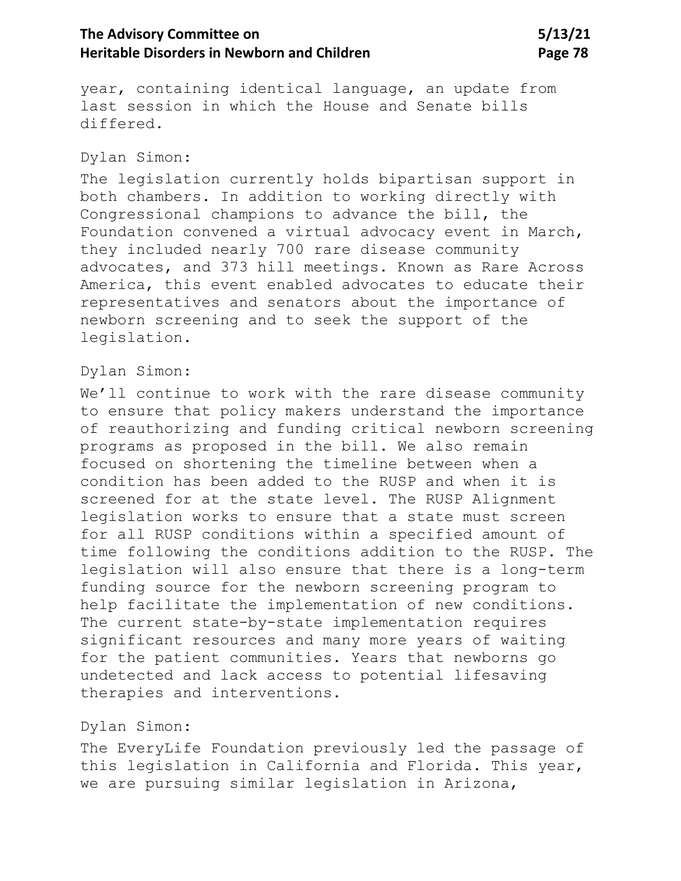year, containing identical language, an update from last session in which the House and Senate bills differed.

Dylan Simon:

The legislation currently holds bipartisan support in both chambers. In addition to working directly with Congressional champions to advance the bill, the Foundation convened a virtual advocacy event in March, they included nearly 700 rare disease community advocates, and 373 hill meetings. Known as Rare Across America, this event enabled advocates to educate their representatives and senators about the importance of newborn screening and to seek the support of the legislation.

Dylan Simon:

We'll continue to work with the rare disease community to ensure that policy makers understand the importance of reauthorizing and funding critical newborn screening programs as proposed in the bill. We also remain focused on shortening the timeline between when a condition has been added to the RUSP and when it is screened for at the state level. The RUSP Alignment legislation works to ensure that a state must screen for all RUSP conditions within a specified amount of time following the conditions addition to the RUSP. The legislation will also ensure that there is a long-term funding source for the newborn screening program to help facilitate the implementation of new conditions. The current state-by-state implementation requires significant resources and many more years of waiting for the patient communities. Years that newborns go undetected and lack access to potential lifesaving therapies and interventions.

Dylan Simon:

The EveryLife Foundation previously led the passage of this legislation in California and Florida. This year, we are pursuing similar legislation in Arizona,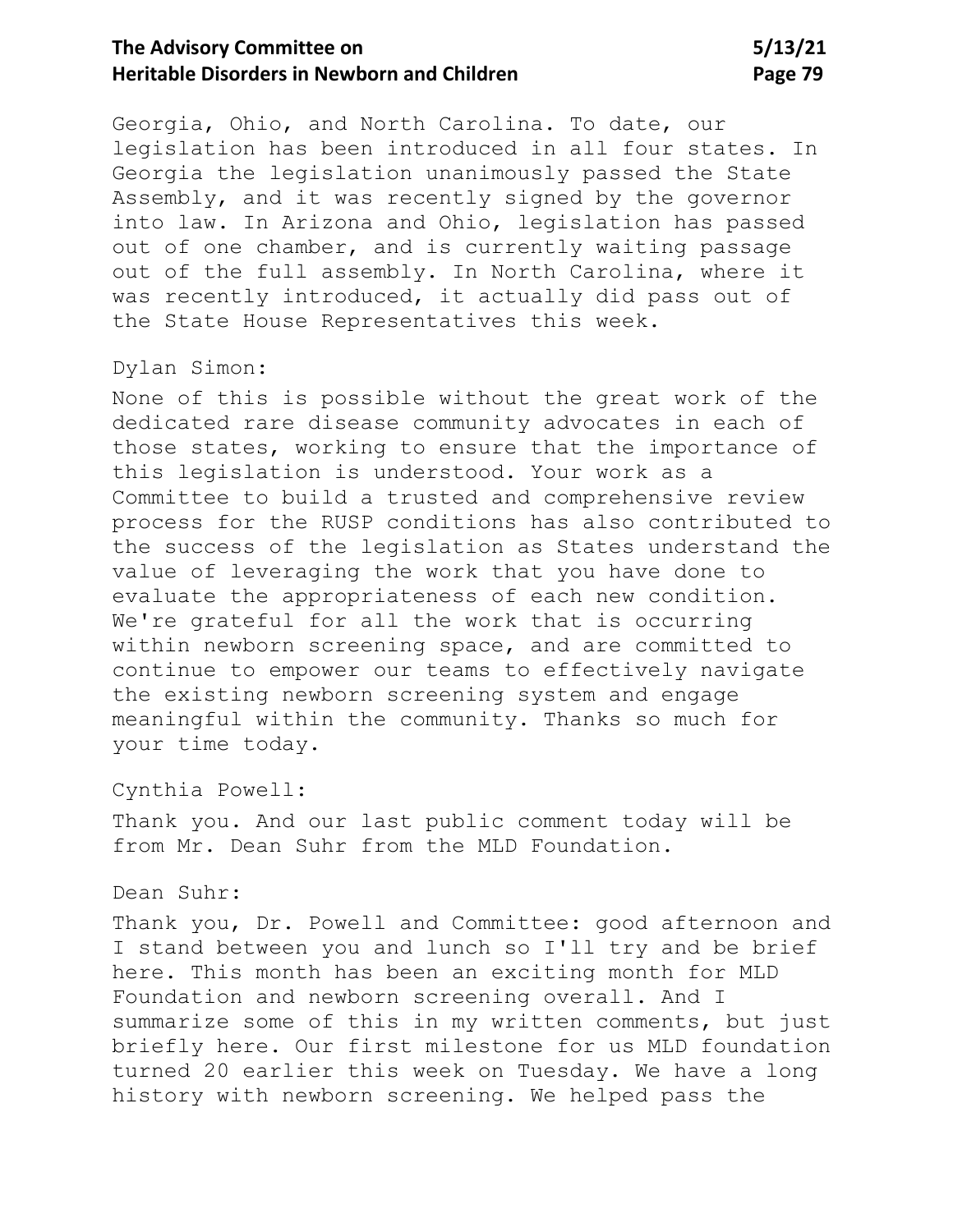Georgia, Ohio, and North Carolina. To date, our legislation has been introduced in all four states. In Georgia the legislation unanimously passed the State Assembly, and it was recently signed by the governor into law. In Arizona and Ohio, legislation has passed out of one chamber, and is currently waiting passage out of the full assembly. In North Carolina, where it was recently introduced, it actually did pass out of the State House Representatives this week.

Dylan Simon:

None of this is possible without the great work of the dedicated rare disease community advocates in each of those states, working to ensure that the importance of this legislation is understood. Your work as a Committee to build a trusted and comprehensive review process for the RUSP conditions has also contributed to the success of the legislation as States understand the value of leveraging the work that you have done to evaluate the appropriateness of each new condition. We're grateful for all the work that is occurring within newborn screening space, and are committed to continue to empower our teams to effectively navigate the existing newborn screening system and engage meaningful within the community. Thanks so much for your time today.

Cynthia Powell:

Thank you. And our last public comment today will be from Mr. Dean Suhr from the MLD Foundation.

Dean Suhr:

Thank you, Dr. Powell and Committee: good afternoon and I stand between you and lunch so I'll try and be brief here. This month has been an exciting month for MLD Foundation and newborn screening overall. And I summarize some of this in my written comments, but just briefly here. Our first milestone for us MLD foundation turned 20 earlier this week on Tuesday. We have a long history with newborn screening. We helped pass the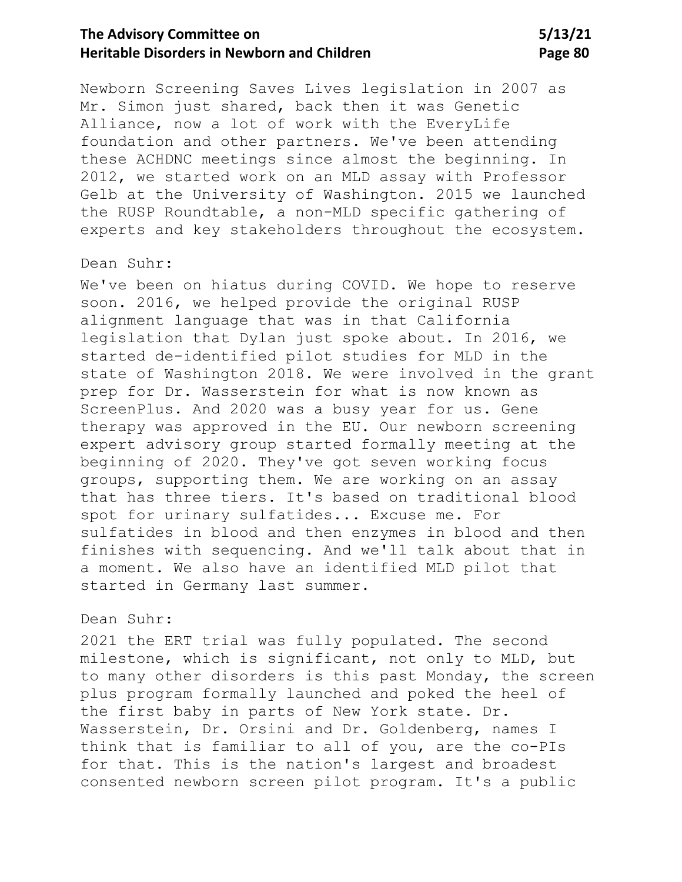Newborn Screening Saves Lives legislation in 2007 as Mr. Simon just shared, back then it was Genetic Alliance, now a lot of work with the EveryLife foundation and other partners. We've been attending these ACHDNC meetings since almost the beginning. In 2012, we started work on an MLD assay with Professor Gelb at the University of Washington. 2015 we launched the RUSP Roundtable, a non-MLD specific gathering of experts and key stakeholders throughout the ecosystem.

Dean Suhr:

We've been on hiatus during COVID. We hope to reserve soon. 2016, we helped provide the original RUSP alignment language that was in that California legislation that Dylan just spoke about. In 2016, we started de-identified pilot studies for MLD in the state of Washington 2018. We were involved in the grant prep for Dr. Wasserstein for what is now known as ScreenPlus. And 2020 was a busy year for us. Gene therapy was approved in the EU. Our newborn screening expert advisory group started formally meeting at the beginning of 2020. They've got seven working focus groups, supporting them. We are working on an assay that has three tiers. It's based on traditional blood spot for urinary sulfatides... Excuse me. For sulfatides in blood and then enzymes in blood and then finishes with sequencing. And we'll talk about that in a moment. We also have an identified MLD pilot that started in Germany last summer.

Dean Suhr:

2021 the ERT trial was fully populated. The second milestone, which is significant, not only to MLD, but to many other disorders is this past Monday, the screen plus program formally launched and poked the heel of the first baby in parts of New York state. Dr. Wasserstein, Dr. Orsini and Dr. Goldenberg, names I think that is familiar to all of you, are the co-PIs for that. This is the nation's largest and broadest consented newborn screen pilot program. It's a public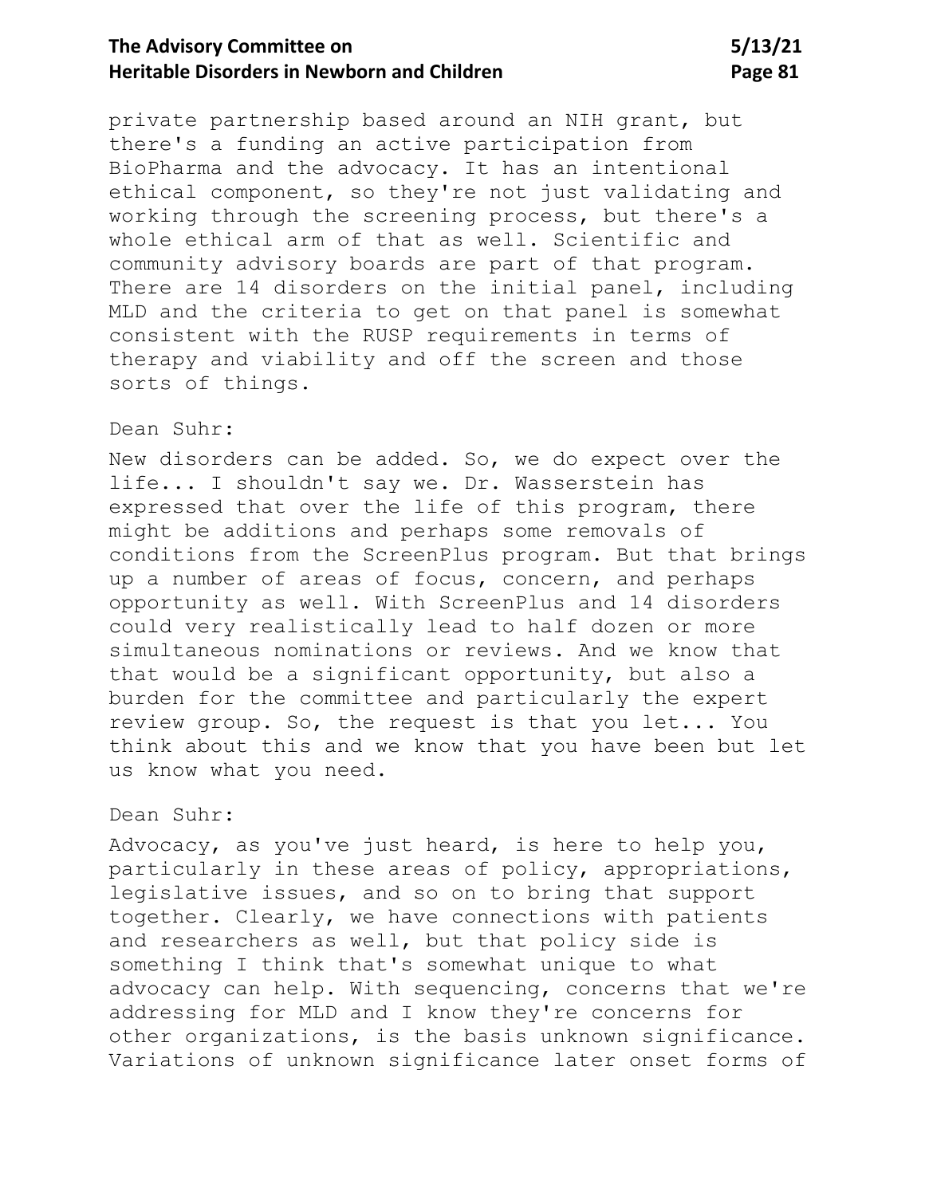private partnership based around an NIH grant, but there's a funding an active participation from BioPharma and the advocacy. It has an intentional ethical component, so they're not just validating and working through the screening process, but there's a whole ethical arm of that as well. Scientific and community advisory boards are part of that program. There are 14 disorders on the initial panel, including MLD and the criteria to get on that panel is somewhat consistent with the RUSP requirements in terms of therapy and viability and off the screen and those sorts of things.

Dean Suhr:

New disorders can be added. So, we do expect over the life... I shouldn't say we. Dr. Wasserstein has expressed that over the life of this program, there might be additions and perhaps some removals of conditions from the ScreenPlus program. But that brings up a number of areas of focus, concern, and perhaps opportunity as well. With ScreenPlus and 14 disorders could very realistically lead to half dozen or more simultaneous nominations or reviews. And we know that that would be a significant opportunity, but also a burden for the committee and particularly the expert review group. So, the request is that you let... You think about this and we know that you have been but let us know what you need.

Dean Suhr:

Advocacy, as you've just heard, is here to help you, particularly in these areas of policy, appropriations, legislative issues, and so on to bring that support together. Clearly, we have connections with patients and researchers as well, but that policy side is something I think that's somewhat unique to what advocacy can help. With sequencing, concerns that we're addressing for MLD and I know they're concerns for other organizations, is the basis unknown significance. Variations of unknown significance later onset forms of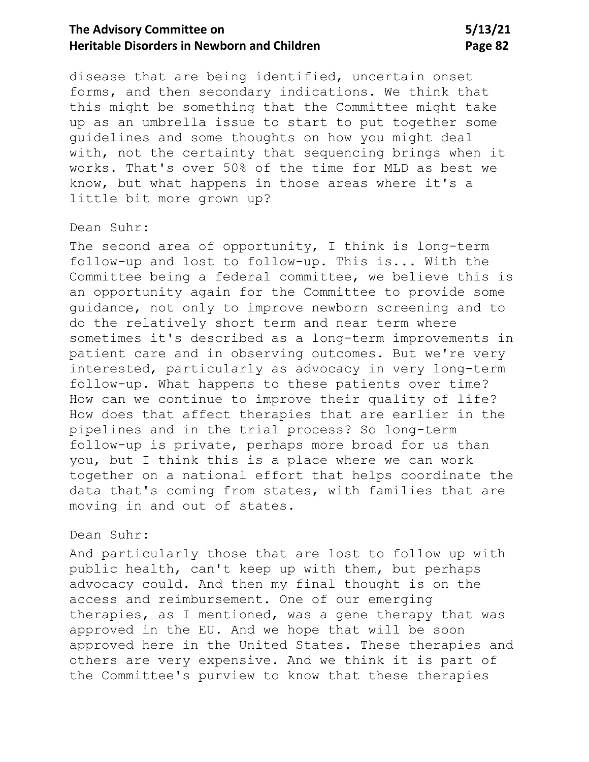disease that are being identified, uncertain onset forms, and then secondary indications. We think that this might be something that the Committee might take up as an umbrella issue to start to put together some guidelines and some thoughts on how you might deal with, not the certainty that sequencing brings when it works. That's over 50% of the time for MLD as best we know, but what happens in those areas where it's a little bit more grown up?

Dean Suhr:

The second area of opportunity, I think is long-term follow-up and lost to follow-up. This is... With the Committee being a federal committee, we believe this is an opportunity again for the Committee to provide some guidance, not only to improve newborn screening and to do the relatively short term and near term where sometimes it's described as a long-term improvements in patient care and in observing outcomes. But we're very interested, particularly as advocacy in very long-term follow-up. What happens to these patients over time? How can we continue to improve their quality of life? How does that affect therapies that are earlier in the pipelines and in the trial process? So long-term follow-up is private, perhaps more broad for us than you, but I think this is a place where we can work together on a national effort that helps coordinate the data that's coming from states, with families that are moving in and out of states.

Dean Suhr:

And particularly those that are lost to follow up with public health, can't keep up with them, but perhaps advocacy could. And then my final thought is on the access and reimbursement. One of our emerging therapies, as I mentioned, was a gene therapy that was approved in the EU. And we hope that will be soon approved here in the United States. These therapies and others are very expensive. And we think it is part of the Committee's purview to know that these therapies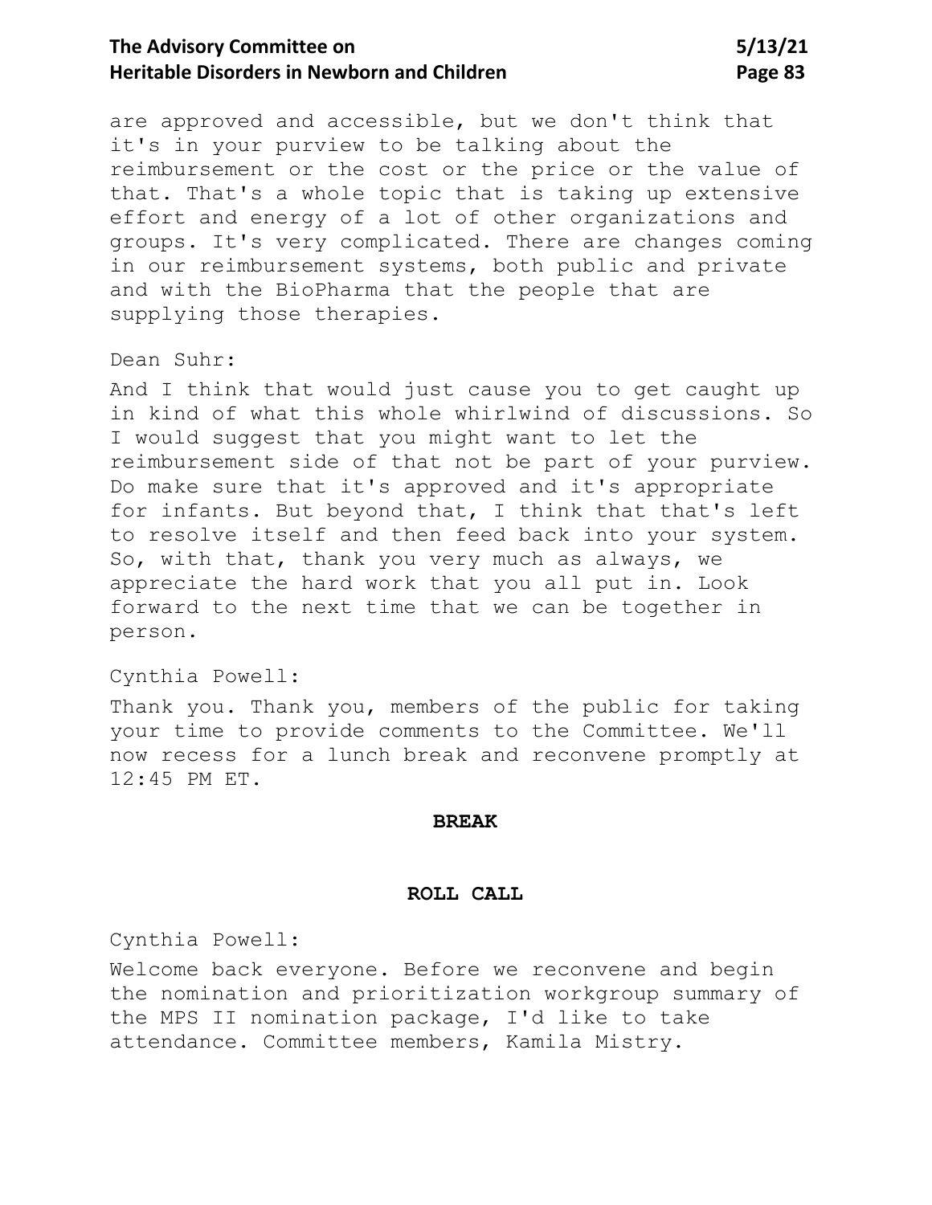are approved and accessible, but we don't think that it's in your purview to be talking about the reimbursement or the cost or the price or the value of that. That's a whole topic that is taking up extensive effort and energy of a lot of other organizations and groups. It's very complicated. There are changes coming in our reimbursement systems, both public and private and with the BioPharma that the people that are supplying those therapies.

Dean Suhr:

And I think that would just cause you to get caught up in kind of what this whole whirlwind of discussions. So I would suggest that you might want to let the reimbursement side of that not be part of your purview. Do make sure that it's approved and it's appropriate for infants. But beyond that, I think that that's left to resolve itself and then feed back into your system. So, with that, thank you very much as always, we appreciate the hard work that you all put in. Look forward to the next time that we can be together in person.

Cynthia Powell:

Thank you. Thank you, members of the public for taking your time to provide comments to the Committee. We'll now recess for a lunch break and reconvene promptly at 12:45 PM ET.

**BREAK**

**ROLL CALL**

Cynthia Powell:

Welcome back everyone. Before we reconvene and begin the nomination and prioritization workgroup summary of the MPS II nomination package, I'd like to take attendance. Committee members, Kamila Mistry.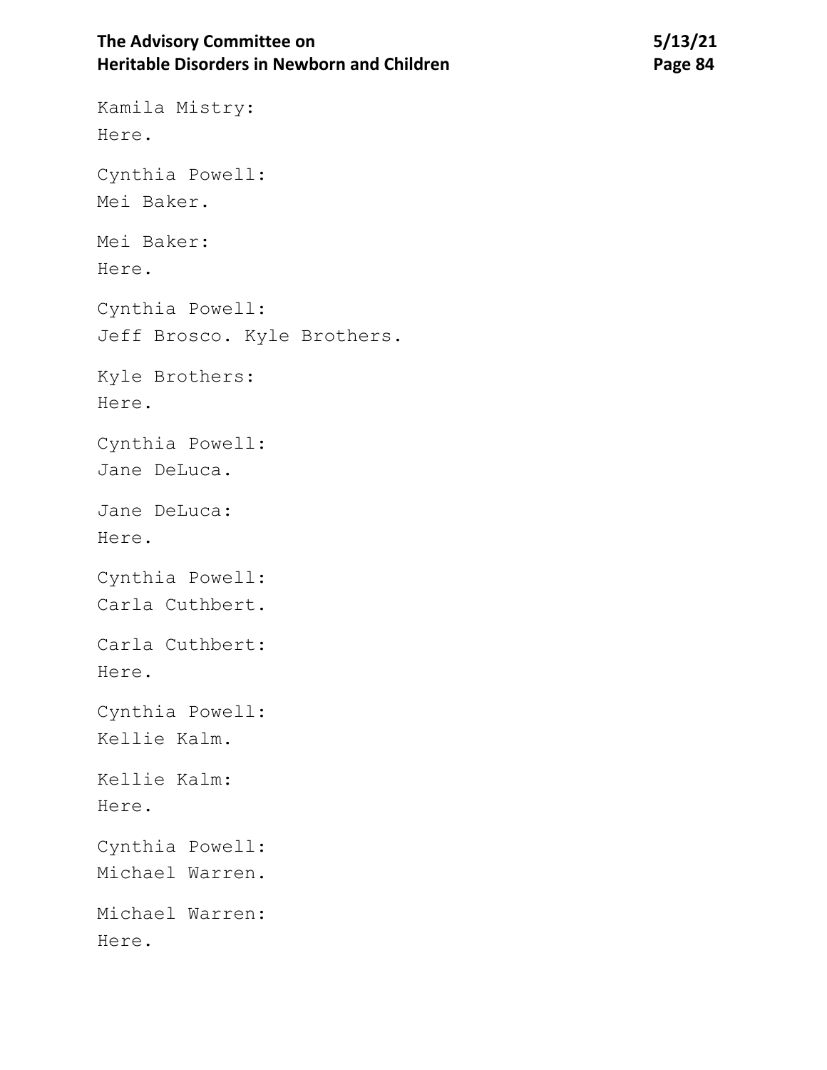Kamila Mistry:
Here.

Cynthia Powell:
Mei Baker.

Mei Baker:
Here.

Cynthia Powell:
Jeff Brosco. Kyle Brothers.

Kyle Brothers:
Here.

Cynthia Powell:
Jane DeLuca.

Jane DeLuca:
Here.

Cynthia Powell:
Carla Cuthbert.

Carla Cuthbert:
Here.

Cynthia Powell:
Kellie Kalm.

Kellie Kalm:
Here.

Cynthia Powell:
Michael Warren.

Michael Warren:
Here.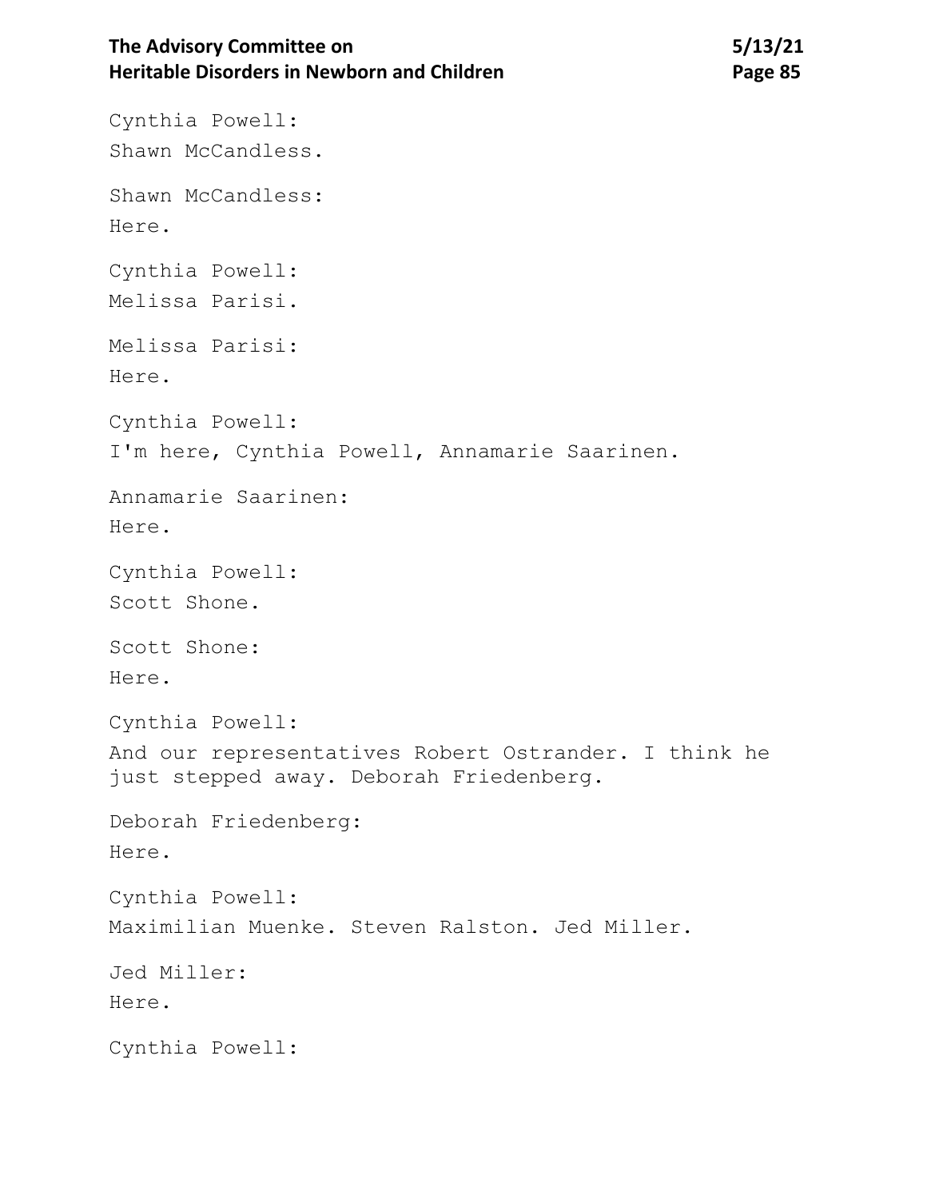Cynthia Powell:
Shawn McCandless.

Shawn McCandless:
Here.

Cynthia Powell:
Melissa Parisi.

Melissa Parisi:
Here.

Cynthia Powell:
I'm here, Cynthia Powell, Annamarie Saarinen.

Annamarie Saarinen:
Here.

Cynthia Powell:
Scott Shone.

Scott Shone:
Here.

Cynthia Powell:
And our representatives Robert Ostrander. I think he just stepped away. Deborah Friedenberg.

Deborah Friedenberg:
Here.

Cynthia Powell:
Maximilian Muenke. Steven Ralston. Jed Miller.

Jed Miller:
Here.

Cynthia Powell: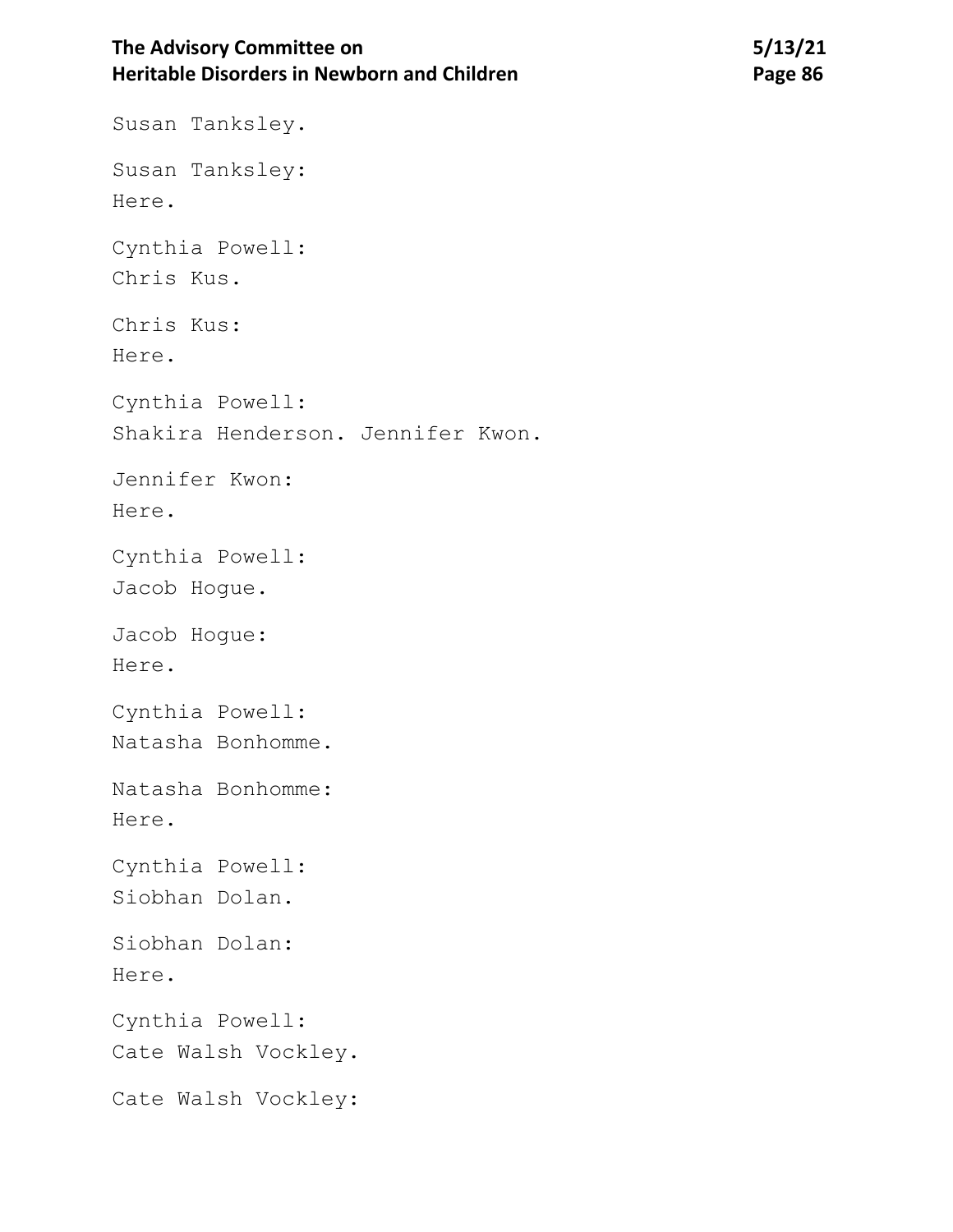Susan Tanksley.

Susan Tanksley:
Here.

Cynthia Powell:
Chris Kus.

Chris Kus:
Here.

Cynthia Powell:
Shakira Henderson. Jennifer Kwon.

Jennifer Kwon:
Here.

Cynthia Powell:
Jacob Hogue.

Jacob Hogue:
Here.

Cynthia Powell:
Natasha Bonhomme.

Natasha Bonhomme:
Here.

Cynthia Powell:
Siobhan Dolan.

Siobhan Dolan:
Here.

Cynthia Powell:
Cate Walsh Vockley.

Cate Walsh Vockley: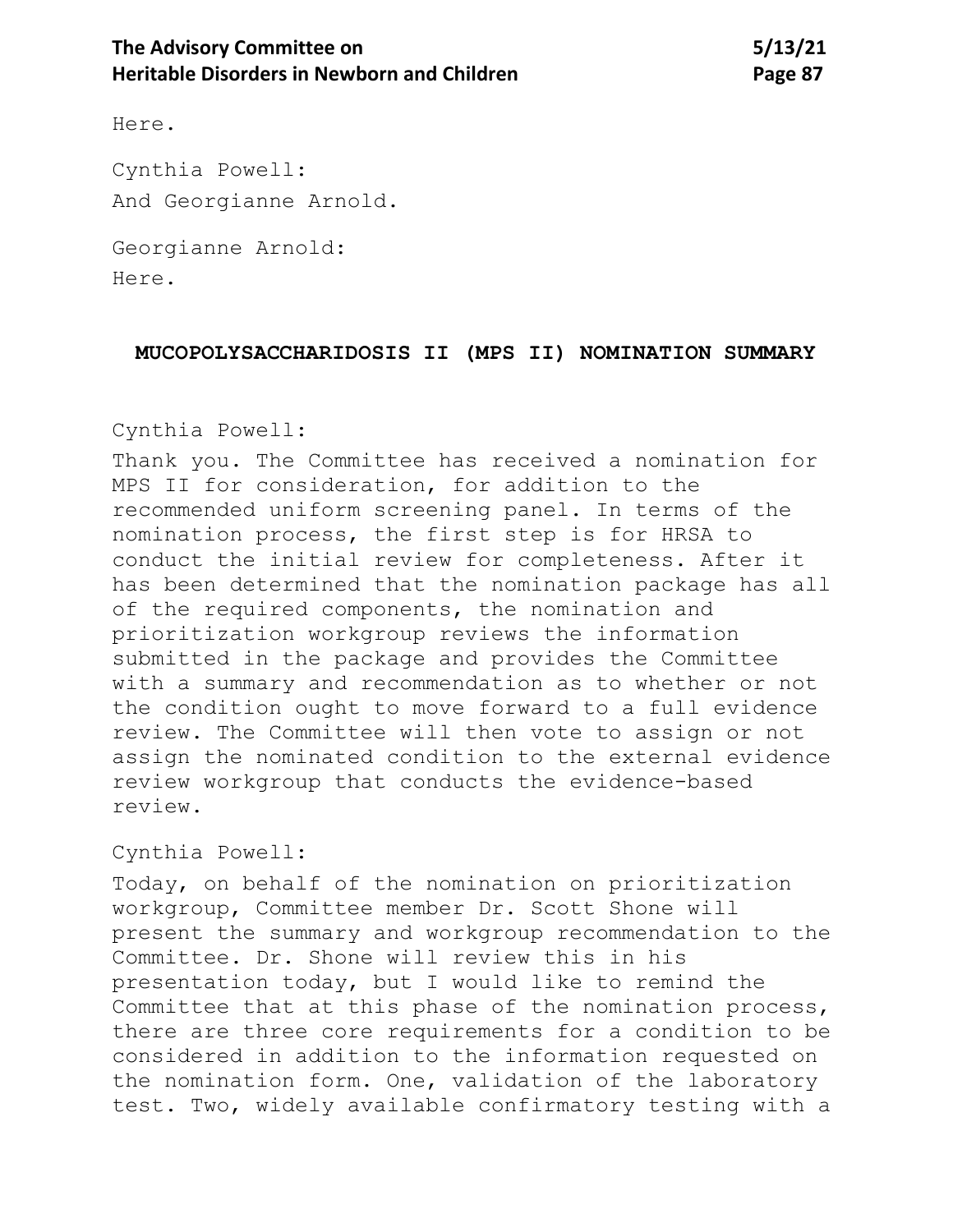Here.

Cynthia Powell:
And Georgianne Arnold.

Georgianne Arnold:
Here.

## MUCOPOLYSACCHARIDOSIS II (MPS II) NOMINATION SUMMARY

Cynthia Powell:
Thank you. The Committee has received a nomination for MPS II for consideration, for addition to the recommended uniform screening panel. In terms of the nomination process, the first step is for HRSA to conduct the initial review for completeness. After it has been determined that the nomination package has all of the required components, the nomination and prioritization workgroup reviews the information submitted in the package and provides the Committee with a summary and recommendation as to whether or not the condition ought to move forward to a full evidence review. The Committee will then vote to assign or not assign the nominated condition to the external evidence review workgroup that conducts the evidence-based review.

Cynthia Powell:
Today, on behalf of the nomination on prioritization workgroup, Committee member Dr. Scott Shone will present the summary and workgroup recommendation to the Committee. Dr. Shone will review this in his presentation today, but I would like to remind the Committee that at this phase of the nomination process, there are three core requirements for a condition to be considered in addition to the information requested on the nomination form. One, validation of the laboratory test. Two, widely available confirmatory testing with a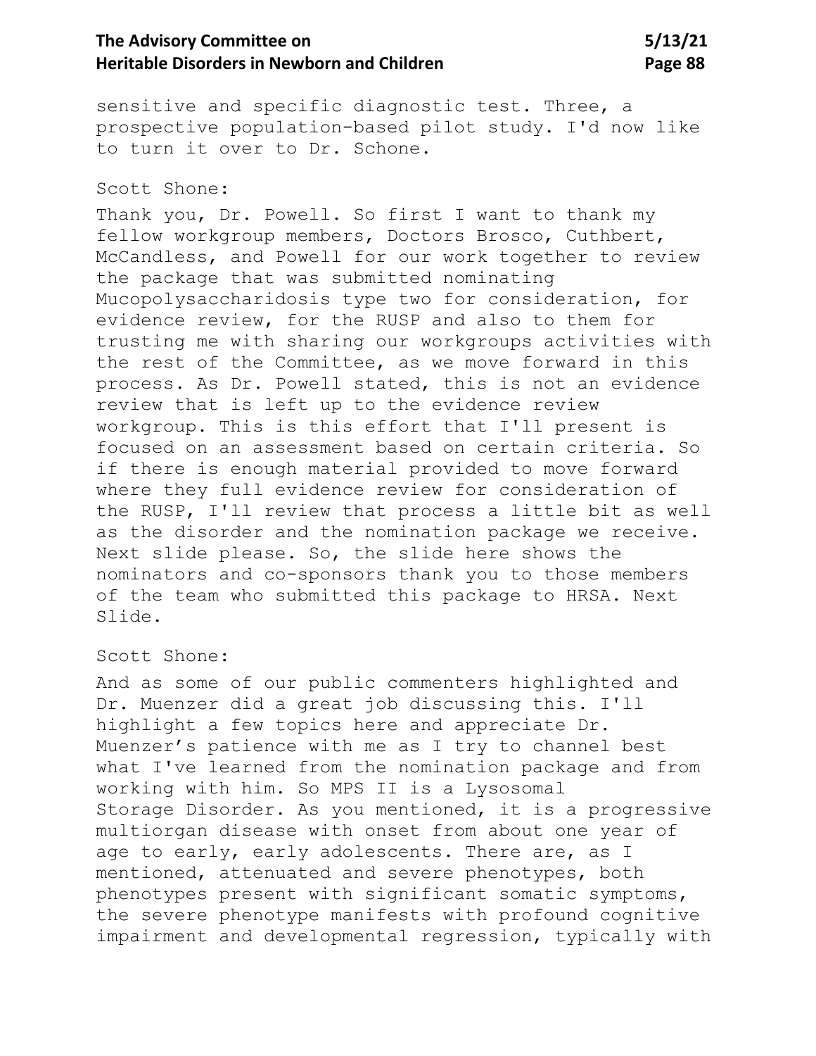sensitive and specific diagnostic test. Three, a prospective population-based pilot study. I'd now like to turn it over to Dr. Schone.

Scott Shone:

Thank you, Dr. Powell. So first I want to thank my fellow workgroup members, Doctors Brosco, Cuthbert, McCandless, and Powell for our work together to review the package that was submitted nominating Mucopolysaccharidosis type two for consideration, for evidence review, for the RUSP and also to them for trusting me with sharing our workgroups activities with the rest of the Committee, as we move forward in this process. As Dr. Powell stated, this is not an evidence review that is left up to the evidence review workgroup. This is this effort that I'll present is focused on an assessment based on certain criteria. So if there is enough material provided to move forward where they full evidence review for consideration of the RUSP, I'll review that process a little bit as well as the disorder and the nomination package we receive. Next slide please. So, the slide here shows the nominators and co-sponsors thank you to those members of the team who submitted this package to HRSA. Next Slide.

Scott Shone:

And as some of our public commenters highlighted and Dr. Muenzer did a great job discussing this. I'll highlight a few topics here and appreciate Dr. Muenzer's patience with me as I try to channel best what I've learned from the nomination package and from working with him. So MPS II is a Lysosomal Storage Disorder. As you mentioned, it is a progressive multiorgan disease with onset from about one year of age to early, early adolescents. There are, as I mentioned, attenuated and severe phenotypes, both phenotypes present with significant somatic symptoms, the severe phenotype manifests with profound cognitive impairment and developmental regression, typically with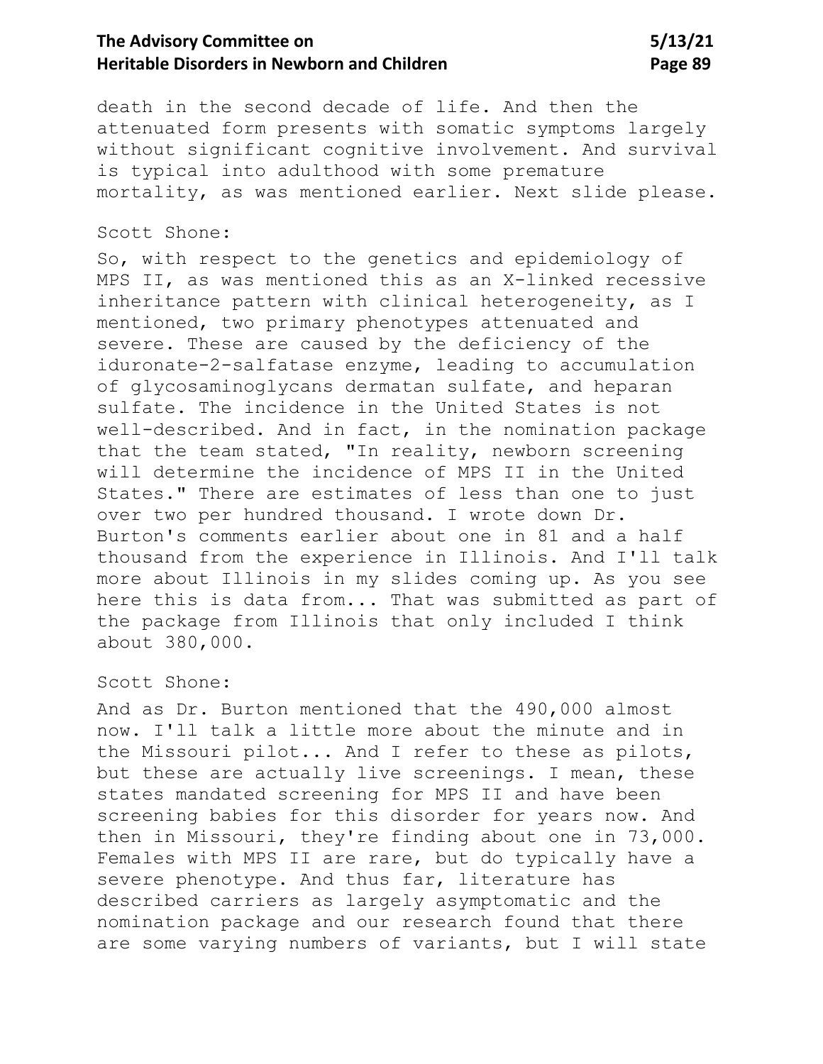death in the second decade of life. And then the attenuated form presents with somatic symptoms largely without significant cognitive involvement. And survival is typical into adulthood with some premature mortality, as was mentioned earlier. Next slide please.

Scott Shone:

So, with respect to the genetics and epidemiology of MPS II, as was mentioned this as an X-linked recessive inheritance pattern with clinical heterogeneity, as I mentioned, two primary phenotypes attenuated and severe. These are caused by the deficiency of the iduronate-2-salfatase enzyme, leading to accumulation of glycosaminoglycans dermatan sulfate, and heparan sulfate. The incidence in the United States is not well-described. And in fact, in the nomination package that the team stated, "In reality, newborn screening will determine the incidence of MPS II in the United States." There are estimates of less than one to just over two per hundred thousand. I wrote down Dr. Burton's comments earlier about one in 81 and a half thousand from the experience in Illinois. And I'll talk more about Illinois in my slides coming up. As you see here this is data from... That was submitted as part of the package from Illinois that only included I think about 380,000.

Scott Shone:

And as Dr. Burton mentioned that the 490,000 almost now. I'll talk a little more about the minute and in the Missouri pilot... And I refer to these as pilots, but these are actually live screenings. I mean, these states mandated screening for MPS II and have been screening babies for this disorder for years now. And then in Missouri, they're finding about one in 73,000. Females with MPS II are rare, but do typically have a severe phenotype. And thus far, literature has described carriers as largely asymptomatic and the nomination package and our research found that there are some varying numbers of variants, but I will state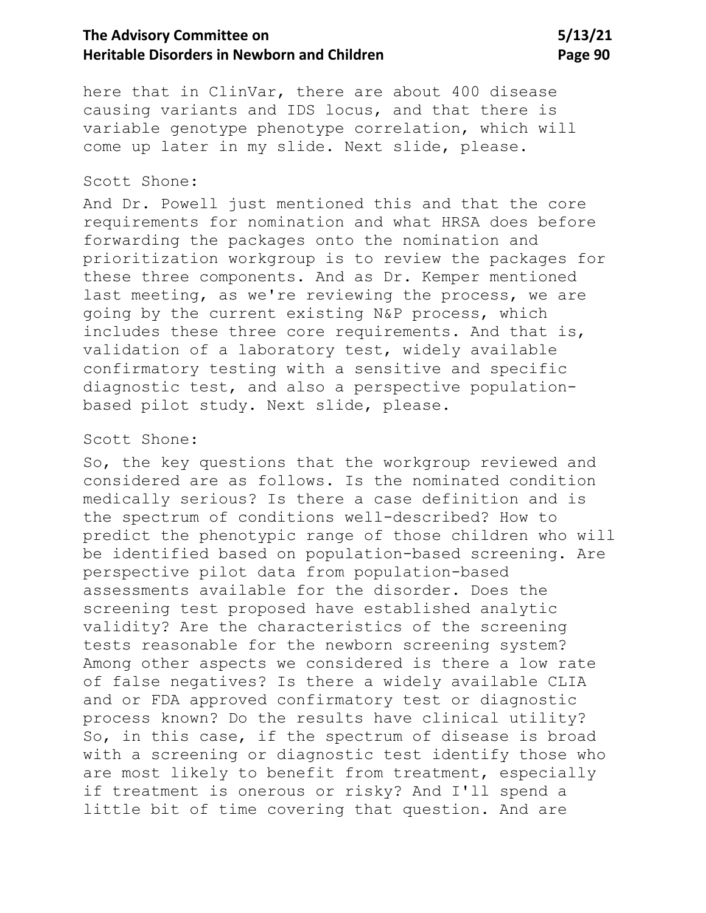here that in ClinVar, there are about 400 disease causing variants and IDS locus, and that there is variable genotype phenotype correlation, which will come up later in my slide. Next slide, please.

Scott Shone:

And Dr. Powell just mentioned this and that the core requirements for nomination and what HRSA does before forwarding the packages onto the nomination and prioritization workgroup is to review the packages for these three components. And as Dr. Kemper mentioned last meeting, as we're reviewing the process, we are going by the current existing N&P process, which includes these three core requirements. And that is, validation of a laboratory test, widely available confirmatory testing with a sensitive and specific diagnostic test, and also a perspective population-based pilot study. Next slide, please.

Scott Shone:

So, the key questions that the workgroup reviewed and considered are as follows. Is the nominated condition medically serious? Is there a case definition and is the spectrum of conditions well-described? How to predict the phenotypic range of those children who will be identified based on population-based screening. Are perspective pilot data from population-based assessments available for the disorder. Does the screening test proposed have established analytic validity? Are the characteristics of the screening tests reasonable for the newborn screening system? Among other aspects we considered is there a low rate of false negatives? Is there a widely available CLIA and or FDA approved confirmatory test or diagnostic process known? Do the results have clinical utility? So, in this case, if the spectrum of disease is broad with a screening or diagnostic test identify those who are most likely to benefit from treatment, especially if treatment is onerous or risky? And I'll spend a little bit of time covering that question. And are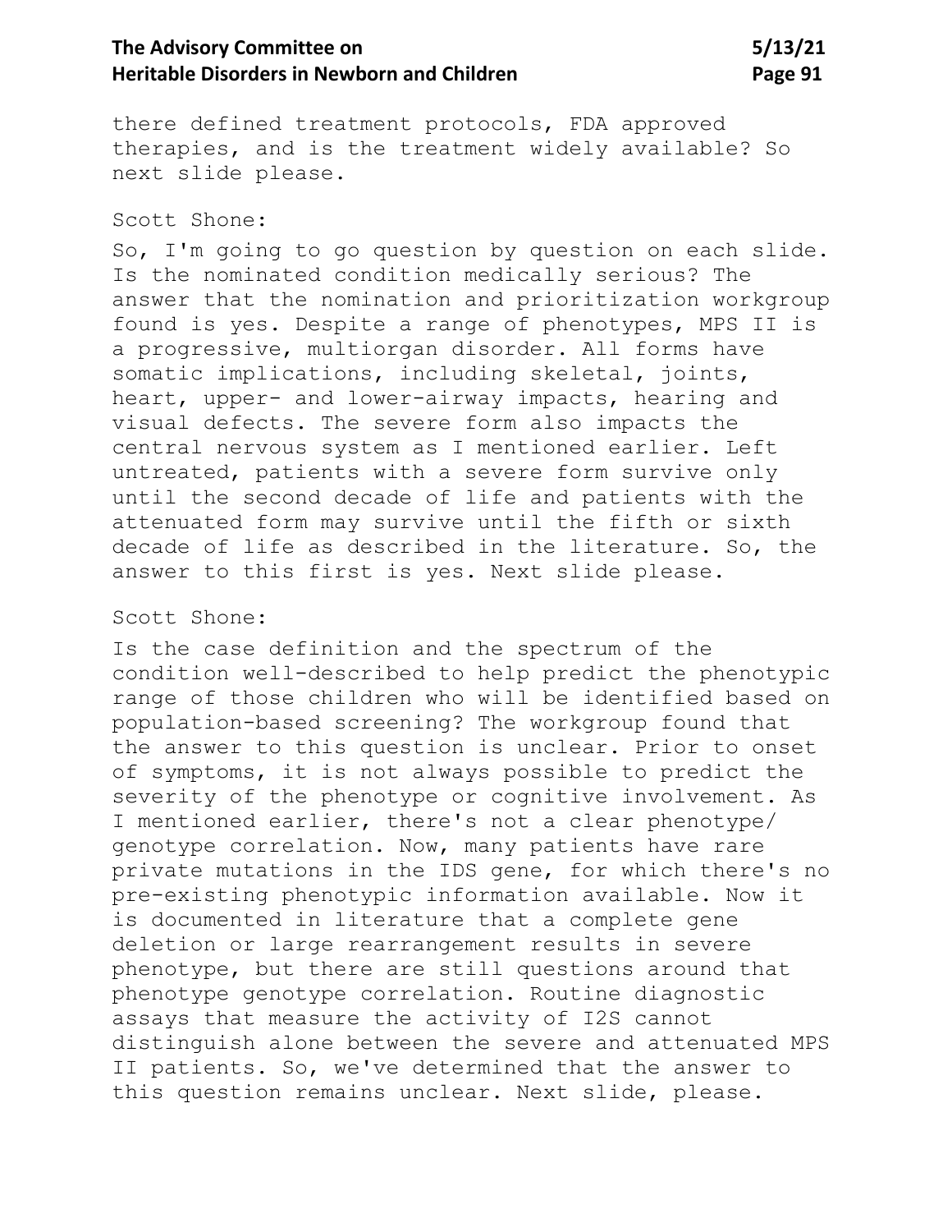there defined treatment protocols, FDA approved therapies, and is the treatment widely available? So next slide please.

Scott Shone:

So, I'm going to go question by question on each slide. Is the nominated condition medically serious? The answer that the nomination and prioritization workgroup found is yes. Despite a range of phenotypes, MPS II is a progressive, multiorgan disorder. All forms have somatic implications, including skeletal, joints, heart, upper- and lower-airway impacts, hearing and visual defects. The severe form also impacts the central nervous system as I mentioned earlier. Left untreated, patients with a severe form survive only until the second decade of life and patients with the attenuated form may survive until the fifth or sixth decade of life as described in the literature. So, the answer to this first is yes. Next slide please.

Scott Shone:

Is the case definition and the spectrum of the condition well-described to help predict the phenotypic range of those children who will be identified based on population-based screening? The workgroup found that the answer to this question is unclear. Prior to onset of symptoms, it is not always possible to predict the severity of the phenotype or cognitive involvement. As I mentioned earlier, there's not a clear phenotype/ genotype correlation. Now, many patients have rare private mutations in the IDS gene, for which there's no pre-existing phenotypic information available. Now it is documented in literature that a complete gene deletion or large rearrangement results in severe phenotype, but there are still questions around that phenotype genotype correlation. Routine diagnostic assays that measure the activity of I2S cannot distinguish alone between the severe and attenuated MPS II patients. So, we've determined that the answer to this question remains unclear. Next slide, please.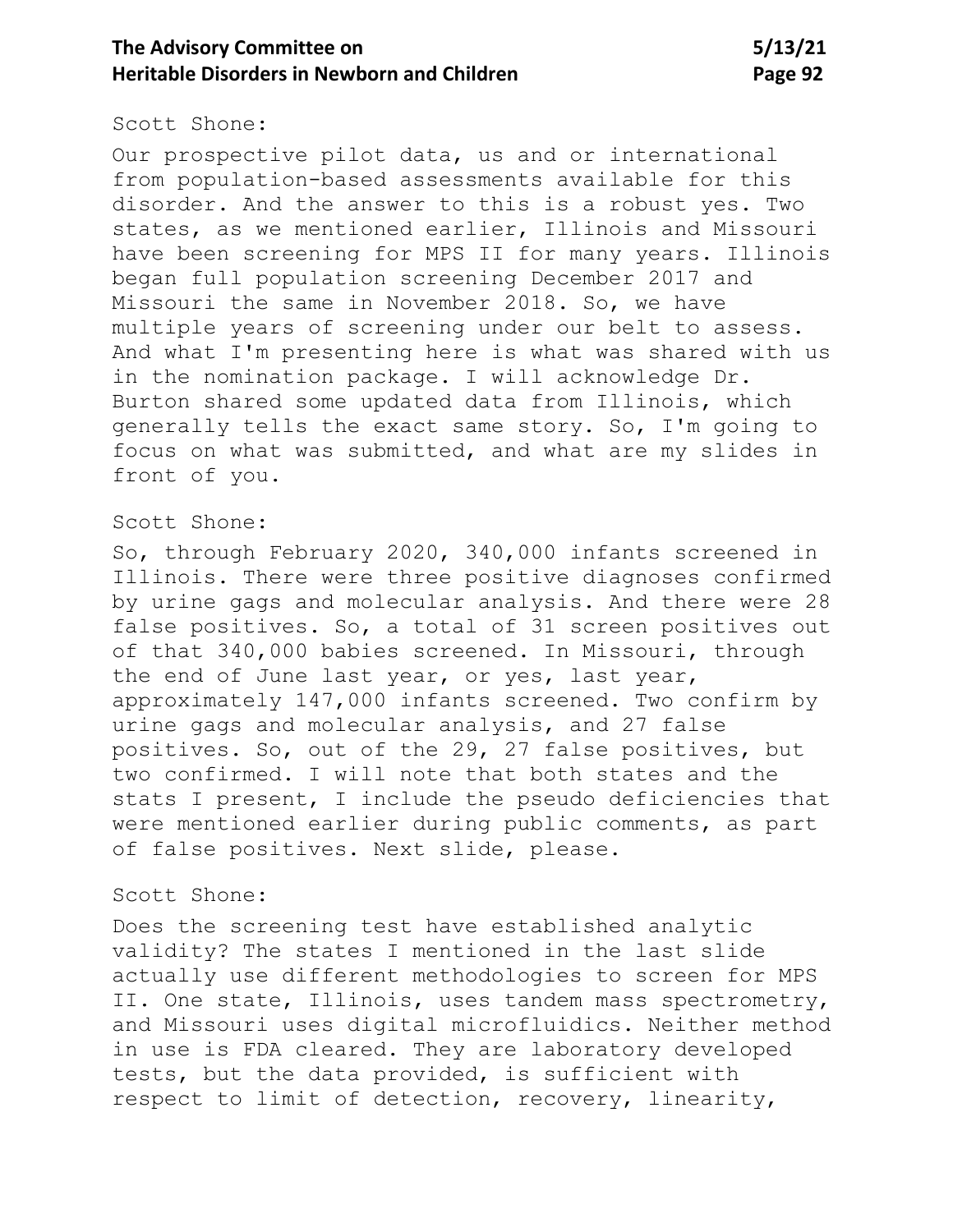Scott Shone:

Our prospective pilot data, us and or international from population-based assessments available for this disorder. And the answer to this is a robust yes. Two states, as we mentioned earlier, Illinois and Missouri have been screening for MPS II for many years. Illinois began full population screening December 2017 and Missouri the same in November 2018. So, we have multiple years of screening under our belt to assess. And what I'm presenting here is what was shared with us in the nomination package. I will acknowledge Dr. Burton shared some updated data from Illinois, which generally tells the exact same story. So, I'm going to focus on what was submitted, and what are my slides in front of you.

Scott Shone:

So, through February 2020, 340,000 infants screened in Illinois. There were three positive diagnoses confirmed by urine gags and molecular analysis. And there were 28 false positives. So, a total of 31 screen positives out of that 340,000 babies screened. In Missouri, through the end of June last year, or yes, last year, approximately 147,000 infants screened. Two confirm by urine gags and molecular analysis, and 27 false positives. So, out of the 29, 27 false positives, but two confirmed. I will note that both states and the stats I present, I include the pseudo deficiencies that were mentioned earlier during public comments, as part of false positives. Next slide, please.

Scott Shone:

Does the screening test have established analytic validity? The states I mentioned in the last slide actually use different methodologies to screen for MPS II. One state, Illinois, uses tandem mass spectrometry, and Missouri uses digital microfluidics. Neither method in use is FDA cleared. They are laboratory developed tests, but the data provided, is sufficient with respect to limit of detection, recovery, linearity,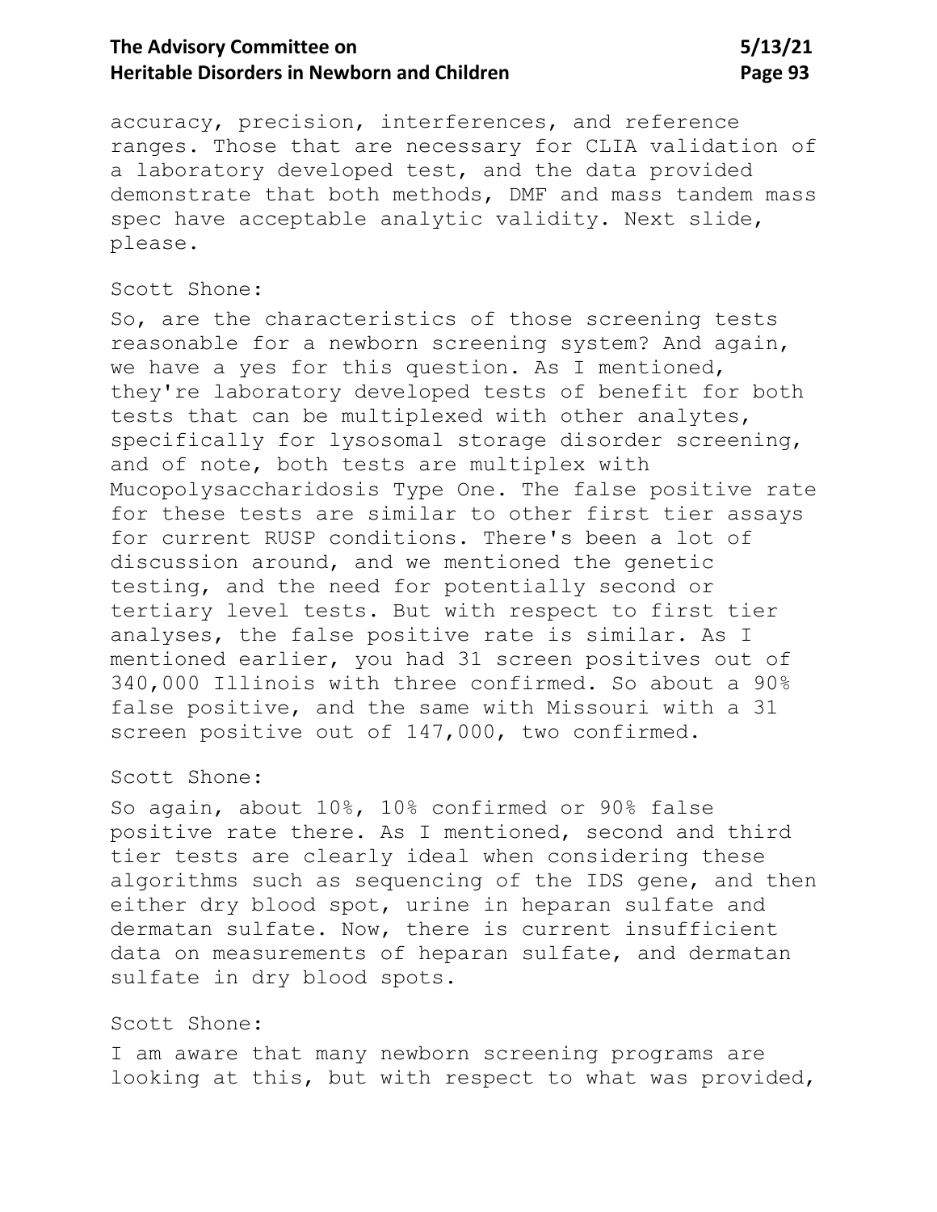accuracy, precision, interferences, and reference ranges. Those that are necessary for CLIA validation of a laboratory developed test, and the data provided demonstrate that both methods, DMF and mass tandem mass spec have acceptable analytic validity. Next slide, please.

Scott Shone:

So, are the characteristics of those screening tests reasonable for a newborn screening system? And again, we have a yes for this question. As I mentioned, they're laboratory developed tests of benefit for both tests that can be multiplexed with other analytes, specifically for lysosomal storage disorder screening, and of note, both tests are multiplex with Mucopolysaccharidosis Type One. The false positive rate for these tests are similar to other first tier assays for current RUSP conditions. There's been a lot of discussion around, and we mentioned the genetic testing, and the need for potentially second or tertiary level tests. But with respect to first tier analyses, the false positive rate is similar. As I mentioned earlier, you had 31 screen positives out of 340,000 Illinois with three confirmed. So about a 90% false positive, and the same with Missouri with a 31 screen positive out of 147,000, two confirmed.

Scott Shone:

So again, about 10%, 10% confirmed or 90% false positive rate there. As I mentioned, second and third tier tests are clearly ideal when considering these algorithms such as sequencing of the IDS gene, and then either dry blood spot, urine in heparan sulfate and dermatan sulfate. Now, there is current insufficient data on measurements of heparan sulfate, and dermatan sulfate in dry blood spots.

Scott Shone:

I am aware that many newborn screening programs are looking at this, but with respect to what was provided,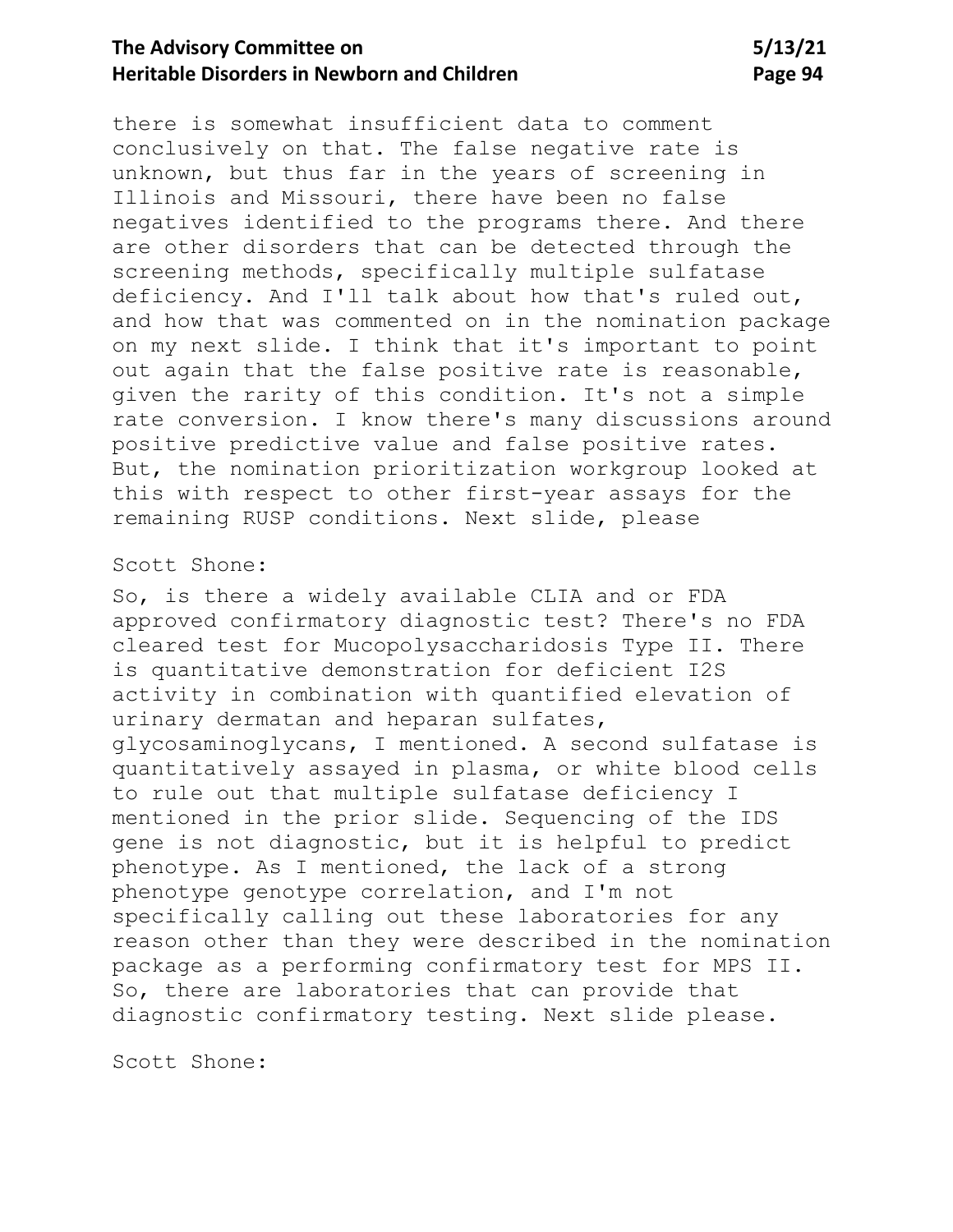there is somewhat insufficient data to comment conclusively on that. The false negative rate is unknown, but thus far in the years of screening in Illinois and Missouri, there have been no false negatives identified to the programs there. And there are other disorders that can be detected through the screening methods, specifically multiple sulfatase deficiency. And I'll talk about how that's ruled out, and how that was commented on in the nomination package on my next slide. I think that it's important to point out again that the false positive rate is reasonable, given the rarity of this condition. It's not a simple rate conversion. I know there's many discussions around positive predictive value and false positive rates. But, the nomination prioritization workgroup looked at this with respect to other first-year assays for the remaining RUSP conditions. Next slide, please

Scott Shone:

So, is there a widely available CLIA and or FDA approved confirmatory diagnostic test? There's no FDA cleared test for Mucopolysaccharidosis Type II. There is quantitative demonstration for deficient I2S activity in combination with quantified elevation of urinary dermatan and heparan sulfates, glycosaminoglycans, I mentioned. A second sulfatase is quantitatively assayed in plasma, or white blood cells to rule out that multiple sulfatase deficiency I mentioned in the prior slide. Sequencing of the IDS gene is not diagnostic, but it is helpful to predict phenotype. As I mentioned, the lack of a strong phenotype genotype correlation, and I'm not specifically calling out these laboratories for any reason other than they were described in the nomination package as a performing confirmatory test for MPS II. So, there are laboratories that can provide that diagnostic confirmatory testing. Next slide please.

Scott Shone: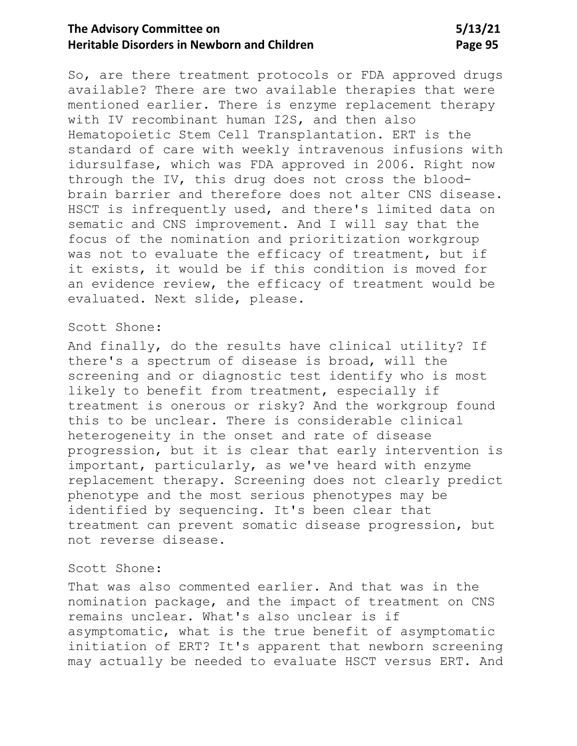So, are there treatment protocols or FDA approved drugs available? There are two available therapies that were mentioned earlier. There is enzyme replacement therapy with IV recombinant human I2S, and then also Hematopoietic Stem Cell Transplantation. ERT is the standard of care with weekly intravenous infusions with idursulfase, which was FDA approved in 2006. Right now through the IV, this drug does not cross the blood-brain barrier and therefore does not alter CNS disease. HSCT is infrequently used, and there's limited data on sematic and CNS improvement. And I will say that the focus of the nomination and prioritization workgroup was not to evaluate the efficacy of treatment, but if it exists, it would be if this condition is moved for an evidence review, the efficacy of treatment would be evaluated. Next slide, please.

Scott Shone:

And finally, do the results have clinical utility? If there's a spectrum of disease is broad, will the screening and or diagnostic test identify who is most likely to benefit from treatment, especially if treatment is onerous or risky? And the workgroup found this to be unclear. There is considerable clinical heterogeneity in the onset and rate of disease progression, but it is clear that early intervention is important, particularly, as we've heard with enzyme replacement therapy. Screening does not clearly predict phenotype and the most serious phenotypes may be identified by sequencing. It's been clear that treatment can prevent somatic disease progression, but not reverse disease.

Scott Shone:

That was also commented earlier. And that was in the nomination package, and the impact of treatment on CNS remains unclear. What's also unclear is if asymptomatic, what is the true benefit of asymptomatic initiation of ERT? It's apparent that newborn screening may actually be needed to evaluate HSCT versus ERT. And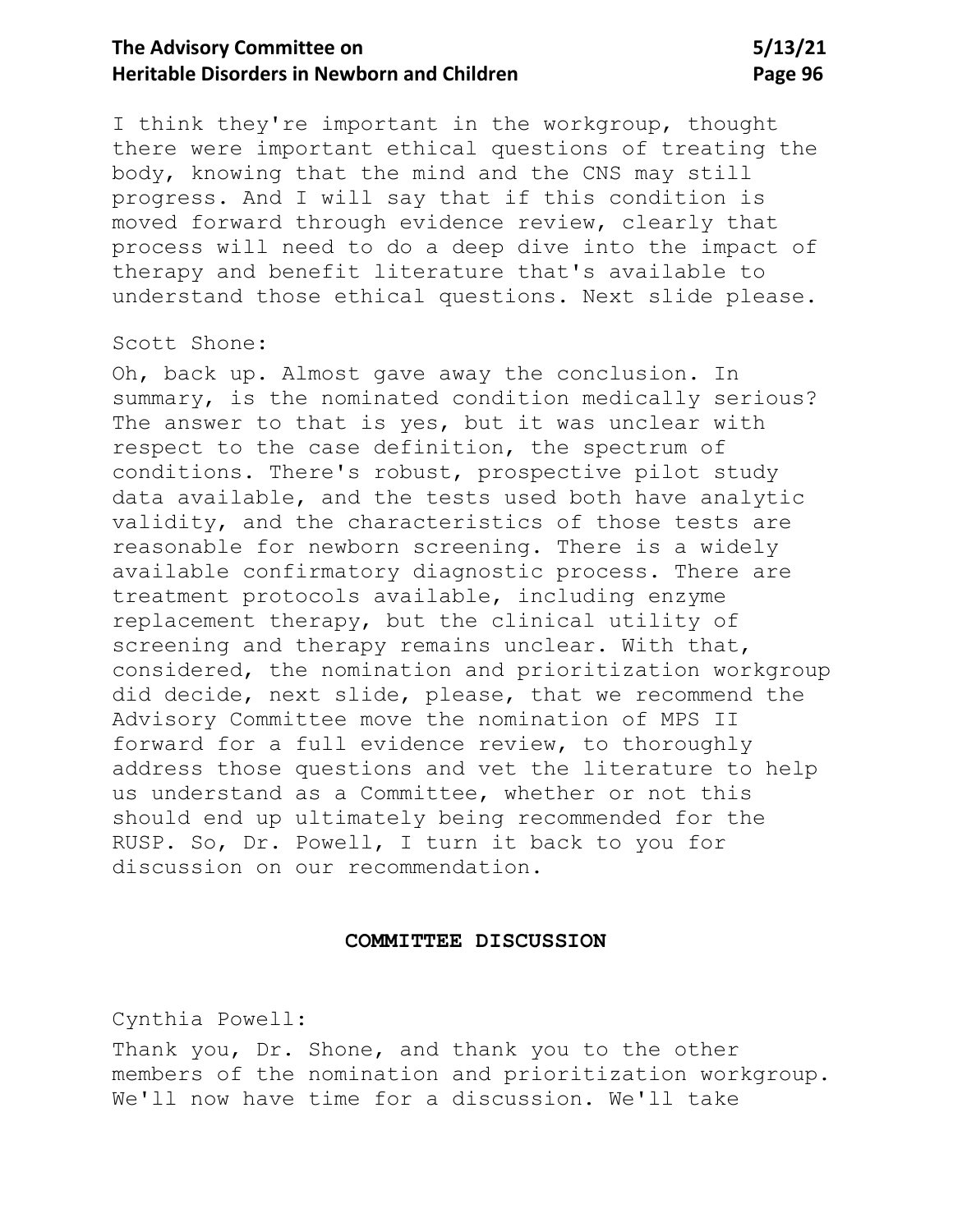I think they're important in the workgroup, thought there were important ethical questions of treating the body, knowing that the mind and the CNS may still progress. And I will say that if this condition is moved forward through evidence review, clearly that process will need to do a deep dive into the impact of therapy and benefit literature that's available to understand those ethical questions. Next slide please.

Scott Shone:

Oh, back up. Almost gave away the conclusion. In summary, is the nominated condition medically serious? The answer to that is yes, but it was unclear with respect to the case definition, the spectrum of conditions. There's robust, prospective pilot study data available, and the tests used both have analytic validity, and the characteristics of those tests are reasonable for newborn screening. There is a widely available confirmatory diagnostic process. There are treatment protocols available, including enzyme replacement therapy, but the clinical utility of screening and therapy remains unclear. With that, considered, the nomination and prioritization workgroup did decide, next slide, please, that we recommend the Advisory Committee move the nomination of MPS II forward for a full evidence review, to thoroughly address those questions and vet the literature to help us understand as a Committee, whether or not this should end up ultimately being recommended for the RUSP. So, Dr. Powell, I turn it back to you for discussion on our recommendation.

## COMMITTEE DISCUSSION

Cynthia Powell:

Thank you, Dr. Shone, and thank you to the other members of the nomination and prioritization workgroup. We'll now have time for a discussion. We'll take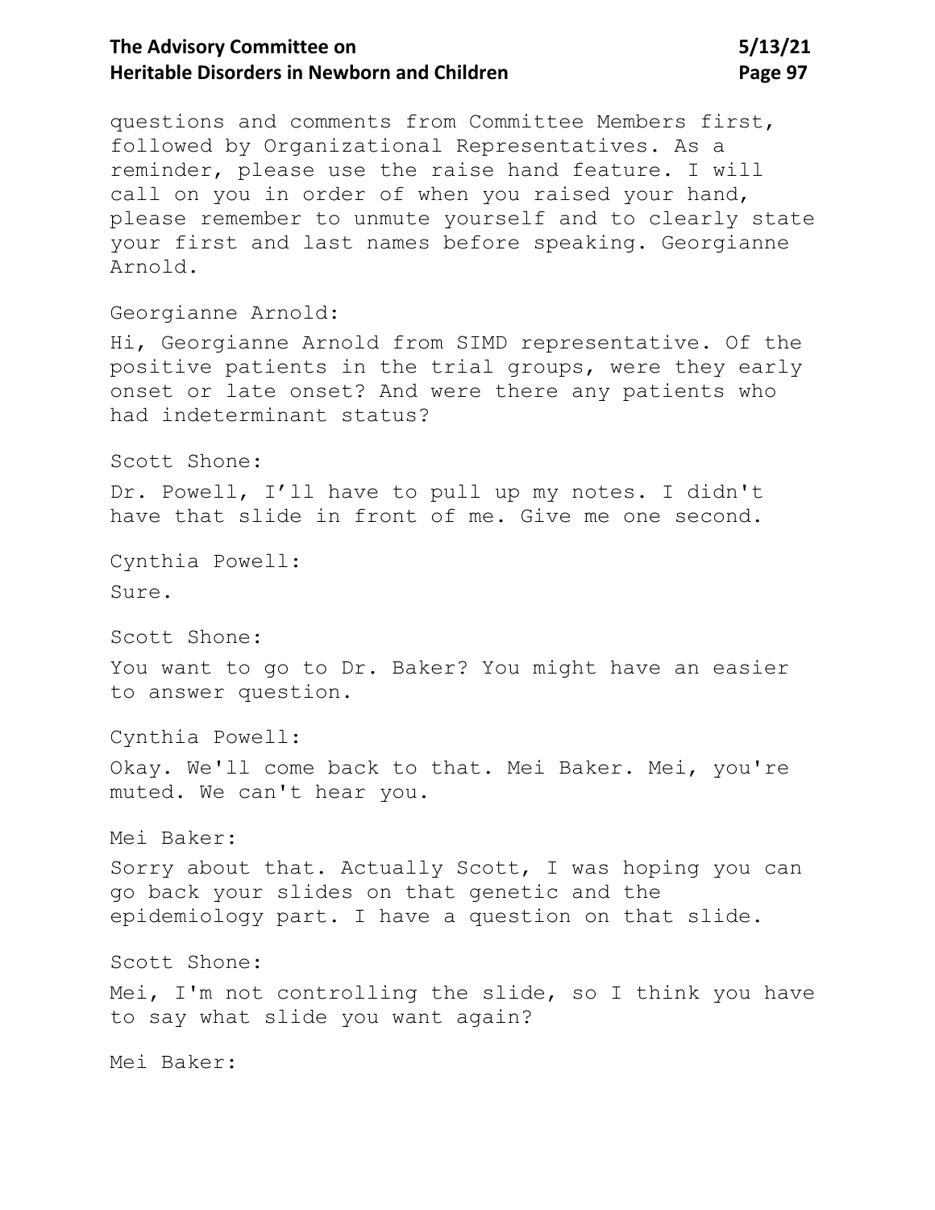questions and comments from Committee Members first, followed by Organizational Representatives. As a reminder, please use the raise hand feature. I will call on you in order of when you raised your hand, please remember to unmute yourself and to clearly state your first and last names before speaking. Georgianne Arnold.

Georgianne Arnold:

Hi, Georgianne Arnold from SIMD representative. Of the positive patients in the trial groups, were they early onset or late onset? And were there any patients who had indeterminant status?

Scott Shone:

Dr. Powell, I'll have to pull up my notes. I didn't have that slide in front of me. Give me one second.

Cynthia Powell:

Sure.

Scott Shone:

You want to go to Dr. Baker? You might have an easier to answer question.

Cynthia Powell:

Okay. We'll come back to that. Mei Baker. Mei, you're muted. We can't hear you.

Mei Baker:

Sorry about that. Actually Scott, I was hoping you can go back your slides on that genetic and the epidemiology part. I have a question on that slide.

Scott Shone:

Mei, I'm not controlling the slide, so I think you have to say what slide you want again?

Mei Baker: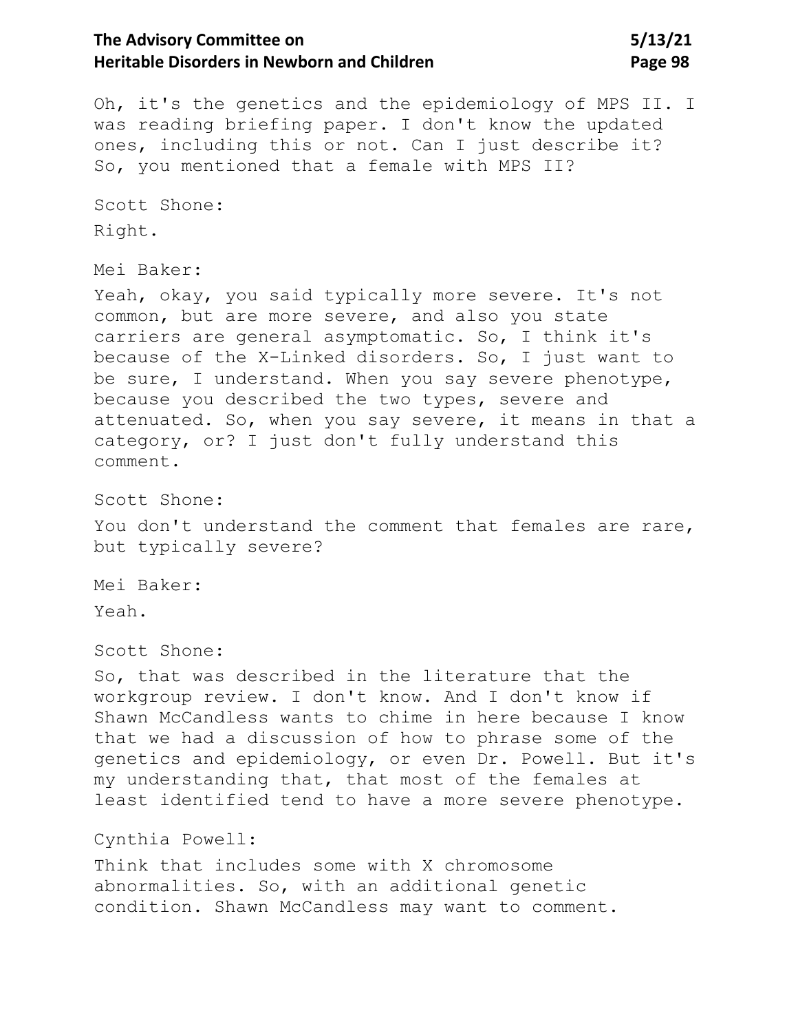Oh, it's the genetics and the epidemiology of MPS II. I was reading briefing paper. I don't know the updated ones, including this or not. Can I just describe it? So, you mentioned that a female with MPS II?

Scott Shone:

Right.

Mei Baker:

Yeah, okay, you said typically more severe. It's not common, but are more severe, and also you state carriers are general asymptomatic. So, I think it's because of the X-Linked disorders. So, I just want to be sure, I understand. When you say severe phenotype, because you described the two types, severe and attenuated. So, when you say severe, it means in that a category, or? I just don't fully understand this comment.

Scott Shone:

You don't understand the comment that females are rare, but typically severe?

Mei Baker:

Yeah.

Scott Shone:

So, that was described in the literature that the workgroup review. I don't know. And I don't know if Shawn McCandless wants to chime in here because I know that we had a discussion of how to phrase some of the genetics and epidemiology, or even Dr. Powell. But it's my understanding that, that most of the females at least identified tend to have a more severe phenotype.

Cynthia Powell:

Think that includes some with X chromosome abnormalities. So, with an additional genetic condition. Shawn McCandless may want to comment.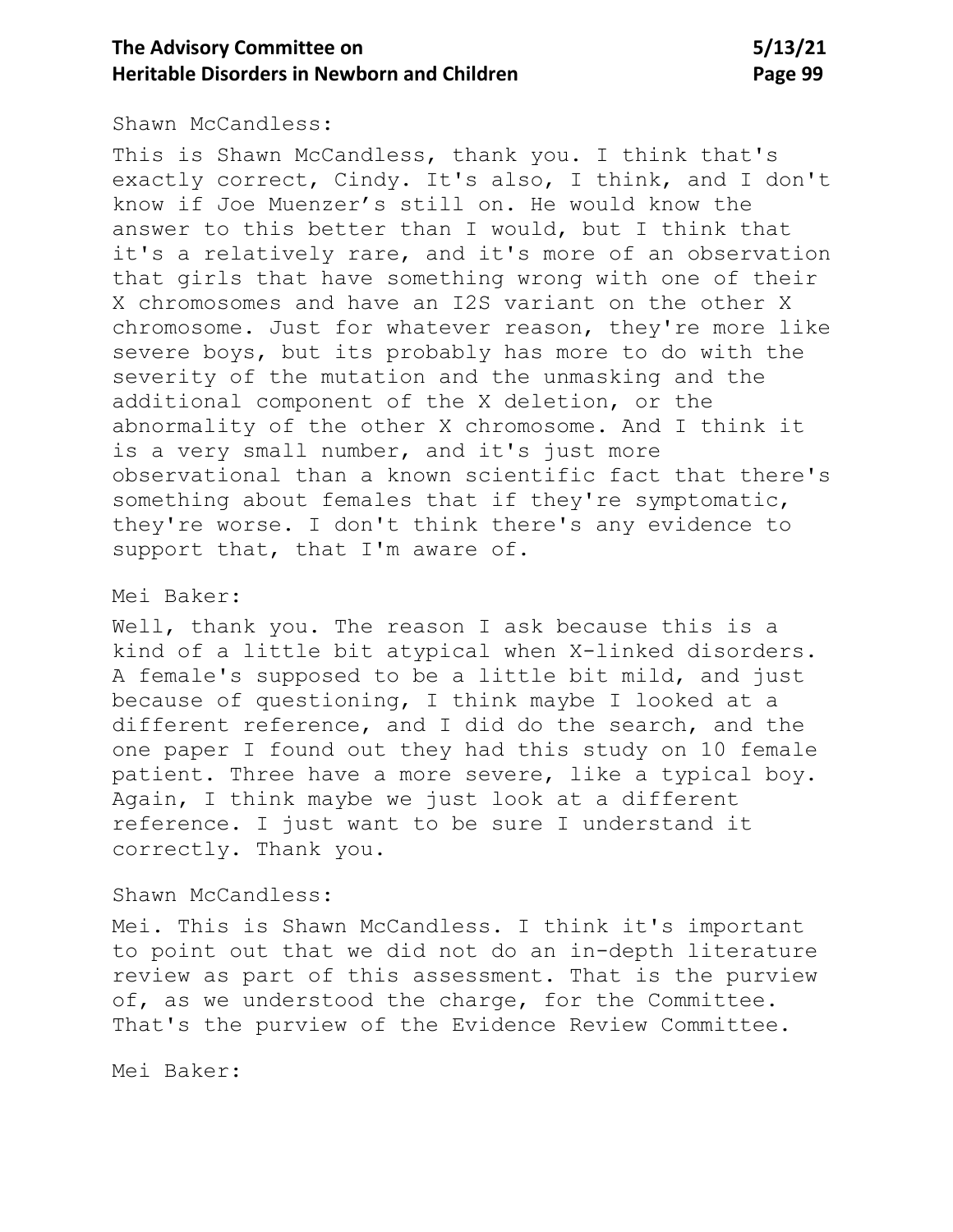Shawn McCandless:

This is Shawn McCandless, thank you. I think that's exactly correct, Cindy. It's also, I think, and I don't know if Joe Muenzer's still on. He would know the answer to this better than I would, but I think that it's a relatively rare, and it's more of an observation that girls that have something wrong with one of their X chromosomes and have an I2S variant on the other X chromosome. Just for whatever reason, they're more like severe boys, but its probably has more to do with the severity of the mutation and the unmasking and the additional component of the X deletion, or the abnormality of the other X chromosome. And I think it is a very small number, and it's just more observational than a known scientific fact that there's something about females that if they're symptomatic, they're worse. I don't think there's any evidence to support that, that I'm aware of.

Mei Baker:

Well, thank you. The reason I ask because this is a kind of a little bit atypical when X-linked disorders. A female's supposed to be a little bit mild, and just because of questioning, I think maybe I looked at a different reference, and I did do the search, and the one paper I found out they had this study on 10 female patient. Three have a more severe, like a typical boy. Again, I think maybe we just look at a different reference. I just want to be sure I understand it correctly. Thank you.

Shawn McCandless:

Mei. This is Shawn McCandless. I think it's important to point out that we did not do an in-depth literature review as part of this assessment. That is the purview of, as we understood the charge, for the Committee. That's the purview of the Evidence Review Committee.

Mei Baker: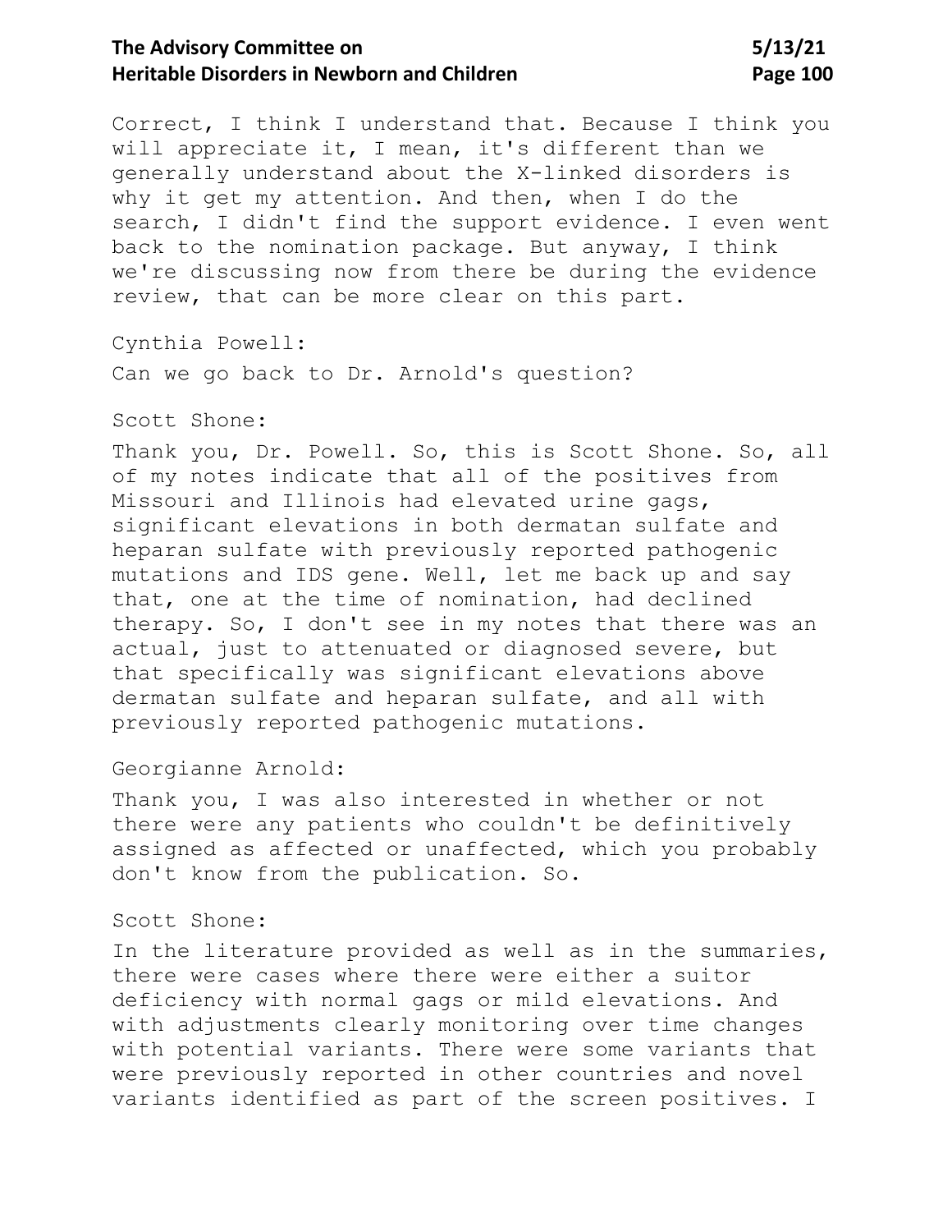Correct, I think I understand that. Because I think you will appreciate it, I mean, it's different than we generally understand about the X-linked disorders is why it get my attention. And then, when I do the search, I didn't find the support evidence. I even went back to the nomination package. But anyway, I think we're discussing now from there be during the evidence review, that can be more clear on this part.

Cynthia Powell:

Can we go back to Dr. Arnold's question?

Scott Shone:

Thank you, Dr. Powell. So, this is Scott Shone. So, all of my notes indicate that all of the positives from Missouri and Illinois had elevated urine gags, significant elevations in both dermatan sulfate and heparan sulfate with previously reported pathogenic mutations and IDS gene. Well, let me back up and say that, one at the time of nomination, had declined therapy. So, I don't see in my notes that there was an actual, just to attenuated or diagnosed severe, but that specifically was significant elevations above dermatan sulfate and heparan sulfate, and all with previously reported pathogenic mutations.

Georgianne Arnold:

Thank you, I was also interested in whether or not there were any patients who couldn't be definitively assigned as affected or unaffected, which you probably don't know from the publication. So.

Scott Shone:

In the literature provided as well as in the summaries, there were cases where there were either a suitor deficiency with normal gags or mild elevations. And with adjustments clearly monitoring over time changes with potential variants. There were some variants that were previously reported in other countries and novel variants identified as part of the screen positives. I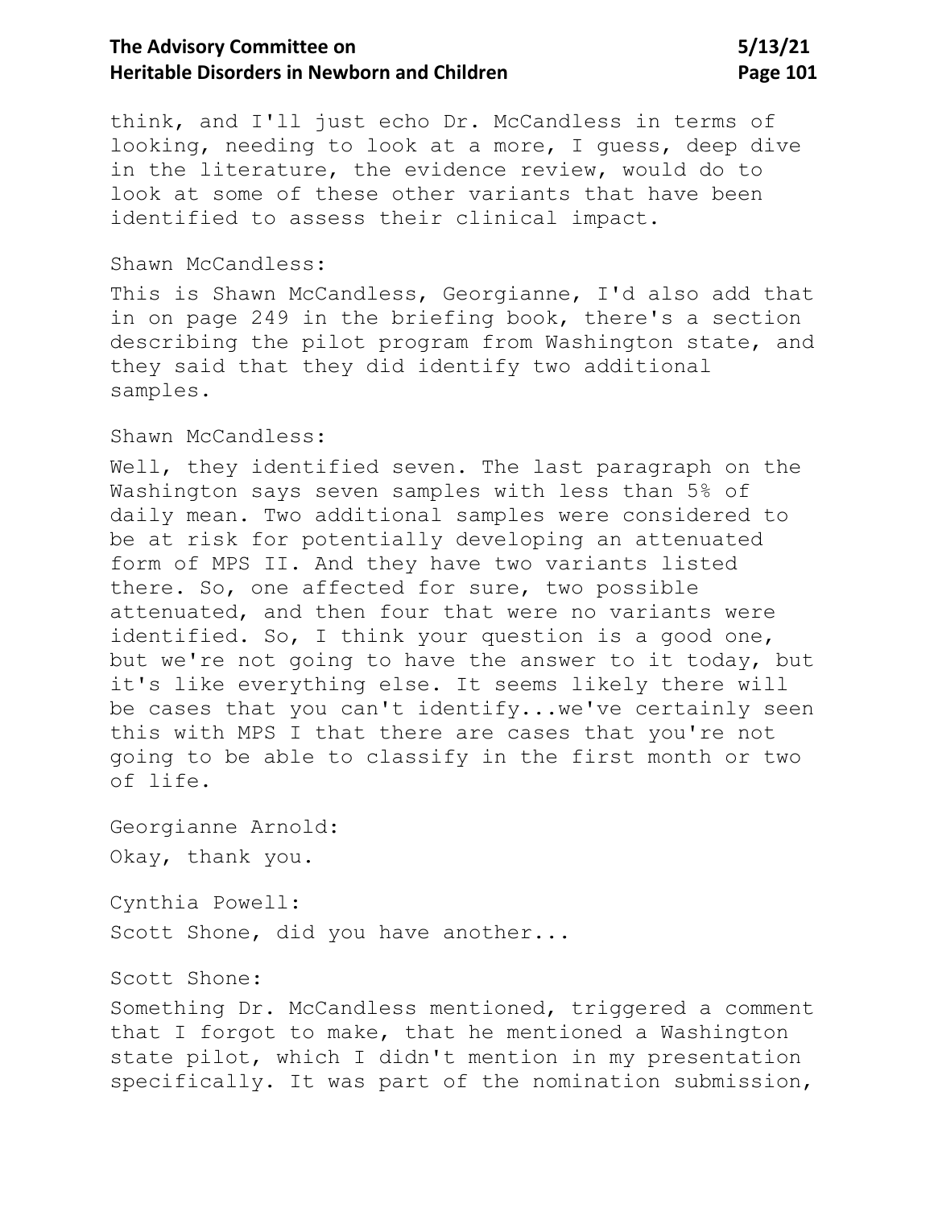think, and I'll just echo Dr. McCandless in terms of looking, needing to look at a more, I guess, deep dive in the literature, the evidence review, would do to look at some of these other variants that have been identified to assess their clinical impact.

Shawn McCandless:

This is Shawn McCandless, Georgianne, I'd also add that in on page 249 in the briefing book, there's a section describing the pilot program from Washington state, and they said that they did identify two additional samples.

Shawn McCandless:

Well, they identified seven. The last paragraph on the Washington says seven samples with less than 5% of daily mean. Two additional samples were considered to be at risk for potentially developing an attenuated form of MPS II. And they have two variants listed there. So, one affected for sure, two possible attenuated, and then four that were no variants were identified. So, I think your question is a good one, but we're not going to have the answer to it today, but it's like everything else. It seems likely there will be cases that you can't identify...we've certainly seen this with MPS I that there are cases that you're not going to be able to classify in the first month or two of life.

Georgianne Arnold:

Okay, thank you.

Cynthia Powell:

Scott Shone, did you have another...

Scott Shone:

Something Dr. McCandless mentioned, triggered a comment that I forgot to make, that he mentioned a Washington state pilot, which I didn't mention in my presentation specifically. It was part of the nomination submission,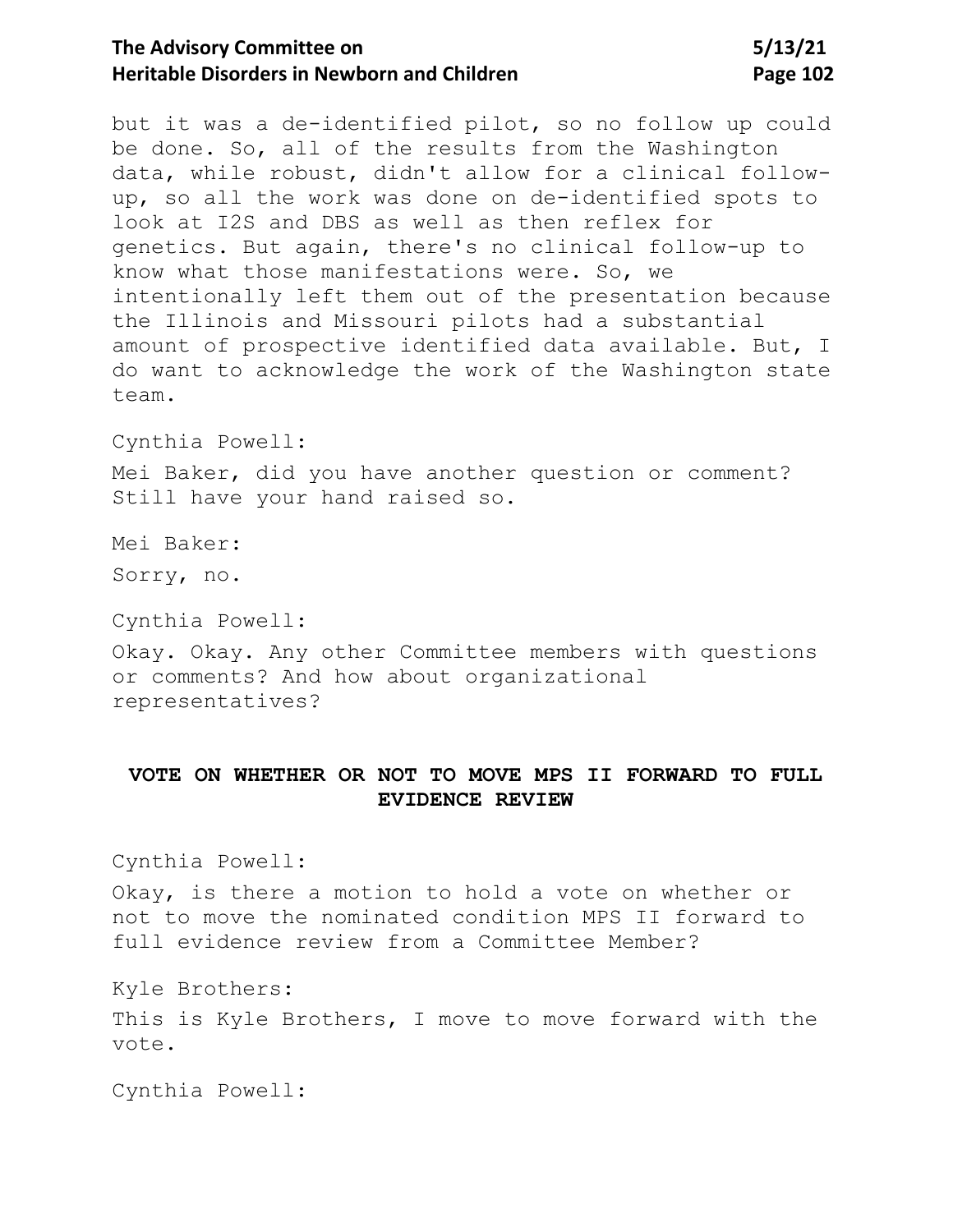but it was a de-identified pilot, so no follow up could be done. So, all of the results from the Washington data, while robust, didn't allow for a clinical follow-up, so all the work was done on de-identified spots to look at I2S and DBS as well as then reflex for genetics. But again, there's no clinical follow-up to know what those manifestations were. So, we intentionally left them out of the presentation because the Illinois and Missouri pilots had a substantial amount of prospective identified data available. But, I do want to acknowledge the work of the Washington state team.

Cynthia Powell:

Mei Baker, did you have another question or comment? Still have your hand raised so.

Mei Baker:

Sorry, no.

Cynthia Powell:

Okay. Okay. Any other Committee members with questions or comments? And how about organizational representatives?

## VOTE ON WHETHER OR NOT TO MOVE MPS II FORWARD TO FULL EVIDENCE REVIEW

Cynthia Powell:

Okay, is there a motion to hold a vote on whether or not to move the nominated condition MPS II forward to full evidence review from a Committee Member?

Kyle Brothers:

This is Kyle Brothers, I move to move forward with the vote.

Cynthia Powell: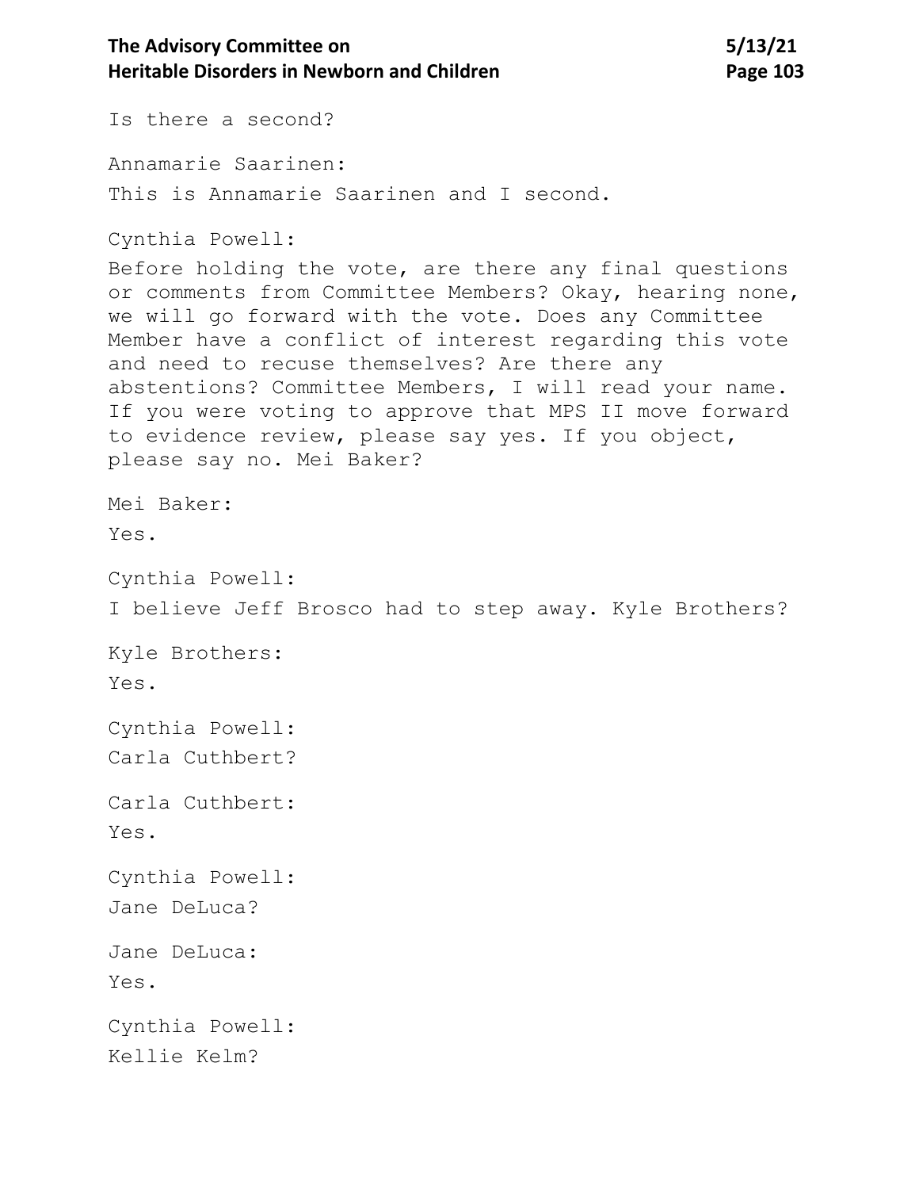Is there a second?

Annamarie Saarinen:

This is Annamarie Saarinen and I second.

Cynthia Powell:

Before holding the vote, are there any final questions or comments from Committee Members? Okay, hearing none, we will go forward with the vote. Does any Committee Member have a conflict of interest regarding this vote and need to recuse themselves? Are there any abstentions? Committee Members, I will read your name. If you were voting to approve that MPS II move forward to evidence review, please say yes. If you object, please say no. Mei Baker?

Mei Baker:

Yes.

Cynthia Powell:

I believe Jeff Brosco had to step away. Kyle Brothers?

Kyle Brothers:

Yes.

Cynthia Powell:

Carla Cuthbert?

Carla Cuthbert:

Yes.

Cynthia Powell:

Jane DeLuca?

Jane DeLuca:

Yes.

Cynthia Powell:

Kellie Kelm?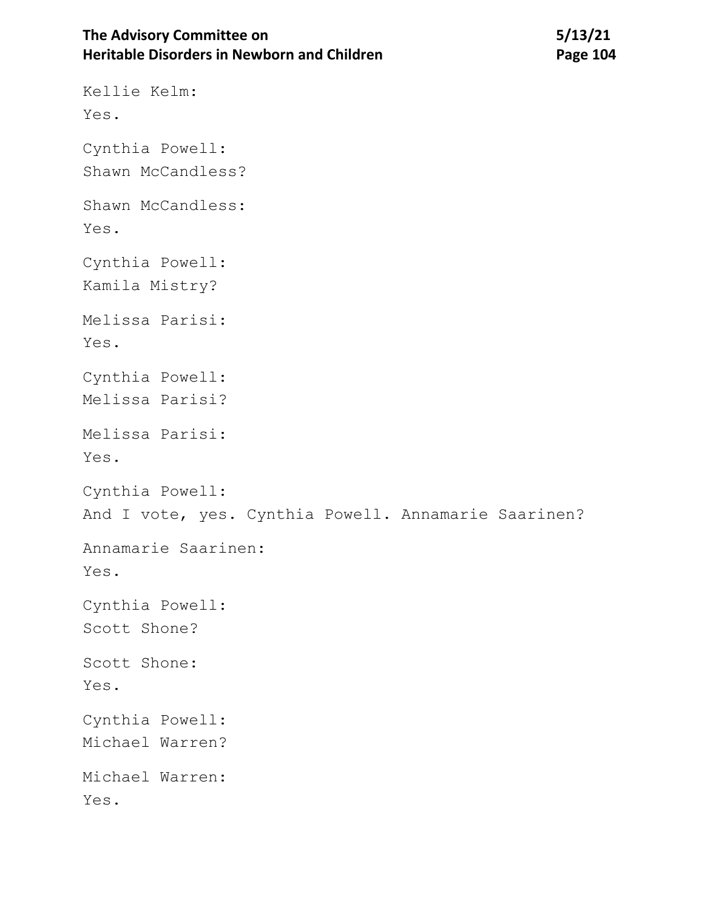Kellie Kelm:
Yes.

Cynthia Powell:
Shawn McCandless?

Shawn McCandless:
Yes.

Cynthia Powell:
Kamila Mistry?

Melissa Parisi:
Yes.

Cynthia Powell:
Melissa Parisi?

Melissa Parisi:
Yes.

Cynthia Powell:
And I vote, yes. Cynthia Powell. Annamarie Saarinen?

Annamarie Saarinen:
Yes.

Cynthia Powell:
Scott Shone?

Scott Shone:
Yes.

Cynthia Powell:
Michael Warren?

Michael Warren:
Yes.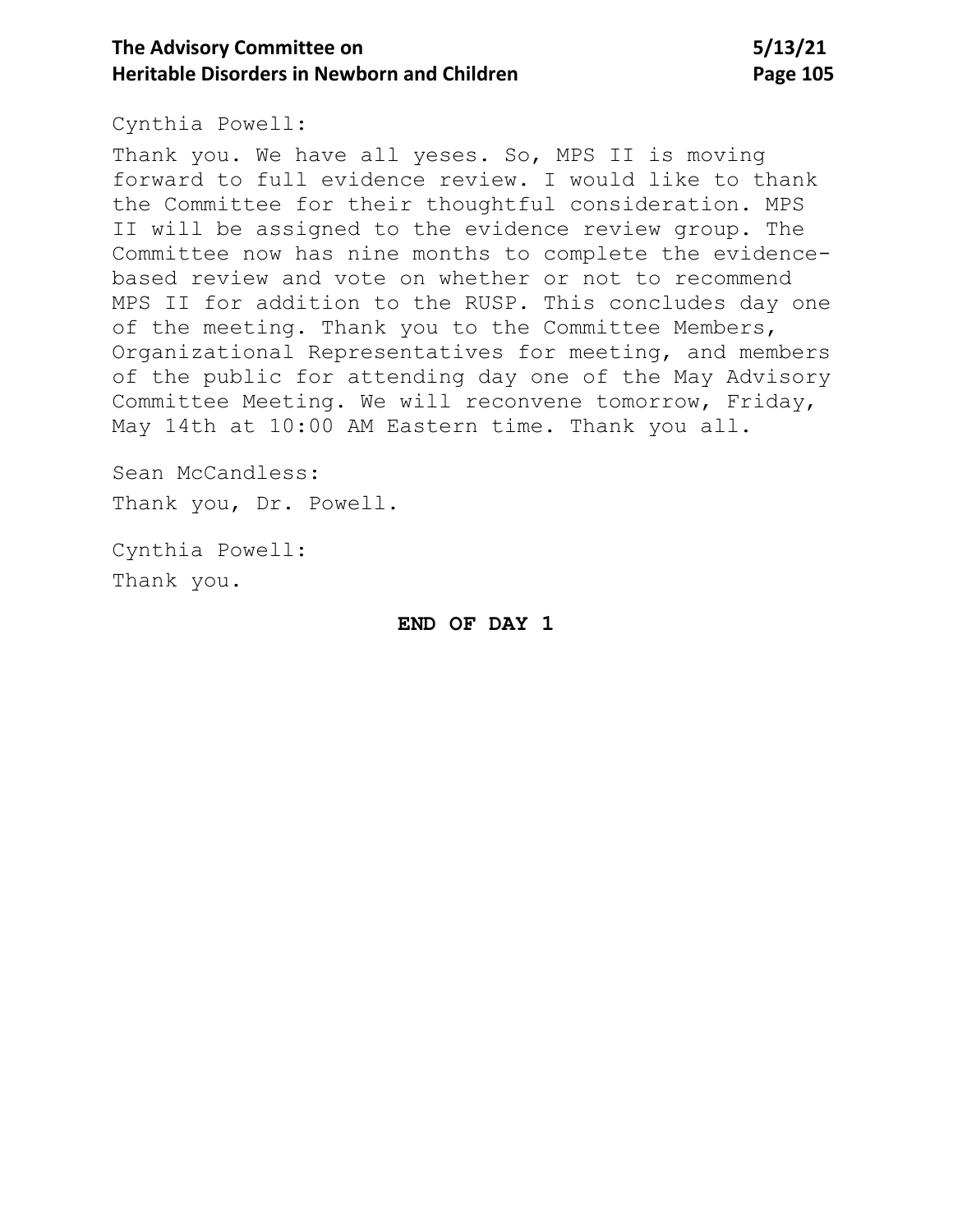Cynthia Powell:

Thank you. We have all yeses. So, MPS II is moving forward to full evidence review. I would like to thank the Committee for their thoughtful consideration. MPS II will be assigned to the evidence review group. The Committee now has nine months to complete the evidence-based review and vote on whether or not to recommend MPS II for addition to the RUSP. This concludes day one of the meeting. Thank you to the Committee Members, Organizational Representatives for meeting, and members of the public for attending day one of the May Advisory Committee Meeting. We will reconvene tomorrow, Friday, May 14th at 10:00 AM Eastern time. Thank you all.

Sean McCandless:

Thank you, Dr. Powell.

Cynthia Powell:

Thank you.

**END OF DAY 1**